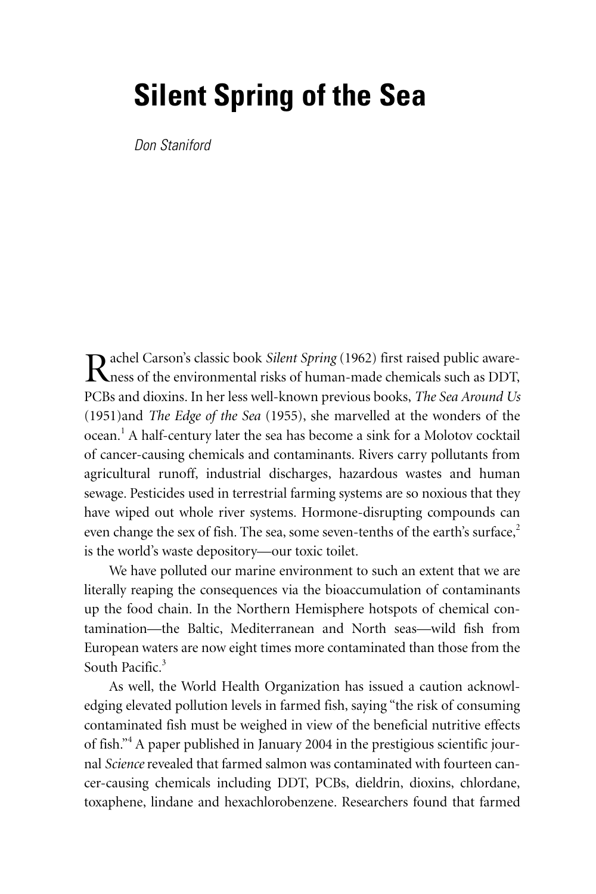# Silent Spring of the Sea

*Don Staniford*

Rachel Carson's classic book *Silent Spring* (1962) first raised public awareness of the environmental risks of human-made chemicals such as DDT, PCBs and dioxins. In her less well-known previous books, *The Sea Around Us* (1951)and *The Edge of the Sea* (1955), she marvelled at the wonders of the ocean.[1] A half-century later the sea has become a sink for a Molotov cocktail of cancer-causing chemicals and contaminants. Rivers carry pollutants from agricultural runoff, industrial discharges, hazardous wastes and human sewage. Pesticides used in terrestrial farming systems are so noxious that they have wiped out whole river systems. Hormone-disrupting compounds can even change the sex of fish. The sea, some seven-tenths of the earth's surface,[2] is the world's waste depository—our toxic toilet.

We have polluted our marine environment to such an extent that we are literally reaping the consequences via the bioaccumulation of contaminants up the food chain. In the Northern Hemisphere hotspots of chemical contamination—the Baltic, Mediterranean and North seas—wild fish from European waters are now eight times more contaminated than those from the South Pacific.[3]

As well, the World Health Organization has issued a caution acknowledging elevated pollution levels in farmed fish, saying "the risk of consuming contaminated fish must be weighed in view of the beneficial nutritive effects of fish."[4] A paper published in January 2004 in the prestigious scientific journal *Science* revealed that farmed salmon was contaminated with fourteen cancer-causing chemicals including DDT, PCBs, dieldrin, dioxins, chlordane, toxaphene, lindane and hexachlorobenzene. Researchers found that farmed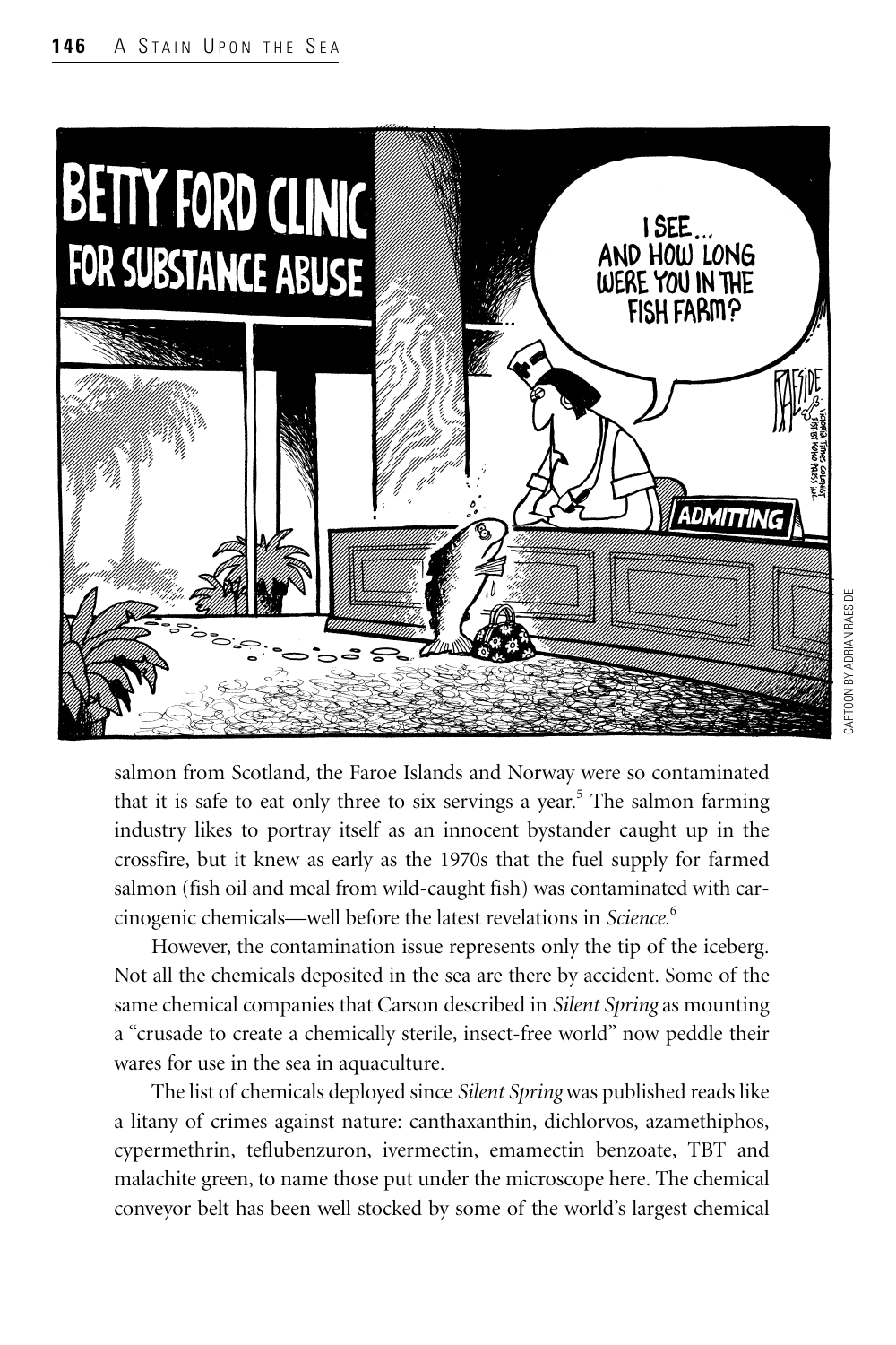CARTOON BY ADRIAN RAESIDE

salmon from Scotland, the Faroe Islands and Norway were so contaminated that it is safe to eat only three to six servings a year.[5] The salmon farming industry likes to portray itself as an innocent bystander caught up in the crossfire, but it knew as early as the 1970s that the fuel supply for farmed salmon (fish oil and meal from wild-caught fish) was contaminated with carcinogenic chemicals—well before the latest revelations in *Science*.[6]

However, the contamination issue represents only the tip of the iceberg. Not all the chemicals deposited in the sea are there by accident. Some of the same chemical companies that Carson described in *Silent Spring* as mounting a "crusade to create a chemically sterile, insect-free world" now peddle their wares for use in the sea in aquaculture.

The list of chemicals deployed since *Silent Spring* was published reads like a litany of crimes against nature: canthaxanthin, dichlorvos, azamethiphos, cypermethrin, teflubenzuron, ivermectin, emamectin benzoate, TBT and malachite green, to name those put under the microscope here. The chemical conveyor belt has been well stocked by some of the world's largest chemical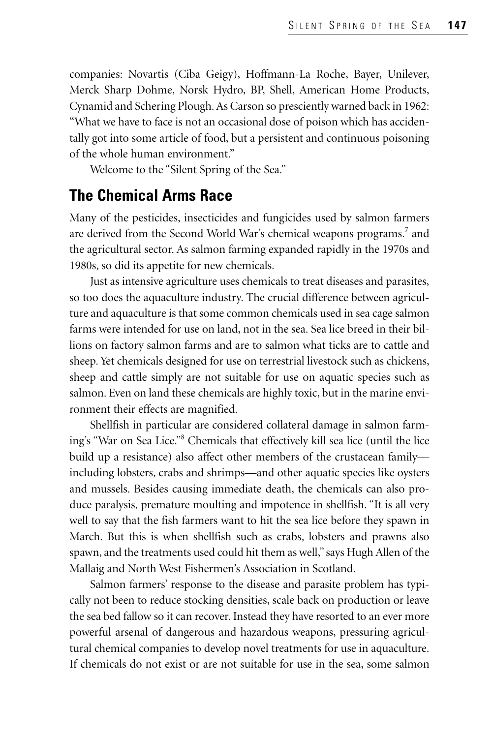companies: Novartis (Ciba Geigy), Hoffmann-La Roche, Bayer, Unilever, Merck Sharp Dohme, Norsk Hydro, BP, Shell, American Home Products, Cynamid and Schering Plough. As Carson so presciently warned back in 1962: "What we have to face is not an occasional dose of poison which has accidentally got into some article of food, but a persistent and continuous poisoning of the whole human environment."

Welcome to the "Silent Spring of the Sea."

## The Chemical Arms Race

Many of the pesticides, insecticides and fungicides used by salmon farmers are derived from the Second World War's chemical weapons programs.[7] and the agricultural sector. As salmon farming expanded rapidly in the 1970s and 1980s, so did its appetite for new chemicals.

Just as intensive agriculture uses chemicals to treat diseases and parasites, so too does the aquaculture industry. The crucial difference between agriculture and aquaculture is that some common chemicals used in sea cage salmon farms were intended for use on land, not in the sea. Sea lice breed in their billions on factory salmon farms and are to salmon what ticks are to cattle and sheep. Yet chemicals designed for use on terrestrial livestock such as chickens, sheep and cattle simply are not suitable for use on aquatic species such as salmon. Even on land these chemicals are highly toxic, but in the marine environment their effects are magnified.

Shellfish in particular are considered collateral damage in salmon farming's "War on Sea Lice."[8] Chemicals that effectively kill sea lice (until the lice build up a resistance) also affect other members of the crustacean family—including lobsters, crabs and shrimps—and other aquatic species like oysters and mussels. Besides causing immediate death, the chemicals can also produce paralysis, premature moulting and impotence in shellfish. "It is all very well to say that the fish farmers want to hit the sea lice before they spawn in March. But this is when shellfish such as crabs, lobsters and prawns also spawn, and the treatments used could hit them as well," says Hugh Allen of the Mallaig and North West Fishermen's Association in Scotland.

Salmon farmers' response to the disease and parasite problem has typically not been to reduce stocking densities, scale back on production or leave the sea bed fallow so it can recover. Instead they have resorted to an ever more powerful arsenal of dangerous and hazardous weapons, pressuring agricultural chemical companies to develop novel treatments for use in aquaculture. If chemicals do not exist or are not suitable for use in the sea, some salmon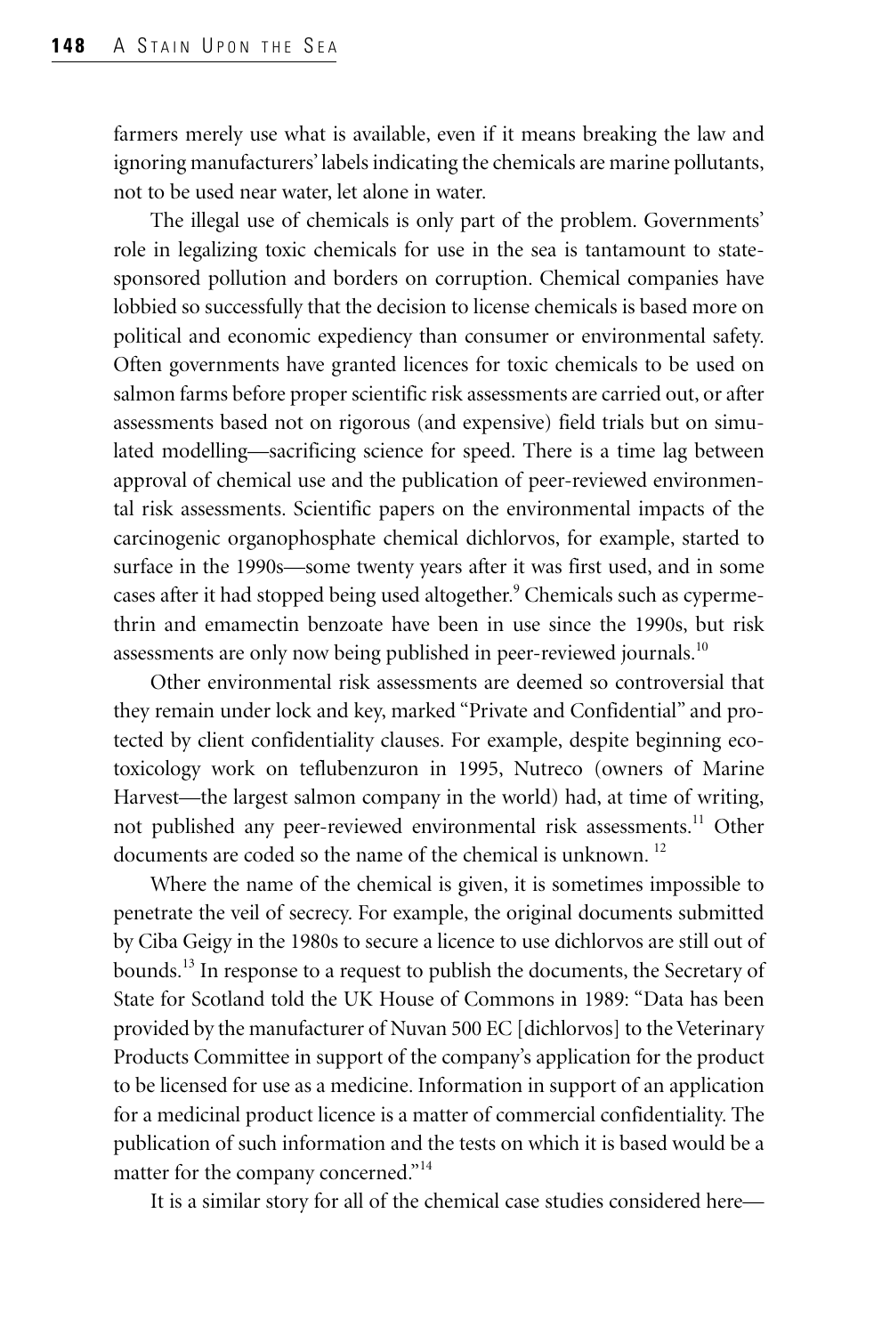farmers merely use what is available, even if it means breaking the law and ignoring manufacturers' labels indicating the chemicals are marine pollutants, not to be used near water, let alone in water.

The illegal use of chemicals is only part of the problem. Governments' role in legalizing toxic chemicals for use in the sea is tantamount to state-sponsored pollution and borders on corruption. Chemical companies have lobbied so successfully that the decision to license chemicals is based more on political and economic expediency than consumer or environmental safety. Often governments have granted licences for toxic chemicals to be used on salmon farms before proper scientific risk assessments are carried out, or after assessments based not on rigorous (and expensive) field trials but on simulated modelling—sacrificing science for speed. There is a time lag between approval of chemical use and the publication of peer-reviewed environmental risk assessments. Scientific papers on the environmental impacts of the carcinogenic organophosphate chemical dichlorvos, for example, started to surface in the 1990s—some twenty years after it was first used, and in some cases after it had stopped being used altogether.[9] Chemicals such as cypermethrin and emamectin benzoate have been in use since the 1990s, but risk assessments are only now being published in peer-reviewed journals.[10]

Other environmental risk assessments are deemed so controversial that they remain under lock and key, marked "Private and Confidential" and protected by client confidentiality clauses. For example, despite beginning ecotoxicology work on teflubenzuron in 1995, Nutreco (owners of Marine Harvest—the largest salmon company in the world) had, at time of writing, not published any peer-reviewed environmental risk assessments.[11] Other documents are coded so the name of the chemical is unknown.[12]

Where the name of the chemical is given, it is sometimes impossible to penetrate the veil of secrecy. For example, the original documents submitted by Ciba Geigy in the 1980s to secure a licence to use dichlorvos are still out of bounds.[13] In response to a request to publish the documents, the Secretary of State for Scotland told the UK House of Commons in 1989: "Data has been provided by the manufacturer of Nuvan 500 EC [dichlorvos] to the Veterinary Products Committee in support of the company's application for the product to be licensed for use as a medicine. Information in support of an application for a medicinal product licence is a matter of commercial confidentiality. The publication of such information and the tests on which it is based would be a matter for the company concerned."[14]

It is a similar story for all of the chemical case studies considered here—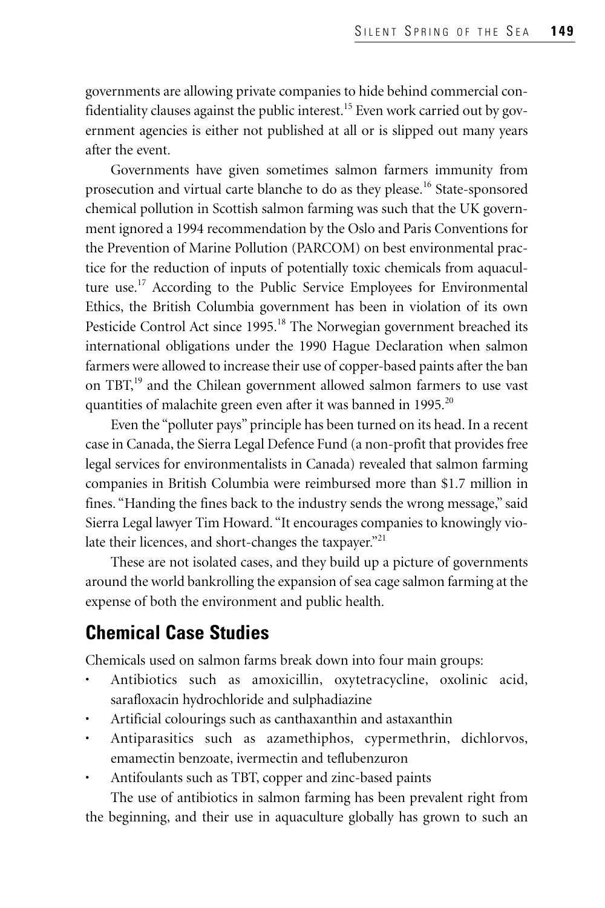governments are allowing private companies to hide behind commercial confidentiality clauses against the public interest.[15] Even work carried out by government agencies is either not published at all or is slipped out many years after the event.

Governments have given sometimes salmon farmers immunity from prosecution and virtual carte blanche to do as they please.[16] State-sponsored chemical pollution in Scottish salmon farming was such that the UK government ignored a 1994 recommendation by the Oslo and Paris Conventions for the Prevention of Marine Pollution (PARCOM) on best environmental practice for the reduction of inputs of potentially toxic chemicals from aquaculture use.[17] According to the Public Service Employees for Environmental Ethics, the British Columbia government has been in violation of its own Pesticide Control Act since 1995.[18] The Norwegian government breached its international obligations under the 1990 Hague Declaration when salmon farmers were allowed to increase their use of copper-based paints after the ban on TBT,[19] and the Chilean government allowed salmon farmers to use vast quantities of malachite green even after it was banned in 1995.[20]

Even the "polluter pays" principle has been turned on its head. In a recent case in Canada, the Sierra Legal Defence Fund (a non-profit that provides free legal services for environmentalists in Canada) revealed that salmon farming companies in British Columbia were reimbursed more than $1.7 million in fines. "Handing the fines back to the industry sends the wrong message," said Sierra Legal lawyer Tim Howard. "It encourages companies to knowingly violate their licences, and short-changes the taxpayer."[21]

These are not isolated cases, and they build up a picture of governments around the world bankrolling the expansion of sea cage salmon farming at the expense of both the environment and public health.

## Chemical Case Studies

Chemicals used on salmon farms break down into four main groups:

- Antibiotics such as amoxicillin, oxytetracycline, oxolinic acid, sarafloxacin hydrochloride and sulphadiazine
- Artificial colourings such as canthaxanthin and astaxanthin
- Antiparasitics such as azamethiphos, cypermethrin, dichlorvos, emamectin benzoate, ivermectin and teflubenzuron
- Antifoulants such as TBT, copper and zinc-based paints

The use of antibiotics in salmon farming has been prevalent right from the beginning, and their use in aquaculture globally has grown to such an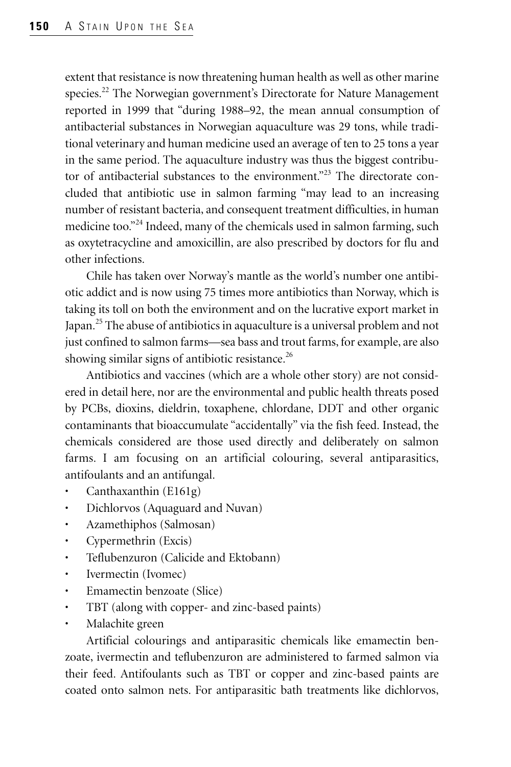extent that resistance is now threatening human health as well as other marine species.[22] The Norwegian government's Directorate for Nature Management reported in 1999 that "during 1988–92, the mean annual consumption of antibacterial substances in Norwegian aquaculture was 29 tons, while traditional veterinary and human medicine used an average of ten to 25 tons a year in the same period. The aquaculture industry was thus the biggest contributor of antibacterial substances to the environment."[23] The directorate concluded that antibiotic use in salmon farming "may lead to an increasing number of resistant bacteria, and consequent treatment difficulties, in human medicine too."[24] Indeed, many of the chemicals used in salmon farming, such as oxytetracycline and amoxicillin, are also prescribed by doctors for flu and other infections.

Chile has taken over Norway's mantle as the world's number one antibiotic addict and is now using 75 times more antibiotics than Norway, which is taking its toll on both the environment and on the lucrative export market in Japan.[25] The abuse of antibiotics in aquaculture is a universal problem and not just confined to salmon farms—sea bass and trout farms, for example, are also showing similar signs of antibiotic resistance.[26]

Antibiotics and vaccines (which are a whole other story) are not considered in detail here, nor are the environmental and public health threats posed by PCBs, dioxins, dieldrin, toxaphene, chlordane, DDT and other organic contaminants that bioaccumulate "accidentally" via the fish feed. Instead, the chemicals considered are those used directly and deliberately on salmon farms. I am focusing on an artificial colouring, several antiparasitics, antifoulants and an antifungal.

- Canthaxanthin (E161g)
- Dichlorvos (Aquaguard and Nuvan)
- Azamethiphos (Salmosan)
- Cypermethrin (Excis)
- Teflubenzuron (Calicide and Ektobann)
- Ivermectin (Ivomec)
- Emamectin benzoate (Slice)
- TBT (along with copper- and zinc-based paints)
- Malachite green

Artificial colourings and antiparasitic chemicals like emamectin benzoate, ivermectin and teflubenzuron are administered to farmed salmon via their feed. Antifoulants such as TBT or copper and zinc-based paints are coated onto salmon nets. For antiparasitic bath treatments like dichlorvos,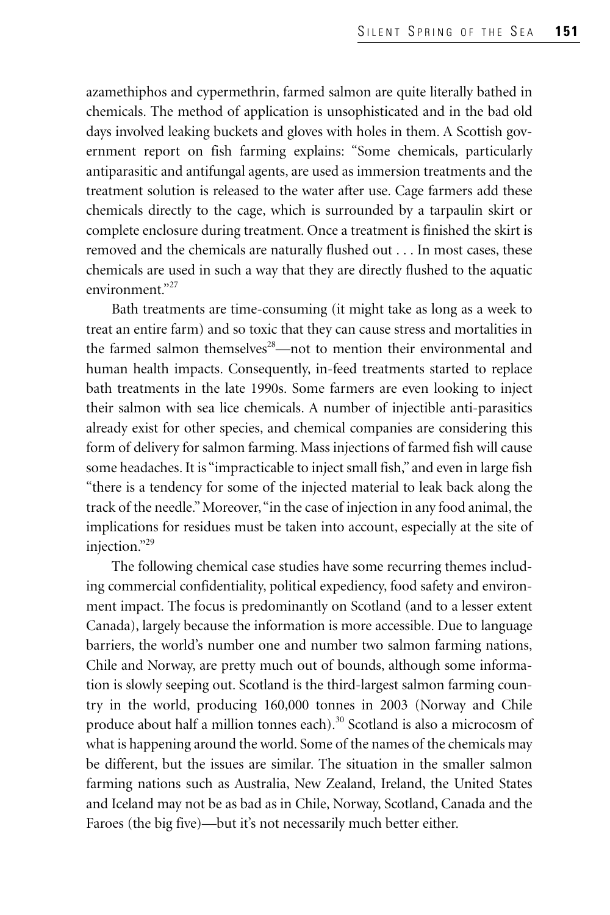azamethiphos and cypermethrin, farmed salmon are quite literally bathed in chemicals. The method of application is unsophisticated and in the bad old days involved leaking buckets and gloves with holes in them. A Scottish government report on fish farming explains: "Some chemicals, particularly antiparasitic and antifungal agents, are used as immersion treatments and the treatment solution is released to the water after use. Cage farmers add these chemicals directly to the cage, which is surrounded by a tarpaulin skirt or complete enclosure during treatment. Once a treatment is finished the skirt is removed and the chemicals are naturally flushed out . . . In most cases, these chemicals are used in such a way that they are directly flushed to the aquatic environment."[27]

Bath treatments are time-consuming (it might take as long as a week to treat an entire farm) and so toxic that they can cause stress and mortalities in the farmed salmon themselves[28]—not to mention their environmental and human health impacts. Consequently, in-feed treatments started to replace bath treatments in the late 1990s. Some farmers are even looking to inject their salmon with sea lice chemicals. A number of injectible anti-parasitics already exist for other species, and chemical companies are considering this form of delivery for salmon farming. Mass injections of farmed fish will cause some headaches. It is "impracticable to inject small fish," and even in large fish "there is a tendency for some of the injected material to leak back along the track of the needle." Moreover, "in the case of injection in any food animal, the implications for residues must be taken into account, especially at the site of injection."[29]

The following chemical case studies have some recurring themes including commercial confidentiality, political expediency, food safety and environment impact. The focus is predominantly on Scotland (and to a lesser extent Canada), largely because the information is more accessible. Due to language barriers, the world's number one and number two salmon farming nations, Chile and Norway, are pretty much out of bounds, although some information is slowly seeping out. Scotland is the third-largest salmon farming country in the world, producing 160,000 tonnes in 2003 (Norway and Chile produce about half a million tonnes each).[30] Scotland is also a microcosm of what is happening around the world. Some of the names of the chemicals may be different, but the issues are similar. The situation in the smaller salmon farming nations such as Australia, New Zealand, Ireland, the United States and Iceland may not be as bad as in Chile, Norway, Scotland, Canada and the Faroes (the big five)—but it's not necessarily much better either.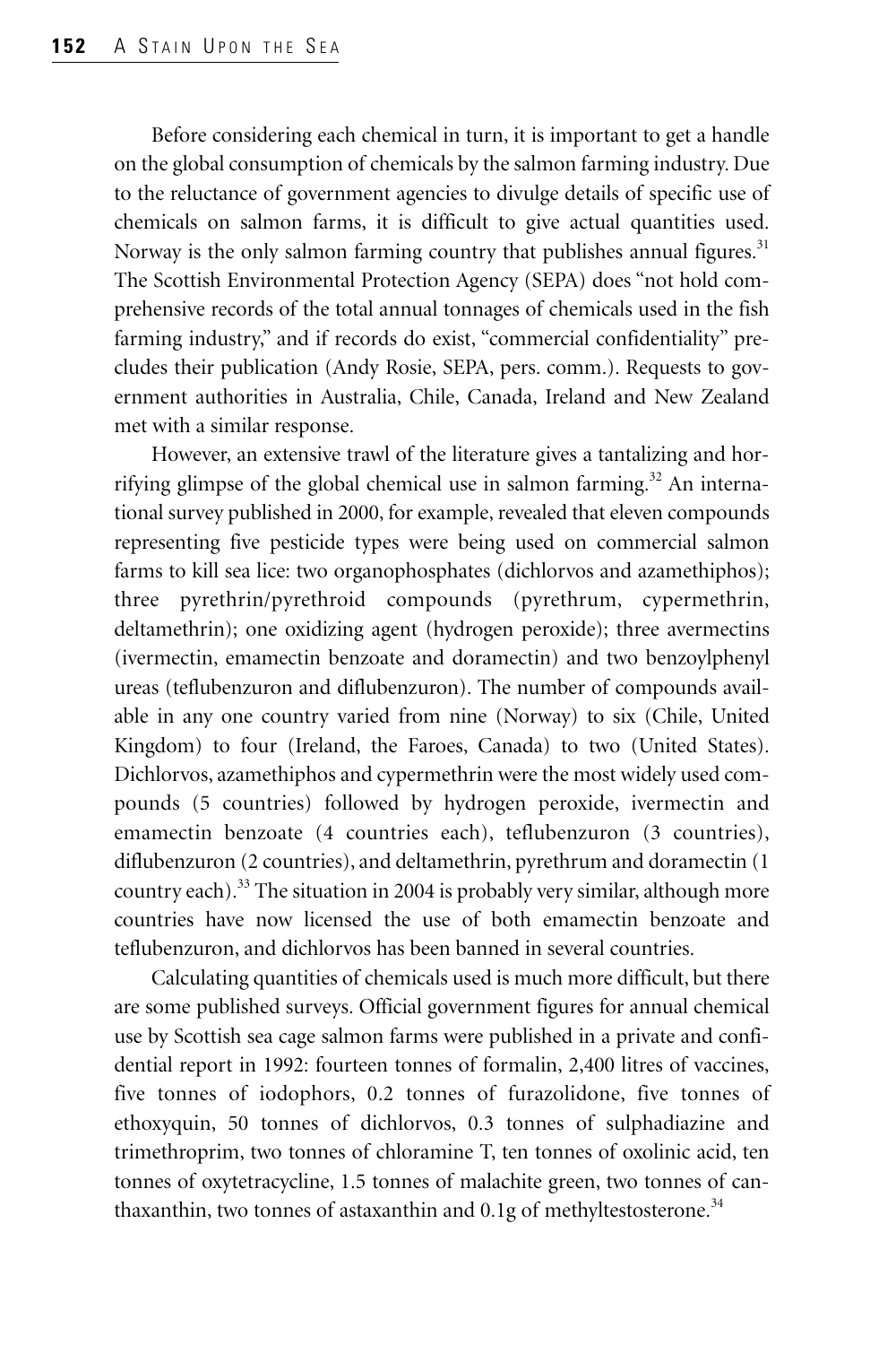Before considering each chemical in turn, it is important to get a handle on the global consumption of chemicals by the salmon farming industry. Due to the reluctance of government agencies to divulge details of specific use of chemicals on salmon farms, it is difficult to give actual quantities used. Norway is the only salmon farming country that publishes annual figures.[31] The Scottish Environmental Protection Agency (SEPA) does "not hold comprehensive records of the total annual tonnages of chemicals used in the fish farming industry," and if records do exist, "commercial confidentiality" precludes their publication (Andy Rosie, SEPA, pers. comm.). Requests to government authorities in Australia, Chile, Canada, Ireland and New Zealand met with a similar response.

However, an extensive trawl of the literature gives a tantalizing and horrifying glimpse of the global chemical use in salmon farming.[32] An international survey published in 2000, for example, revealed that eleven compounds representing five pesticide types were being used on commercial salmon farms to kill sea lice: two organophosphates (dichlorvos and azamethiphos); three pyrethrin/pyrethroid compounds (pyrethrum, cypermethrin, deltamethrin); one oxidizing agent (hydrogen peroxide); three avermectins (ivermectin, emamectin benzoate and doramectin) and two benzoylphenyl ureas (teflubenzuron and diflubenzuron). The number of compounds available in any one country varied from nine (Norway) to six (Chile, United Kingdom) to four (Ireland, the Faroes, Canada) to two (United States). Dichlorvos, azamethiphos and cypermethrin were the most widely used compounds (5 countries) followed by hydrogen peroxide, ivermectin and emamectin benzoate (4 countries each), teflubenzuron (3 countries), diflubenzuron (2 countries), and deltamethrin, pyrethrum and doramectin (1 country each).[33] The situation in 2004 is probably very similar, although more countries have now licensed the use of both emamectin benzoate and teflubenzuron, and dichlorvos has been banned in several countries.

Calculating quantities of chemicals used is much more difficult, but there are some published surveys. Official government figures for annual chemical use by Scottish sea cage salmon farms were published in a private and confidential report in 1992: fourteen tonnes of formalin, 2,400 litres of vaccines, five tonnes of iodophors, 0.2 tonnes of furazolidone, five tonnes of ethoxyquin, 50 tonnes of dichlorvos, 0.3 tonnes of sulphadiazine and trimethroprim, two tonnes of chloramine T, ten tonnes of oxolinic acid, ten tonnes of oxytetracycline, 1.5 tonnes of malachite green, two tonnes of canthaxanthin, two tonnes of astaxanthin and 0.1g of methyltestosterone.[34]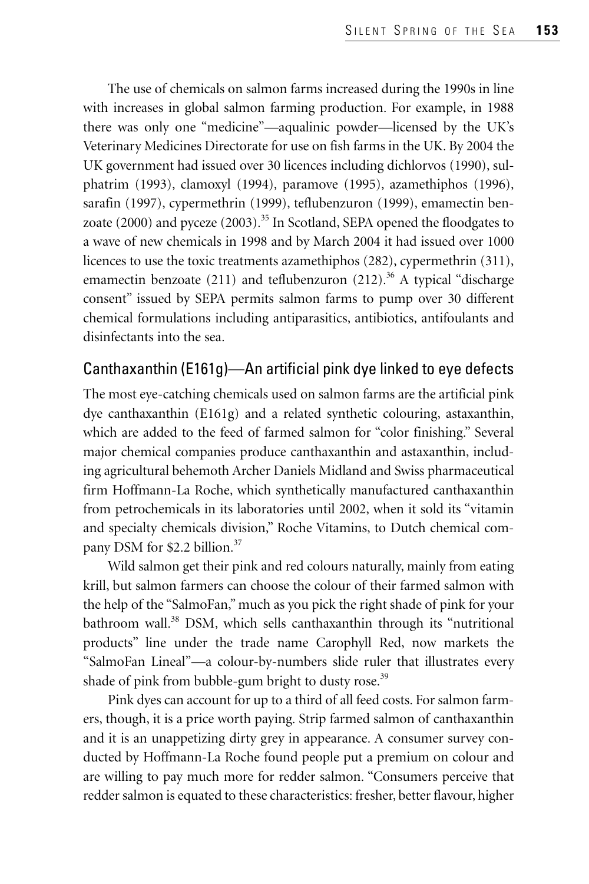The use of chemicals on salmon farms increased during the 1990s in line with increases in global salmon farming production. For example, in 1988 there was only one "medicine"—aqualinic powder—licensed by the UK's Veterinary Medicines Directorate for use on fish farms in the UK. By 2004 the UK government had issued over 30 licences including dichlorvos (1990), sulphatrim (1993), clamoxyl (1994), paramove (1995), azamethiphos (1996), sarafin (1997), cypermethrin (1999), teflubenzuron (1999), emamectin benzoate (2000) and pyceze (2003).[35] In Scotland, SEPA opened the floodgates to a wave of new chemicals in 1998 and by March 2004 it had issued over 1000 licences to use the toxic treatments azamethiphos (282), cypermethrin (311), emamectin benzoate (211) and teflubenzuron (212).[36] A typical "discharge consent" issued by SEPA permits salmon farms to pump over 30 different chemical formulations including antiparasitics, antibiotics, antifoulants and disinfectants into the sea.

## Canthaxanthin (E161g)—An artificial pink dye linked to eye defects

The most eye-catching chemicals used on salmon farms are the artificial pink dye canthaxanthin (E161g) and a related synthetic colouring, astaxanthin, which are added to the feed of farmed salmon for "color finishing." Several major chemical companies produce canthaxanthin and astaxanthin, including agricultural behemoth Archer Daniels Midland and Swiss pharmaceutical firm Hoffmann-La Roche, which synthetically manufactured canthaxanthin from petrochemicals in its laboratories until 2002, when it sold its "vitamin and specialty chemicals division," Roche Vitamins, to Dutch chemical company DSM for $2.2 billion.[37]

Wild salmon get their pink and red colours naturally, mainly from eating krill, but salmon farmers can choose the colour of their farmed salmon with the help of the "SalmoFan," much as you pick the right shade of pink for your bathroom wall.[38] DSM, which sells canthaxanthin through its "nutritional products" line under the trade name Carophyll Red, now markets the "SalmoFan Lineal"—a colour-by-numbers slide ruler that illustrates every shade of pink from bubble-gum bright to dusty rose.[39]

Pink dyes can account for up to a third of all feed costs. For salmon farmers, though, it is a price worth paying. Strip farmed salmon of canthaxanthin and it is an unappetizing dirty grey in appearance. A consumer survey conducted by Hoffmann-La Roche found people put a premium on colour and are willing to pay much more for redder salmon. "Consumers perceive that redder salmon is equated to these characteristics: fresher, better flavour, higher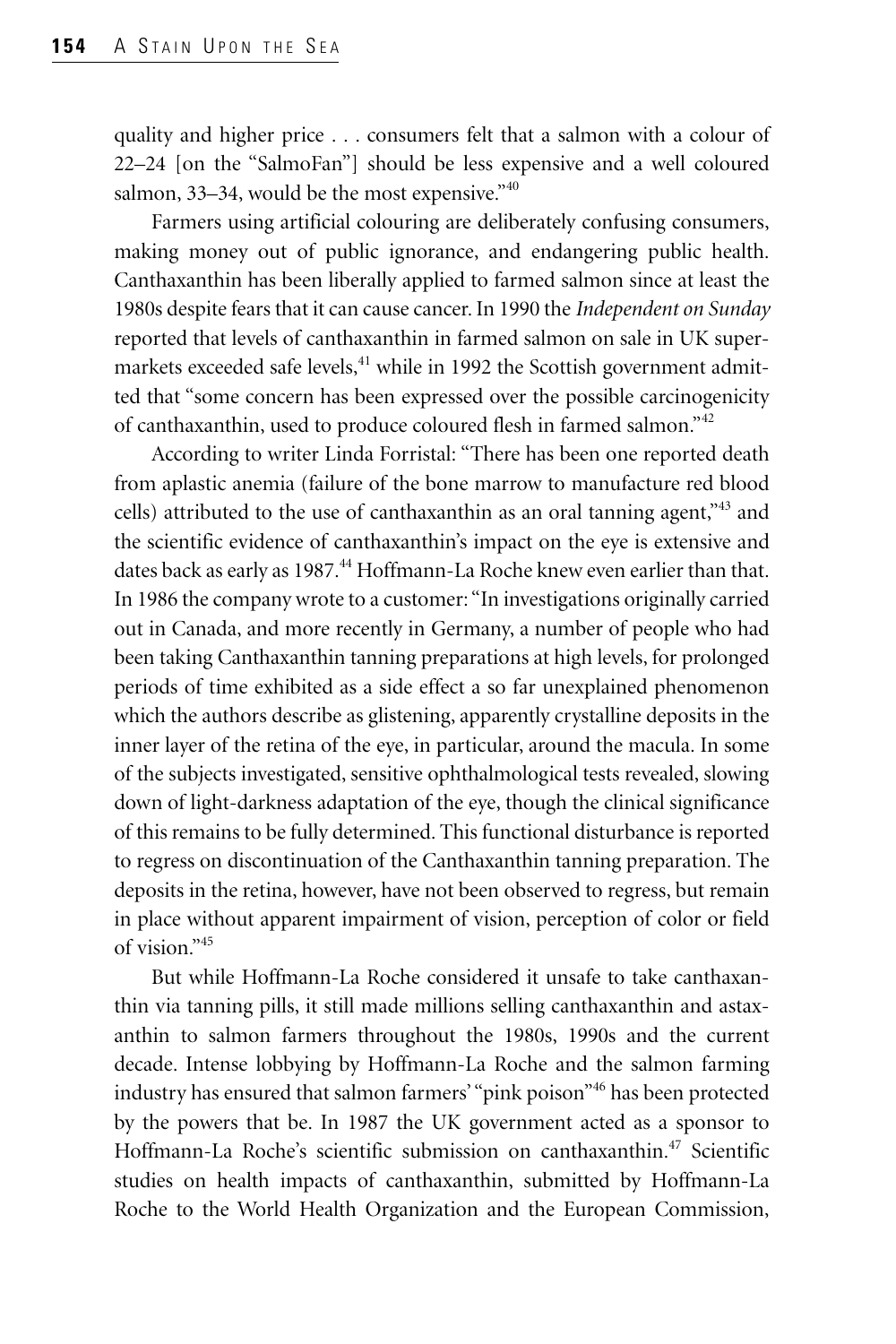quality and higher price . . . consumers felt that a salmon with a colour of 22–24 [on the "SalmoFan"] should be less expensive and a well coloured salmon, 33–34, would be the most expensive."[40]

Farmers using artificial colouring are deliberately confusing consumers, making money out of public ignorance, and endangering public health. Canthaxanthin has been liberally applied to farmed salmon since at least the 1980s despite fears that it can cause cancer. In 1990 the *Independent on Sunday* reported that levels of canthaxanthin in farmed salmon on sale in UK supermarkets exceeded safe levels,[41] while in 1992 the Scottish government admitted that "some concern has been expressed over the possible carcinogenicity of canthaxanthin, used to produce coloured flesh in farmed salmon."[42]

According to writer Linda Forristal: "There has been one reported death from aplastic anemia (failure of the bone marrow to manufacture red blood cells) attributed to the use of canthaxanthin as an oral tanning agent,"[43] and the scientific evidence of canthaxanthin's impact on the eye is extensive and dates back as early as 1987.[44] Hoffmann-La Roche knew even earlier than that. In 1986 the company wrote to a customer: "In investigations originally carried out in Canada, and more recently in Germany, a number of people who had been taking Canthaxanthin tanning preparations at high levels, for prolonged periods of time exhibited as a side effect a so far unexplained phenomenon which the authors describe as glistening, apparently crystalline deposits in the inner layer of the retina of the eye, in particular, around the macula. In some of the subjects investigated, sensitive ophthalmological tests revealed, slowing down of light-darkness adaptation of the eye, though the clinical significance of this remains to be fully determined. This functional disturbance is reported to regress on discontinuation of the Canthaxanthin tanning preparation. The deposits in the retina, however, have not been observed to regress, but remain in place without apparent impairment of vision, perception of color or field of vision."[45]

But while Hoffmann-La Roche considered it unsafe to take canthaxanthin via tanning pills, it still made millions selling canthaxanthin and astaxanthin to salmon farmers throughout the 1980s, 1990s and the current decade. Intense lobbying by Hoffmann-La Roche and the salmon farming industry has ensured that salmon farmers' "pink poison"[46] has been protected by the powers that be. In 1987 the UK government acted as a sponsor to Hoffmann-La Roche's scientific submission on canthaxanthin.[47] Scientific studies on health impacts of canthaxanthin, submitted by Hoffmann-La Roche to the World Health Organization and the European Commission,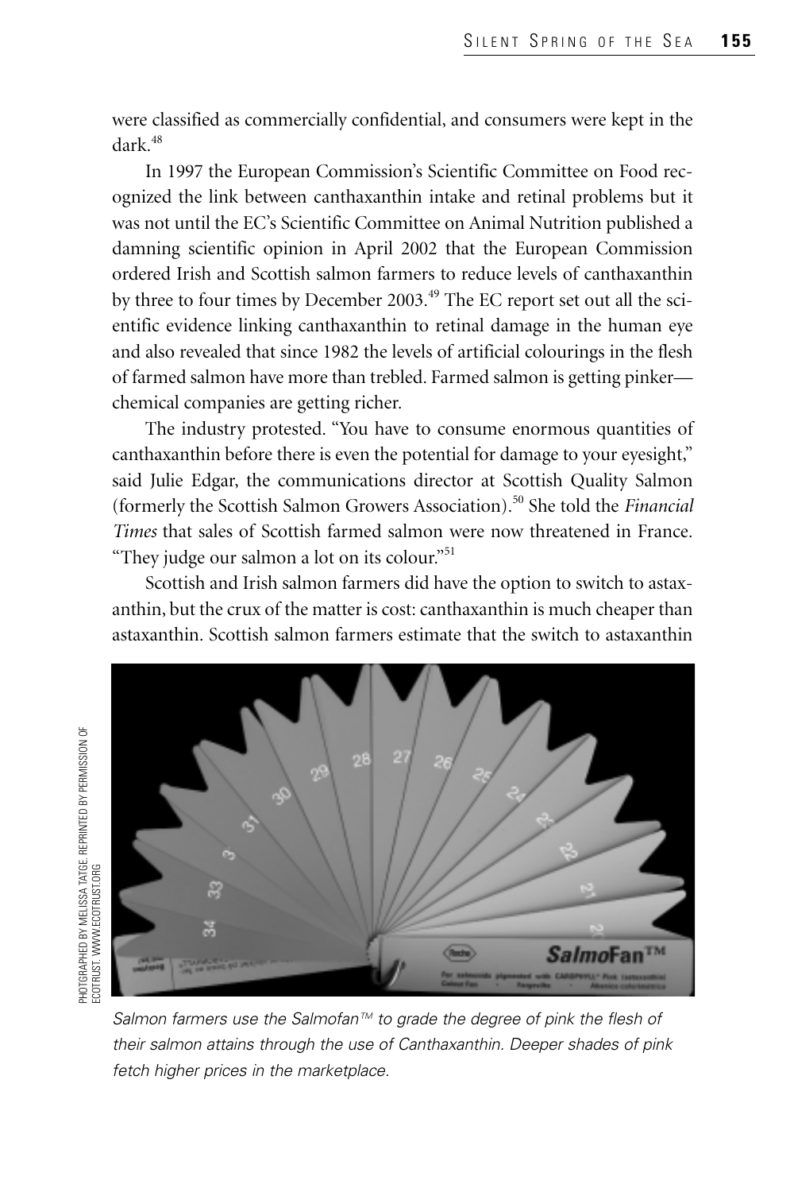were classified as commercially confidential, and consumers were kept in the dark.[48]

In 1997 the European Commission's Scientific Committee on Food recognized the link between canthaxanthin intake and retinal problems but it was not until the EC's Scientific Committee on Animal Nutrition published a damning scientific opinion in April 2002 that the European Commission ordered Irish and Scottish salmon farmers to reduce levels of canthaxanthin by three to four times by December 2003.[49] The EC report set out all the scientific evidence linking canthaxanthin to retinal damage in the human eye and also revealed that since 1982 the levels of artificial colourings in the flesh of farmed salmon have more than trebled. Farmed salmon is getting pinker—chemical companies are getting richer.

The industry protested. "You have to consume enormous quantities of canthaxanthin before there is even the potential for damage to your eyesight," said Julie Edgar, the communications director at Scottish Quality Salmon (formerly the Scottish Salmon Growers Association).[50] She told the *Financial Times* that sales of Scottish farmed salmon were now threatened in France. "They judge our salmon a lot on its colour."[51]

Scottish and Irish salmon farmers did have the option to switch to astaxanthin, but the crux of the matter is cost: canthaxanthin is much cheaper than astaxanthin. Scottish salmon farmers estimate that the switch to astaxanthin

PHOTOGRAPHED BY MELISSA TATGE. REPRINTED BY PERMISSION OF ECOTRUST. WWW.ECOTRUST.ORG

*Salmon farmers use the Salmofan™ to grade the degree of pink the flesh of their salmon attains through the use of Canthaxanthin. Deeper shades of pink fetch higher prices in the marketplace.*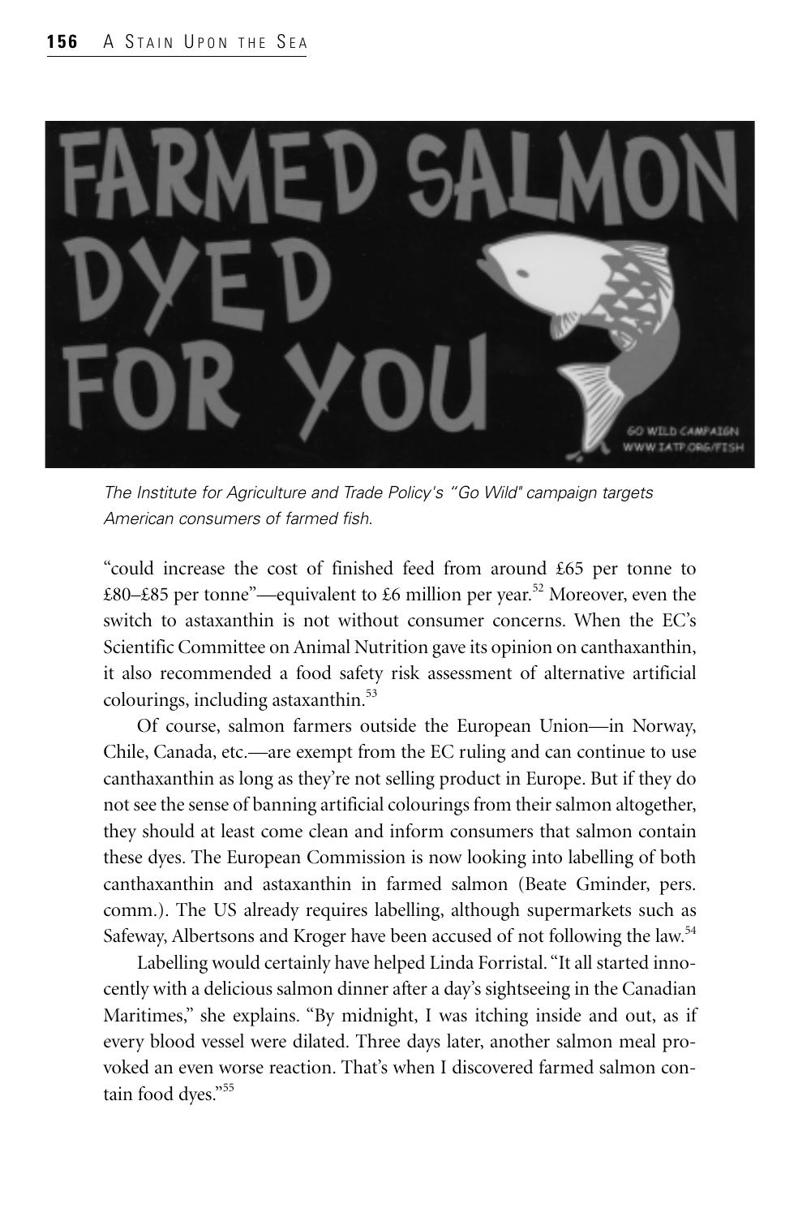*The Institute for Agriculture and Trade Policy's "Go Wild" campaign targets American consumers of farmed fish.*

"could increase the cost of finished feed from around £65 per tonne to £80–£85 per tonne"—equivalent to £6 million per year.[52] Moreover, even the switch to astaxanthin is not without consumer concerns. When the EC's Scientific Committee on Animal Nutrition gave its opinion on canthaxanthin, it also recommended a food safety risk assessment of alternative artificial colourings, including astaxanthin.[53]

Of course, salmon farmers outside the European Union—in Norway, Chile, Canada, etc.—are exempt from the EC ruling and can continue to use canthaxanthin as long as they're not selling product in Europe. But if they do not see the sense of banning artificial colourings from their salmon altogether, they should at least come clean and inform consumers that salmon contain these dyes. The European Commission is now looking into labelling of both canthaxanthin and astaxanthin in farmed salmon (Beate Gminder, pers. comm.). The US already requires labelling, although supermarkets such as Safeway, Albertsons and Kroger have been accused of not following the law.[54]

Labelling would certainly have helped Linda Forristal. "It all started innocently with a delicious salmon dinner after a day's sightseeing in the Canadian Maritimes," she explains. "By midnight, I was itching inside and out, as if every blood vessel were dilated. Three days later, another salmon meal provoked an even worse reaction. That's when I discovered farmed salmon contain food dyes."[55]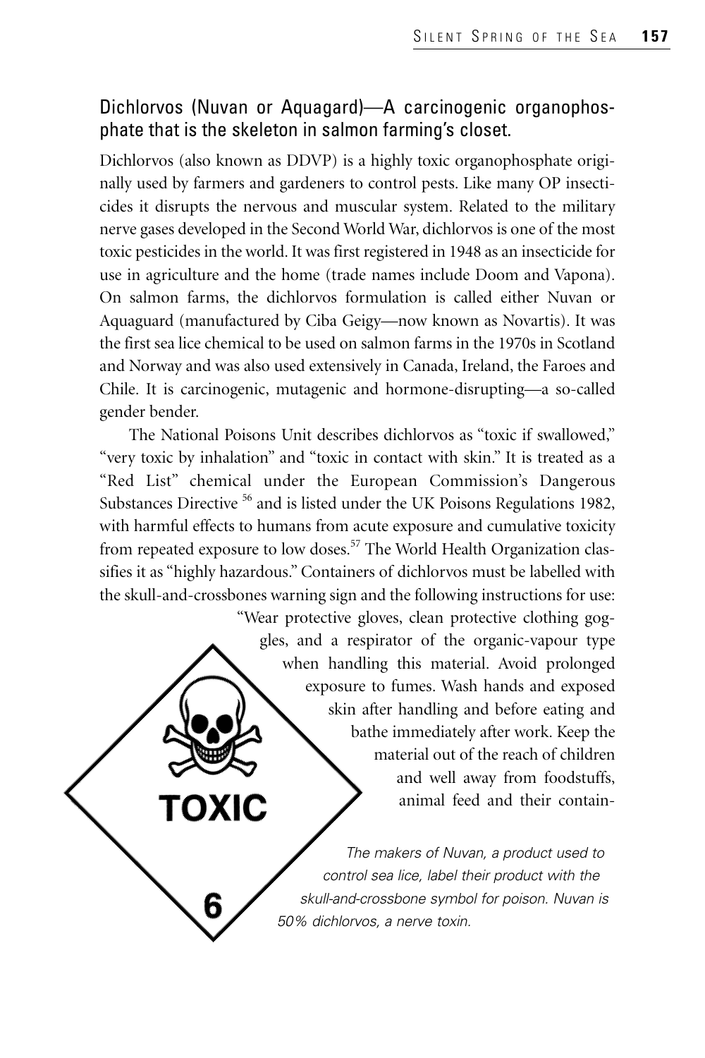### Dichlorvos (Nuvan or Aquagard)—A carcinogenic organophosphate that is the skeleton in salmon farming's closet.

Dichlorvos (also known as DDVP) is a highly toxic organophosphate originally used by farmers and gardeners to control pests. Like many OP insecticides it disrupts the nervous and muscular system. Related to the military nerve gases developed in the Second World War, dichlorvos is one of the most toxic pesticides in the world. It was first registered in 1948 as an insecticide for use in agriculture and the home (trade names include Doom and Vapona). On salmon farms, the dichlorvos formulation is called either Nuvan or Aquaguard (manufactured by Ciba Geigy—now known as Novartis). It was the first sea lice chemical to be used on salmon farms in the 1970s in Scotland and Norway and was also used extensively in Canada, Ireland, the Faroes and Chile. It is carcinogenic, mutagenic and hormone-disrupting—a so-called gender bender.

The National Poisons Unit describes dichlorvos as "toxic if swallowed," "very toxic by inhalation" and "toxic in contact with skin." It is treated as a "Red List" chemical under the European Commission's Dangerous Substances Directive [56] and is listed under the UK Poisons Regulations 1982, with harmful effects to humans from acute exposure and cumulative toxicity from repeated exposure to low doses.[57] The World Health Organization classifies it as "highly hazardous." Containers of dichlorvos must be labelled with the skull-and-crossbones warning sign and the following instructions for use: "Wear protective gloves, clean protective clothing goggles, and a respirator of the organic-vapour type when handling this material. Avoid prolonged exposure to fumes. Wash hands and exposed skin after handling and before eating and bathe immediately after work. Keep the material out of the reach of children and well away from foodstuffs, animal feed and their contain-

TOXIC

6

*The makers of Nuvan, a product used to control sea lice, label their product with the skull-and-crossbone symbol for poison. Nuvan is 50% dichlorvos, a nerve toxin.*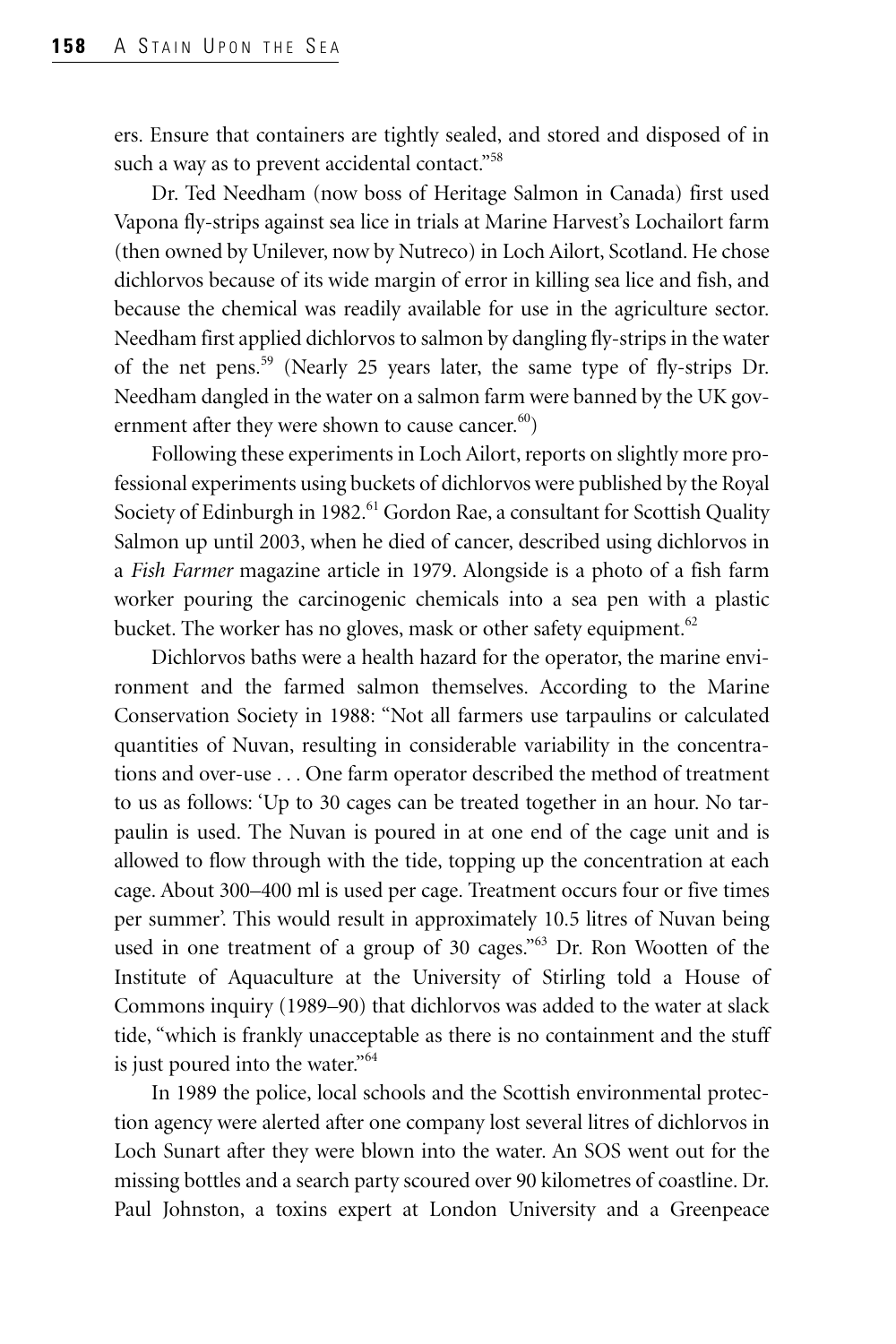ers. Ensure that containers are tightly sealed, and stored and disposed of in such a way as to prevent accidental contact."[58]

Dr. Ted Needham (now boss of Heritage Salmon in Canada) first used Vapona fly-strips against sea lice in trials at Marine Harvest's Lochailort farm (then owned by Unilever, now by Nutreco) in Loch Ailort, Scotland. He chose dichlorvos because of its wide margin of error in killing sea lice and fish, and because the chemical was readily available for use in the agriculture sector. Needham first applied dichlorvos to salmon by dangling fly-strips in the water of the net pens.[59] (Nearly 25 years later, the same type of fly-strips Dr. Needham dangled in the water on a salmon farm were banned by the UK government after they were shown to cause cancer.[60])

Following these experiments in Loch Ailort, reports on slightly more professional experiments using buckets of dichlorvos were published by the Royal Society of Edinburgh in 1982.[61] Gordon Rae, a consultant for Scottish Quality Salmon up until 2003, when he died of cancer, described using dichlorvos in a *Fish Farmer* magazine article in 1979. Alongside is a photo of a fish farm worker pouring the carcinogenic chemicals into a sea pen with a plastic bucket. The worker has no gloves, mask or other safety equipment.[62]

Dichlorvos baths were a health hazard for the operator, the marine environment and the farmed salmon themselves. According to the Marine Conservation Society in 1988: "Not all farmers use tarpaulins or calculated quantities of Nuvan, resulting in considerable variability in the concentrations and over-use . . . One farm operator described the method of treatment to us as follows: 'Up to 30 cages can be treated together in an hour. No tarpaulin is used. The Nuvan is poured in at one end of the cage unit and is allowed to flow through with the tide, topping up the concentration at each cage. About 300–400 ml is used per cage. Treatment occurs four or five times per summer'. This would result in approximately 10.5 litres of Nuvan being used in one treatment of a group of 30 cages."[63] Dr. Ron Wootten of the Institute of Aquaculture at the University of Stirling told a House of Commons inquiry (1989–90) that dichlorvos was added to the water at slack tide, "which is frankly unacceptable as there is no containment and the stuff is just poured into the water."[64]

In 1989 the police, local schools and the Scottish environmental protection agency were alerted after one company lost several litres of dichlorvos in Loch Sunart after they were blown into the water. An SOS went out for the missing bottles and a search party scoured over 90 kilometres of coastline. Dr. Paul Johnston, a toxins expert at London University and a Greenpeace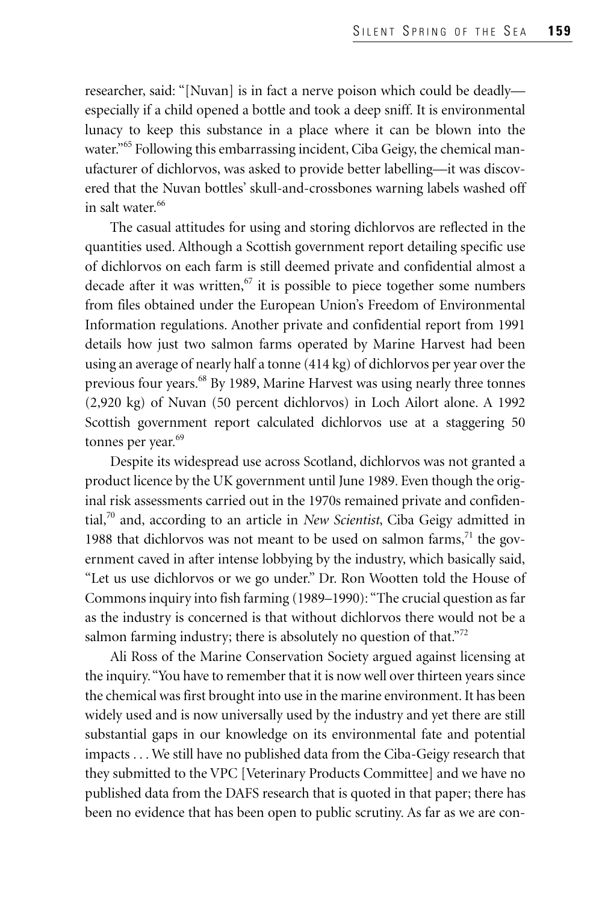researcher, said: "[Nuvan] is in fact a nerve poison which could be deadly—especially if a child opened a bottle and took a deep sniff. It is environmental lunacy to keep this substance in a place where it can be blown into the water."[65] Following this embarrassing incident, Ciba Geigy, the chemical manufacturer of dichlorvos, was asked to provide better labelling—it was discovered that the Nuvan bottles' skull-and-crossbones warning labels washed off in salt water.[66]

The casual attitudes for using and storing dichlorvos are reflected in the quantities used. Although a Scottish government report detailing specific use of dichlorvos on each farm is still deemed private and confidential almost a decade after it was written,[67] it is possible to piece together some numbers from files obtained under the European Union's Freedom of Environmental Information regulations. Another private and confidential report from 1991 details how just two salmon farms operated by Marine Harvest had been using an average of nearly half a tonne (414 kg) of dichlorvos per year over the previous four years.[68] By 1989, Marine Harvest was using nearly three tonnes (2,920 kg) of Nuvan (50 percent dichlorvos) in Loch Ailort alone. A 1992 Scottish government report calculated dichlorvos use at a staggering 50 tonnes per year.[69]

Despite its widespread use across Scotland, dichlorvos was not granted a product licence by the UK government until June 1989. Even though the original risk assessments carried out in the 1970s remained private and confidential,[70] and, according to an article in *New Scientist*, Ciba Geigy admitted in 1988 that dichlorvos was not meant to be used on salmon farms,[71] the government caved in after intense lobbying by the industry, which basically said, "Let us use dichlorvos or we go under." Dr. Ron Wootten told the House of Commons inquiry into fish farming (1989–1990): "The crucial question as far as the industry is concerned is that without dichlorvos there would not be a salmon farming industry; there is absolutely no question of that."[72]

Ali Ross of the Marine Conservation Society argued against licensing at the inquiry. "You have to remember that it is now well over thirteen years since the chemical was first brought into use in the marine environment. It has been widely used and is now universally used by the industry and yet there are still substantial gaps in our knowledge on its environmental fate and potential impacts . . . We still have no published data from the Ciba-Geigy research that they submitted to the VPC [Veterinary Products Committee] and we have no published data from the DAFS research that is quoted in that paper; there has been no evidence that has been open to public scrutiny. As far as we are con-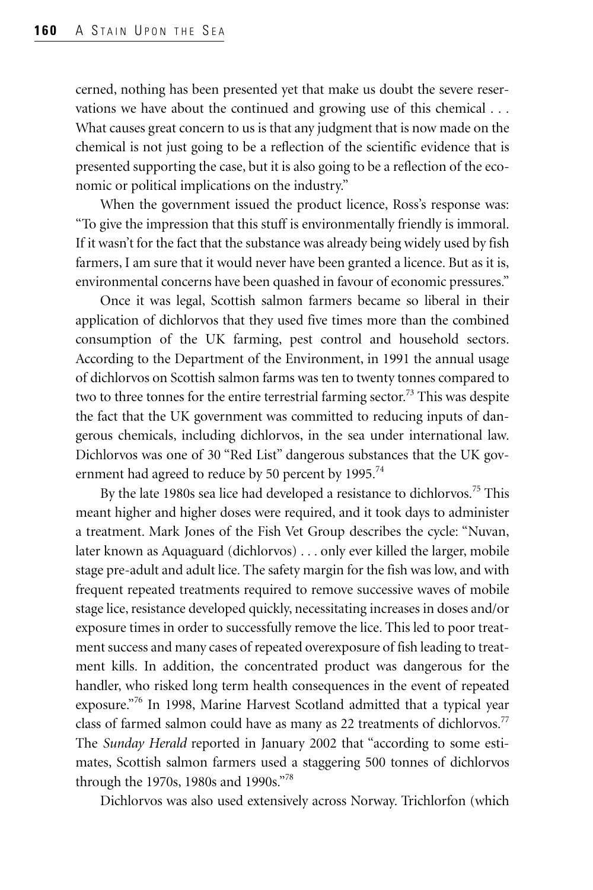cerned, nothing has been presented yet that make us doubt the severe reservations we have about the continued and growing use of this chemical . . . What causes great concern to us is that any judgment that is now made on the chemical is not just going to be a reflection of the scientific evidence that is presented supporting the case, but it is also going to be a reflection of the economic or political implications on the industry."

When the government issued the product licence, Ross's response was: "To give the impression that this stuff is environmentally friendly is immoral. If it wasn't for the fact that the substance was already being widely used by fish farmers, I am sure that it would never have been granted a licence. But as it is, environmental concerns have been quashed in favour of economic pressures."

Once it was legal, Scottish salmon farmers became so liberal in their application of dichlorvos that they used five times more than the combined consumption of the UK farming, pest control and household sectors. According to the Department of the Environment, in 1991 the annual usage of dichlorvos on Scottish salmon farms was ten to twenty tonnes compared to two to three tonnes for the entire terrestrial farming sector.[73] This was despite the fact that the UK government was committed to reducing inputs of dangerous chemicals, including dichlorvos, in the sea under international law. Dichlorvos was one of 30 "Red List" dangerous substances that the UK government had agreed to reduce by 50 percent by 1995.[74]

By the late 1980s sea lice had developed a resistance to dichlorvos.[75] This meant higher and higher doses were required, and it took days to administer a treatment. Mark Jones of the Fish Vet Group describes the cycle: "Nuvan, later known as Aquaguard (dichlorvos) . . . only ever killed the larger, mobile stage pre-adult and adult lice. The safety margin for the fish was low, and with frequent repeated treatments required to remove successive waves of mobile stage lice, resistance developed quickly, necessitating increases in doses and/or exposure times in order to successfully remove the lice. This led to poor treatment success and many cases of repeated overexposure of fish leading to treatment kills. In addition, the concentrated product was dangerous for the handler, who risked long term health consequences in the event of repeated exposure."[76] In 1998, Marine Harvest Scotland admitted that a typical year class of farmed salmon could have as many as 22 treatments of dichlorvos.[77] The *Sunday Herald* reported in January 2002 that "according to some estimates, Scottish salmon farmers used a staggering 500 tonnes of dichlorvos through the 1970s, 1980s and 1990s."[78]

Dichlorvos was also used extensively across Norway. Trichlorfon (which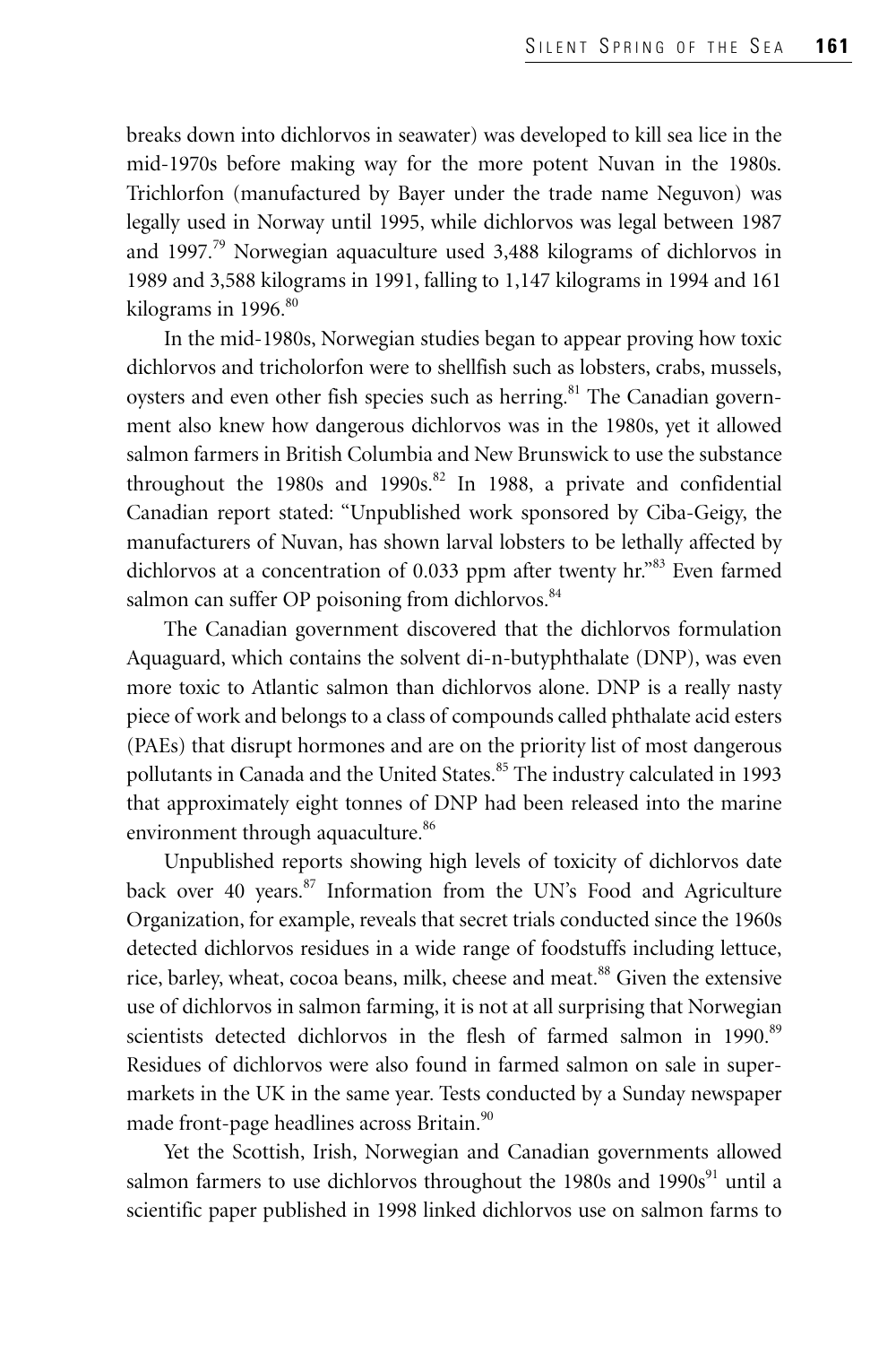breaks down into dichlorvos in seawater) was developed to kill sea lice in the mid-1970s before making way for the more potent Nuvan in the 1980s. Trichlorfon (manufactured by Bayer under the trade name Neguvon) was legally used in Norway until 1995, while dichlorvos was legal between 1987 and 1997.[79] Norwegian aquaculture used 3,488 kilograms of dichlorvos in 1989 and 3,588 kilograms in 1991, falling to 1,147 kilograms in 1994 and 161 kilograms in 1996.[80]

In the mid-1980s, Norwegian studies began to appear proving how toxic dichlorvos and tricholorfon were to shellfish such as lobsters, crabs, mussels, oysters and even other fish species such as herring.[81] The Canadian government also knew how dangerous dichlorvos was in the 1980s, yet it allowed salmon farmers in British Columbia and New Brunswick to use the substance throughout the 1980s and 1990s.[82] In 1988, a private and confidential Canadian report stated: "Unpublished work sponsored by Ciba-Geigy, the manufacturers of Nuvan, has shown larval lobsters to be lethally affected by dichlorvos at a concentration of 0.033 ppm after twenty hr."[83] Even farmed salmon can suffer OP poisoning from dichlorvos.[84]

The Canadian government discovered that the dichlorvos formulation Aquaguard, which contains the solvent di-n-butyphthalate (DNP), was even more toxic to Atlantic salmon than dichlorvos alone. DNP is a really nasty piece of work and belongs to a class of compounds called phthalate acid esters (PAEs) that disrupt hormones and are on the priority list of most dangerous pollutants in Canada and the United States.[85] The industry calculated in 1993 that approximately eight tonnes of DNP had been released into the marine environment through aquaculture.[86]

Unpublished reports showing high levels of toxicity of dichlorvos date back over 40 years.[87] Information from the UN's Food and Agriculture Organization, for example, reveals that secret trials conducted since the 1960s detected dichlorvos residues in a wide range of foodstuffs including lettuce, rice, barley, wheat, cocoa beans, milk, cheese and meat.[88] Given the extensive use of dichlorvos in salmon farming, it is not at all surprising that Norwegian scientists detected dichlorvos in the flesh of farmed salmon in 1990.[89] Residues of dichlorvos were also found in farmed salmon on sale in supermarkets in the UK in the same year. Tests conducted by a Sunday newspaper made front-page headlines across Britain.[90]

Yet the Scottish, Irish, Norwegian and Canadian governments allowed salmon farmers to use dichlorvos throughout the 1980s and 1990s[91] until a scientific paper published in 1998 linked dichlorvos use on salmon farms to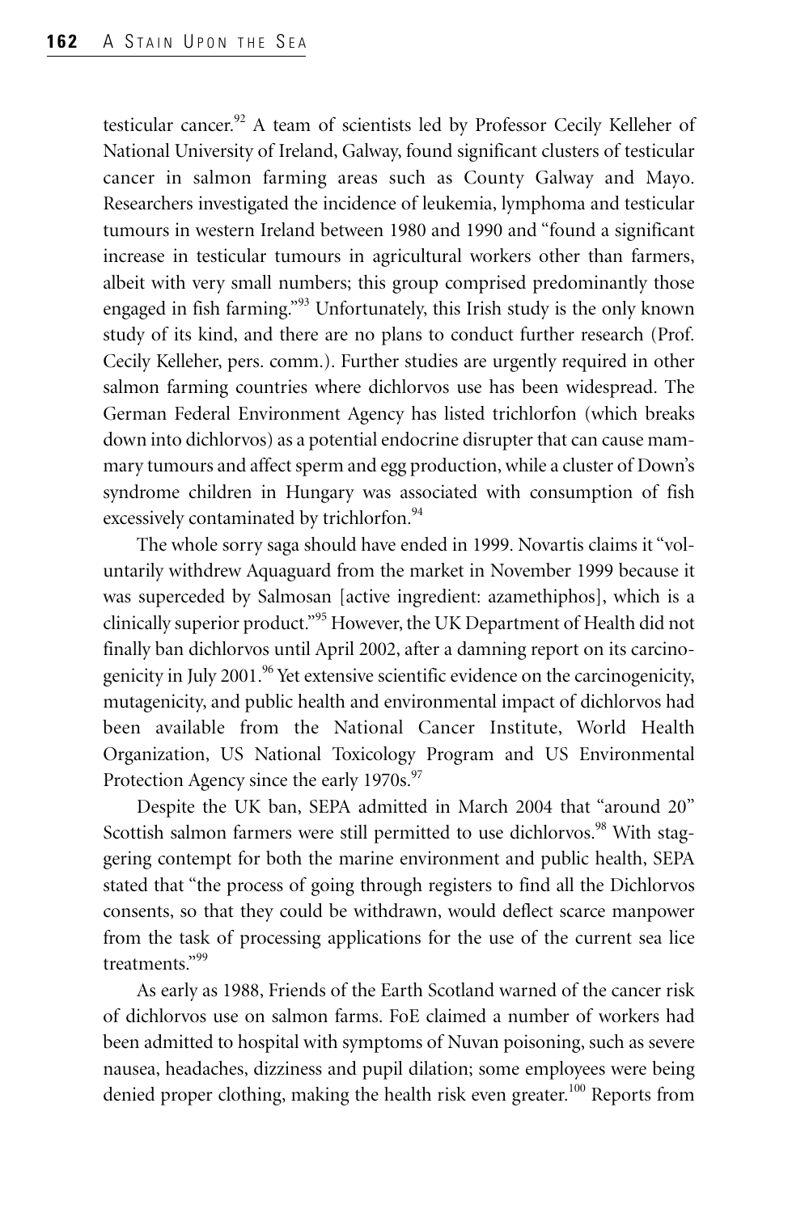testicular cancer.[92] A team of scientists led by Professor Cecily Kelleher of National University of Ireland, Galway, found significant clusters of testicular cancer in salmon farming areas such as County Galway and Mayo. Researchers investigated the incidence of leukemia, lymphoma and testicular tumours in western Ireland between 1980 and 1990 and "found a significant increase in testicular tumours in agricultural workers other than farmers, albeit with very small numbers; this group comprised predominantly those engaged in fish farming."[93] Unfortunately, this Irish study is the only known study of its kind, and there are no plans to conduct further research (Prof. Cecily Kelleher, pers. comm.). Further studies are urgently required in other salmon farming countries where dichlorvos use has been widespread. The German Federal Environment Agency has listed trichlorfon (which breaks down into dichlorvos) as a potential endocrine disrupter that can cause mammary tumours and affect sperm and egg production, while a cluster of Down's syndrome children in Hungary was associated with consumption of fish excessively contaminated by trichlorfon.[94]

The whole sorry saga should have ended in 1999. Novartis claims it "voluntarily withdrew Aquaguard from the market in November 1999 because it was superceded by Salmosan [active ingredient: azamethiphos], which is a clinically superior product."[95] However, the UK Department of Health did not finally ban dichlorvos until April 2002, after a damning report on its carcinogenicity in July 2001.[96] Yet extensive scientific evidence on the carcinogenicity, mutagenicity, and public health and environmental impact of dichlorvos had been available from the National Cancer Institute, World Health Organization, US National Toxicology Program and US Environmental Protection Agency since the early 1970s.[97]

Despite the UK ban, SEPA admitted in March 2004 that "around 20" Scottish salmon farmers were still permitted to use dichlorvos.[98] With staggering contempt for both the marine environment and public health, SEPA stated that "the process of going through registers to find all the Dichlorvos consents, so that they could be withdrawn, would deflect scarce manpower from the task of processing applications for the use of the current sea lice treatments."[99]

As early as 1988, Friends of the Earth Scotland warned of the cancer risk of dichlorvos use on salmon farms. FoE claimed a number of workers had been admitted to hospital with symptoms of Nuvan poisoning, such as severe nausea, headaches, dizziness and pupil dilation; some employees were being denied proper clothing, making the health risk even greater.[100] Reports from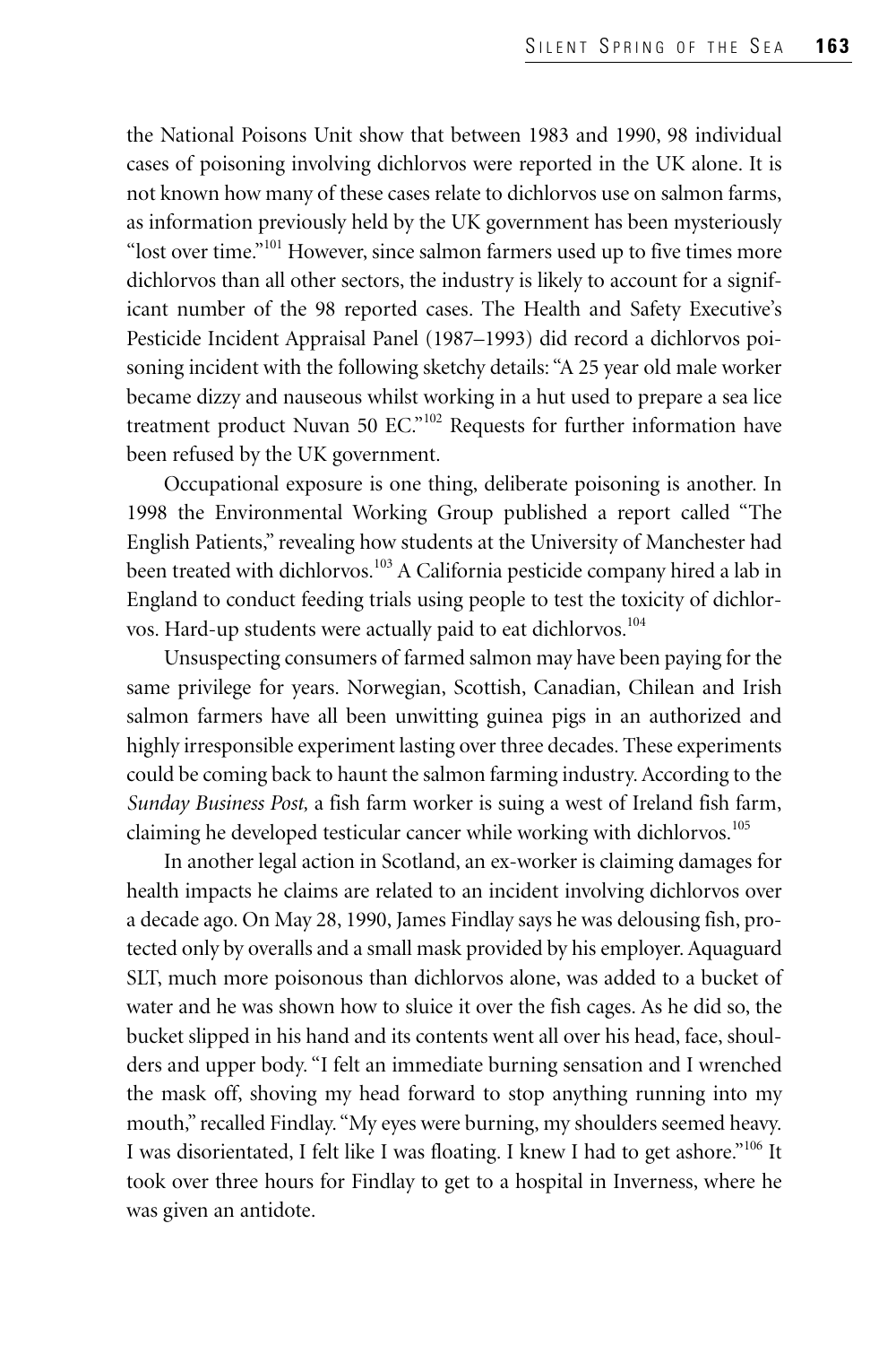the National Poisons Unit show that between 1983 and 1990, 98 individual cases of poisoning involving dichlorvos were reported in the UK alone. It is not known how many of these cases relate to dichlorvos use on salmon farms, as information previously held by the UK government has been mysteriously "lost over time."[101] However, since salmon farmers used up to five times more dichlorvos than all other sectors, the industry is likely to account for a significant number of the 98 reported cases. The Health and Safety Executive's Pesticide Incident Appraisal Panel (1987–1993) did record a dichlorvos poisoning incident with the following sketchy details: "A 25 year old male worker became dizzy and nauseous whilst working in a hut used to prepare a sea lice treatment product Nuvan 50 EC."[102] Requests for further information have been refused by the UK government.

Occupational exposure is one thing, deliberate poisoning is another. In 1998 the Environmental Working Group published a report called "The English Patients," revealing how students at the University of Manchester had been treated with dichlorvos.[103] A California pesticide company hired a lab in England to conduct feeding trials using people to test the toxicity of dichlorvos. Hard-up students were actually paid to eat dichlorvos.[104]

Unsuspecting consumers of farmed salmon may have been paying for the same privilege for years. Norwegian, Scottish, Canadian, Chilean and Irish salmon farmers have all been unwitting guinea pigs in an authorized and highly irresponsible experiment lasting over three decades. These experiments could be coming back to haunt the salmon farming industry. According to the *Sunday Business Post,* a fish farm worker is suing a west of Ireland fish farm, claiming he developed testicular cancer while working with dichlorvos.[105]

In another legal action in Scotland, an ex-worker is claiming damages for health impacts he claims are related to an incident involving dichlorvos over a decade ago. On May 28, 1990, James Findlay says he was delousing fish, protected only by overalls and a small mask provided by his employer. Aquaguard SLT, much more poisonous than dichlorvos alone, was added to a bucket of water and he was shown how to sluice it over the fish cages. As he did so, the bucket slipped in his hand and its contents went all over his head, face, shoulders and upper body. "I felt an immediate burning sensation and I wrenched the mask off, shoving my head forward to stop anything running into my mouth," recalled Findlay. "My eyes were burning, my shoulders seemed heavy. I was disorientated, I felt like I was floating. I knew I had to get ashore."[106] It took over three hours for Findlay to get to a hospital in Inverness, where he was given an antidote.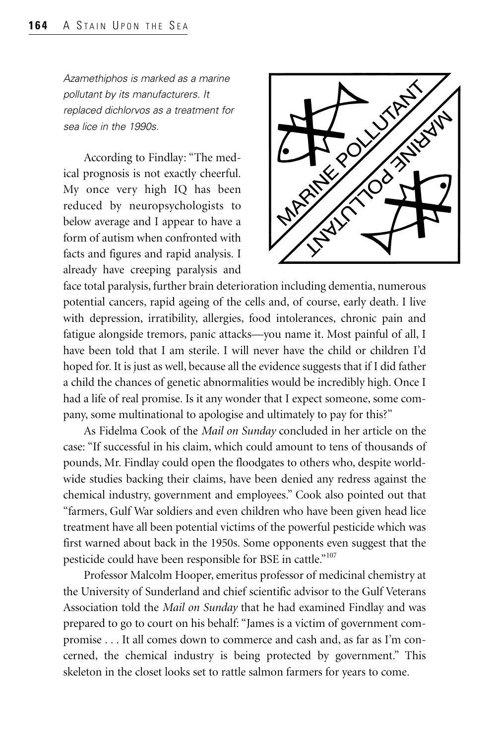*Azamethiphos is marked as a marine pollutant by its manufacturers. It replaced dichlorvos as a treatment for sea lice in the 1990s.*

According to Findlay: "The medical prognosis is not exactly cheerful. My once very high IQ has been reduced by neuropsychologists to below average and I appear to have a form of autism when confronted with facts and figures and rapid analysis. I already have creeping paralysis and face total paralysis, further brain deterioration including dementia, numerous potential cancers, rapid ageing of the cells and, of course, early death. I live with depression, irratibility, allergies, food intolerances, chronic pain and fatigue alongside tremors, panic attacks—you name it. Most painful of all, I have been told that I am sterile. I will never have the child or children I'd hoped for. It is just as well, because all the evidence suggests that if I did father a child the chances of genetic abnormalities would be incredibly high. Once I had a life of real promise. Is it any wonder that I expect someone, some company, some multinational to apologise and ultimately to pay for this?"

As Fidelma Cook of the *Mail on Sunday* concluded in her article on the case: "If successful in his claim, which could amount to tens of thousands of pounds, Mr. Findlay could open the floodgates to others who, despite worldwide studies backing their claims, have been denied any redress against the chemical industry, government and employees." Cook also pointed out that "farmers, Gulf War soldiers and even children who have been given head lice treatment have all been potential victims of the powerful pesticide which was first warned about back in the 1950s. Some opponents even suggest that the pesticide could have been responsible for BSE in cattle."[107]

Professor Malcolm Hooper, emeritus professor of medicinal chemistry at the University of Sunderland and chief scientific advisor to the Gulf Veterans Association told the *Mail on Sunday* that he had examined Findlay and was prepared to go to court on his behalf: "James is a victim of government compromise . . . It all comes down to commerce and cash and, as far as I'm concerned, the chemical industry is being protected by government." This skeleton in the closet looks set to rattle salmon farmers for years to come.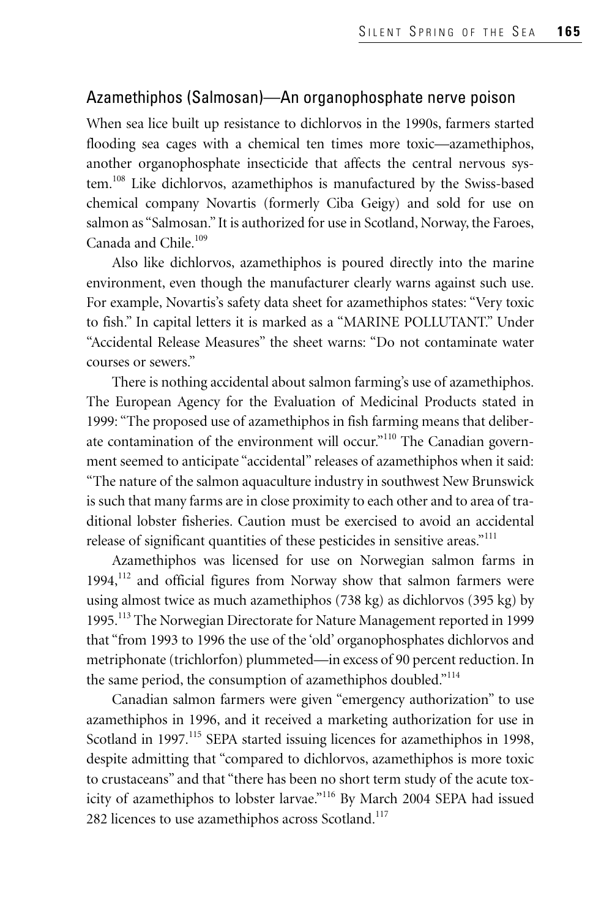## Azamethiphos (Salmosan)—An organophosphate nerve poison

When sea lice built up resistance to dichlorvos in the 1990s, farmers started flooding sea cages with a chemical ten times more toxic—azamethiphos, another organophosphate insecticide that affects the central nervous system.[108] Like dichlorvos, azamethiphos is manufactured by the Swiss-based chemical company Novartis (formerly Ciba Geigy) and sold for use on salmon as "Salmosan." It is authorized for use in Scotland, Norway, the Faroes, Canada and Chile.[109]

Also like dichlorvos, azamethiphos is poured directly into the marine environment, even though the manufacturer clearly warns against such use. For example, Novartis's safety data sheet for azamethiphos states: "Very toxic to fish." In capital letters it is marked as a "MARINE POLLUTANT." Under "Accidental Release Measures" the sheet warns: "Do not contaminate water courses or sewers."

There is nothing accidental about salmon farming's use of azamethiphos. The European Agency for the Evaluation of Medicinal Products stated in 1999: "The proposed use of azamethiphos in fish farming means that deliberate contamination of the environment will occur."[110] The Canadian government seemed to anticipate "accidental" releases of azamethiphos when it said: "The nature of the salmon aquaculture industry in southwest New Brunswick is such that many farms are in close proximity to each other and to area of traditional lobster fisheries. Caution must be exercised to avoid an accidental release of significant quantities of these pesticides in sensitive areas."[111]

Azamethiphos was licensed for use on Norwegian salmon farms in 1994,[112] and official figures from Norway show that salmon farmers were using almost twice as much azamethiphos (738 kg) as dichlorvos (395 kg) by 1995.[113] The Norwegian Directorate for Nature Management reported in 1999 that "from 1993 to 1996 the use of the 'old' organophosphates dichlorvos and metriphonate (trichlorfon) plummeted—in excess of 90 percent reduction. In the same period, the consumption of azamethiphos doubled."[114]

Canadian salmon farmers were given "emergency authorization" to use azamethiphos in 1996, and it received a marketing authorization for use in Scotland in 1997.[115] SEPA started issuing licences for azamethiphos in 1998, despite admitting that "compared to dichlorvos, azamethiphos is more toxic to crustaceans" and that "there has been no short term study of the acute toxicity of azamethiphos to lobster larvae."[116] By March 2004 SEPA had issued 282 licences to use azamethiphos across Scotland.[117]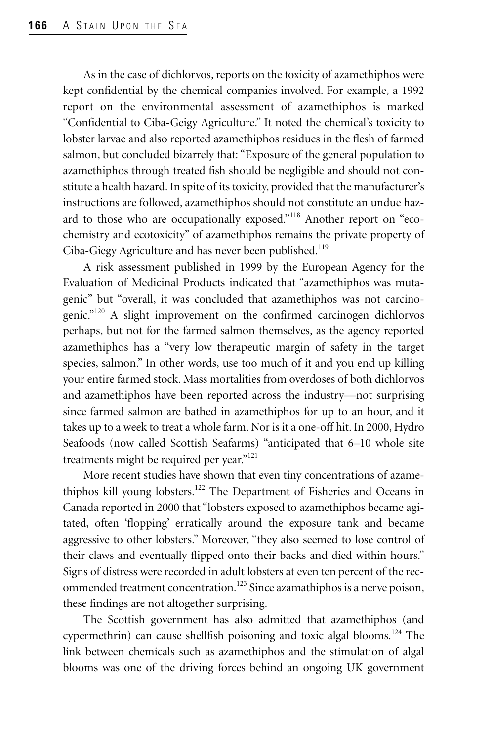As in the case of dichlorvos, reports on the toxicity of azamethiphos were kept confidential by the chemical companies involved. For example, a 1992 report on the environmental assessment of azamethiphos is marked "Confidential to Ciba-Geigy Agriculture." It noted the chemical's toxicity to lobster larvae and also reported azamethiphos residues in the flesh of farmed salmon, but concluded bizarrely that: "Exposure of the general population to azamethiphos through treated fish should be negligible and should not constitute a health hazard. In spite of its toxicity, provided that the manufacturer's instructions are followed, azamethiphos should not constitute an undue hazard to those who are occupationally exposed."[118] Another report on "ecochemistry and ecotoxicity" of azamethiphos remains the private property of Ciba-Giegy Agriculture and has never been published.[119]

A risk assessment published in 1999 by the European Agency for the Evaluation of Medicinal Products indicated that "azamethiphos was mutagenic" but "overall, it was concluded that azamethiphos was not carcinogenic."[120] A slight improvement on the confirmed carcinogen dichlorvos perhaps, but not for the farmed salmon themselves, as the agency reported azamethiphos has a "very low therapeutic margin of safety in the target species, salmon." In other words, use too much of it and you end up killing your entire farmed stock. Mass mortalities from overdoses of both dichlorvos and azamethiphos have been reported across the industry—not surprising since farmed salmon are bathed in azamethiphos for up to an hour, and it takes up to a week to treat a whole farm. Nor is it a one-off hit. In 2000, Hydro Seafoods (now called Scottish Seafarms) "anticipated that 6–10 whole site treatments might be required per year."[121]

More recent studies have shown that even tiny concentrations of azamethiphos kill young lobsters.[122] The Department of Fisheries and Oceans in Canada reported in 2000 that "lobsters exposed to azamethiphos became agitated, often 'flopping' erratically around the exposure tank and became aggressive to other lobsters." Moreover, "they also seemed to lose control of their claws and eventually flipped onto their backs and died within hours." Signs of distress were recorded in adult lobsters at even ten percent of the recommended treatment concentration.[123] Since azamathiphos is a nerve poison, these findings are not altogether surprising.

The Scottish government has also admitted that azamethiphos (and cypermethrin) can cause shellfish poisoning and toxic algal blooms.[124] The link between chemicals such as azamethiphos and the stimulation of algal blooms was one of the driving forces behind an ongoing UK government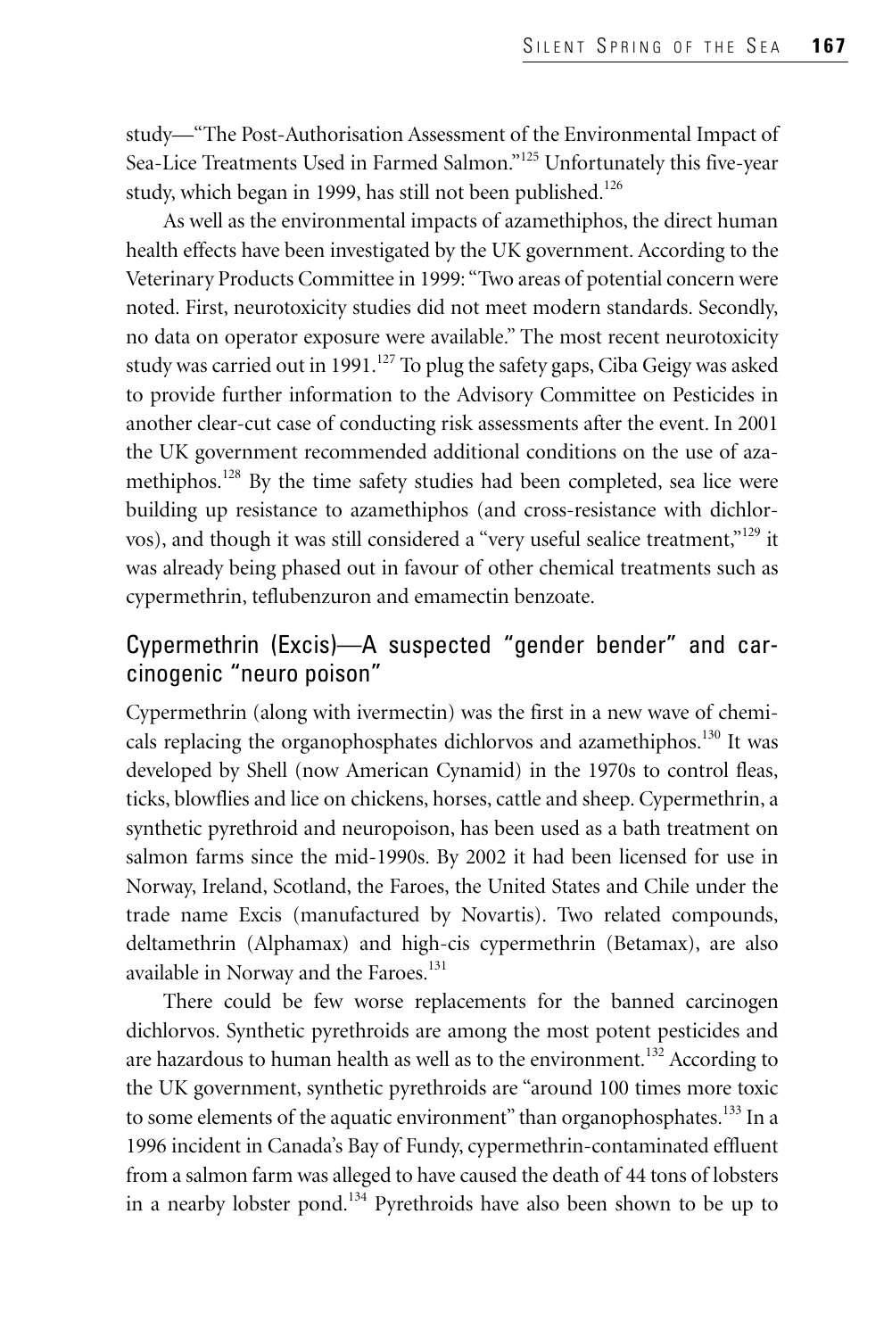study—"The Post-Authorisation Assessment of the Environmental Impact of Sea-Lice Treatments Used in Farmed Salmon."[125] Unfortunately this five-year study, which began in 1999, has still not been published.[126]

As well as the environmental impacts of azamethiphos, the direct human health effects have been investigated by the UK government. According to the Veterinary Products Committee in 1999: "Two areas of potential concern were noted. First, neurotoxicity studies did not meet modern standards. Secondly, no data on operator exposure were available." The most recent neurotoxicity study was carried out in 1991.[127] To plug the safety gaps, Ciba Geigy was asked to provide further information to the Advisory Committee on Pesticides in another clear-cut case of conducting risk assessments after the event. In 2001 the UK government recommended additional conditions on the use of azamethiphos.[128] By the time safety studies had been completed, sea lice were building up resistance to azamethiphos (and cross-resistance with dichlorvos), and though it was still considered a "very useful sealice treatment,"[129] it was already being phased out in favour of other chemical treatments such as cypermethrin, teflubenzuron and emamectin benzoate.

## Cypermethrin (Excis)—A suspected "gender bender" and carcinogenic "neuro poison"

Cypermethrin (along with ivermectin) was the first in a new wave of chemicals replacing the organophosphates dichlorvos and azamethiphos.[130] It was developed by Shell (now American Cynamid) in the 1970s to control fleas, ticks, blowflies and lice on chickens, horses, cattle and sheep. Cypermethrin, a synthetic pyrethroid and neuropoison, has been used as a bath treatment on salmon farms since the mid-1990s. By 2002 it had been licensed for use in Norway, Ireland, Scotland, the Faroes, the United States and Chile under the trade name Excis (manufactured by Novartis). Two related compounds, deltamethrin (Alphamax) and high-cis cypermethrin (Betamax), are also available in Norway and the Faroes.[131]

There could be few worse replacements for the banned carcinogen dichlorvos. Synthetic pyrethroids are among the most potent pesticides and are hazardous to human health as well as to the environment.[132] According to the UK government, synthetic pyrethroids are "around 100 times more toxic to some elements of the aquatic environment" than organophosphates.[133] In a 1996 incident in Canada's Bay of Fundy, cypermethrin-contaminated effluent from a salmon farm was alleged to have caused the death of 44 tons of lobsters in a nearby lobster pond.[134] Pyrethroids have also been shown to be up to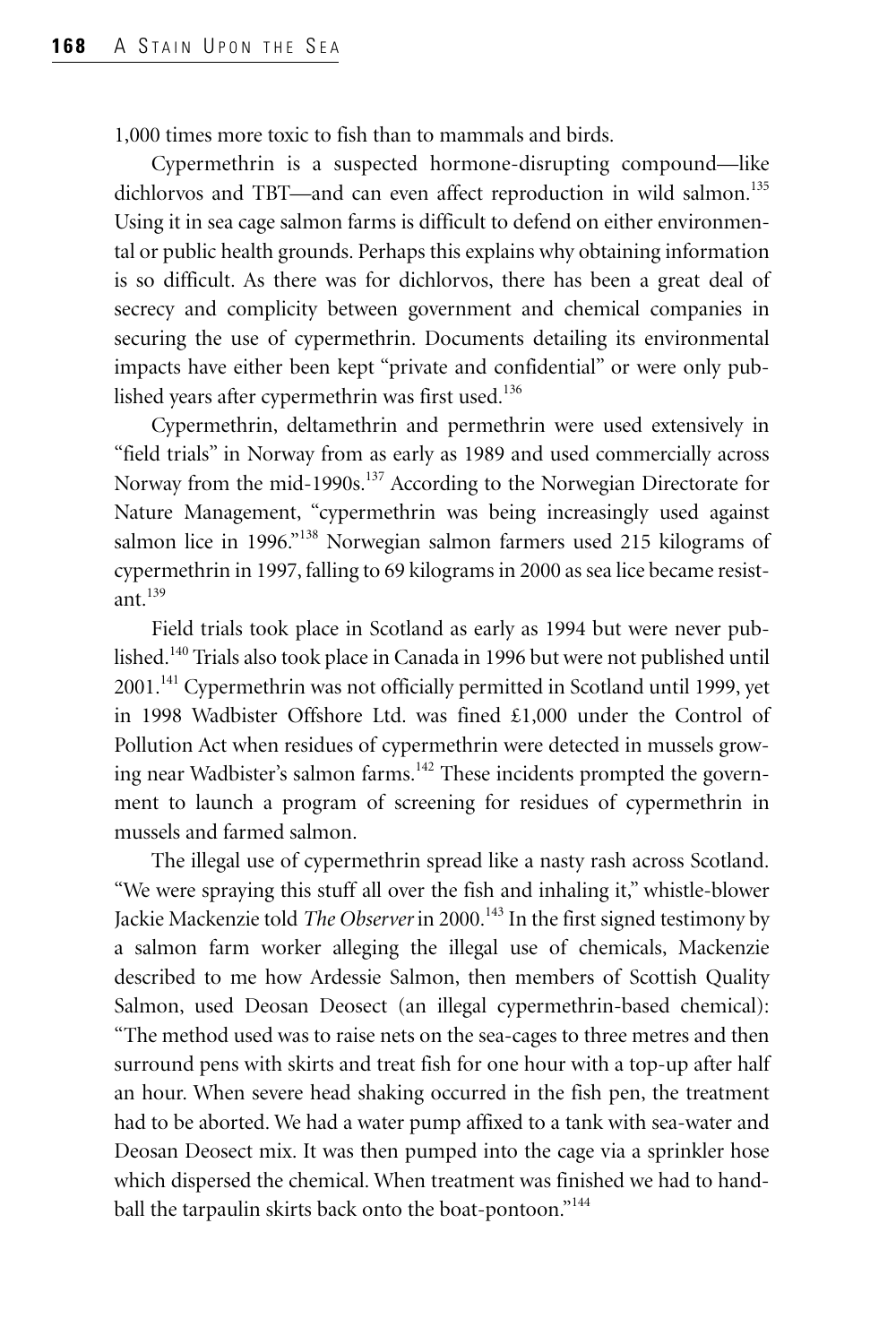1,000 times more toxic to fish than to mammals and birds.

Cypermethrin is a suspected hormone-disrupting compound—like dichlorvos and TBT—and can even affect reproduction in wild salmon.[135] Using it in sea cage salmon farms is difficult to defend on either environmental or public health grounds. Perhaps this explains why obtaining information is so difficult. As there was for dichlorvos, there has been a great deal of secrecy and complicity between government and chemical companies in securing the use of cypermethrin. Documents detailing its environmental impacts have either been kept "private and confidential" or were only published years after cypermethrin was first used.[136]

Cypermethrin, deltamethrin and permethrin were used extensively in "field trials" in Norway from as early as 1989 and used commercially across Norway from the mid-1990s.[137] According to the Norwegian Directorate for Nature Management, "cypermethrin was being increasingly used against salmon lice in 1996."[138] Norwegian salmon farmers used 215 kilograms of cypermethrin in 1997, falling to 69 kilograms in 2000 as sea lice became resistant.[139]

Field trials took place in Scotland as early as 1994 but were never published.[140] Trials also took place in Canada in 1996 but were not published until 2001.[141] Cypermethrin was not officially permitted in Scotland until 1999, yet in 1998 Wadbister Offshore Ltd. was fined £1,000 under the Control of Pollution Act when residues of cypermethrin were detected in mussels growing near Wadbister's salmon farms.[142] These incidents prompted the government to launch a program of screening for residues of cypermethrin in mussels and farmed salmon.

The illegal use of cypermethrin spread like a nasty rash across Scotland. "We were spraying this stuff all over the fish and inhaling it," whistle-blower Jackie Mackenzie told *The Observer* in 2000.[143] In the first signed testimony by a salmon farm worker alleging the illegal use of chemicals, Mackenzie described to me how Ardessie Salmon, then members of Scottish Quality Salmon, used Deosan Deosect (an illegal cypermethrin-based chemical): "The method used was to raise nets on the sea-cages to three metres and then surround pens with skirts and treat fish for one hour with a top-up after half an hour. When severe head shaking occurred in the fish pen, the treatment had to be aborted. We had a water pump affixed to a tank with sea-water and Deosan Deosect mix. It was then pumped into the cage via a sprinkler hose which dispersed the chemical. When treatment was finished we had to hand-ball the tarpaulin skirts back onto the boat-pontoon."[144]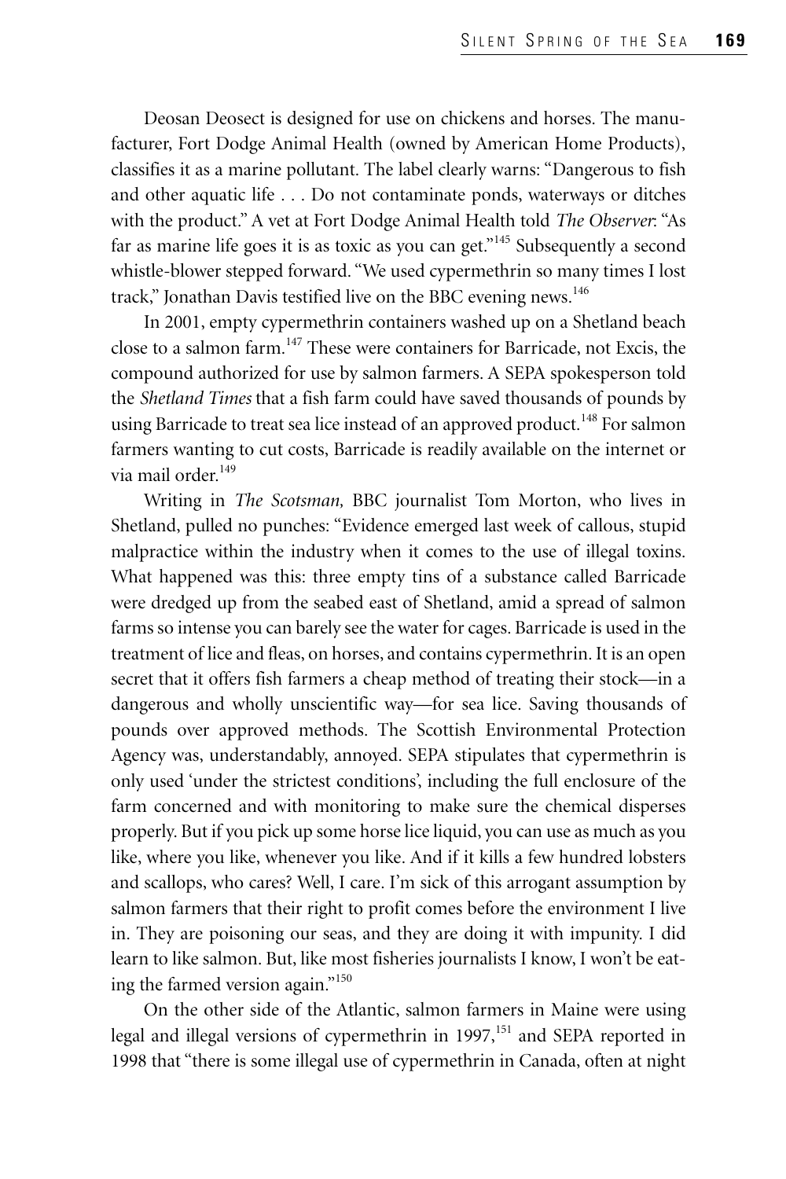Deosan Deosect is designed for use on chickens and horses. The manufacturer, Fort Dodge Animal Health (owned by American Home Products), classifies it as a marine pollutant. The label clearly warns: "Dangerous to fish and other aquatic life . . . Do not contaminate ponds, waterways or ditches with the product." A vet at Fort Dodge Animal Health told *The Observer*: "As far as marine life goes it is as toxic as you can get."[145] Subsequently a second whistle-blower stepped forward. "We used cypermethrin so many times I lost track," Jonathan Davis testified live on the BBC evening news.[146]

In 2001, empty cypermethrin containers washed up on a Shetland beach close to a salmon farm.[147] These were containers for Barricade, not Excis, the compound authorized for use by salmon farmers. A SEPA spokesperson told the *Shetland Times* that a fish farm could have saved thousands of pounds by using Barricade to treat sea lice instead of an approved product.[148] For salmon farmers wanting to cut costs, Barricade is readily available on the internet or via mail order.[149]

Writing in *The Scotsman,* BBC journalist Tom Morton, who lives in Shetland, pulled no punches: "Evidence emerged last week of callous, stupid malpractice within the industry when it comes to the use of illegal toxins. What happened was this: three empty tins of a substance called Barricade were dredged up from the seabed east of Shetland, amid a spread of salmon farms so intense you can barely see the water for cages. Barricade is used in the treatment of lice and fleas, on horses, and contains cypermethrin. It is an open secret that it offers fish farmers a cheap method of treating their stock—in a dangerous and wholly unscientific way—for sea lice. Saving thousands of pounds over approved methods. The Scottish Environmental Protection Agency was, understandably, annoyed. SEPA stipulates that cypermethrin is only used 'under the strictest conditions', including the full enclosure of the farm concerned and with monitoring to make sure the chemical disperses properly. But if you pick up some horse lice liquid, you can use as much as you like, where you like, whenever you like. And if it kills a few hundred lobsters and scallops, who cares? Well, I care. I'm sick of this arrogant assumption by salmon farmers that their right to profit comes before the environment I live in. They are poisoning our seas, and they are doing it with impunity. I did learn to like salmon. But, like most fisheries journalists I know, I won't be eating the farmed version again."[150]

On the other side of the Atlantic, salmon farmers in Maine were using legal and illegal versions of cypermethrin in 1997,[151] and SEPA reported in 1998 that "there is some illegal use of cypermethrin in Canada, often at night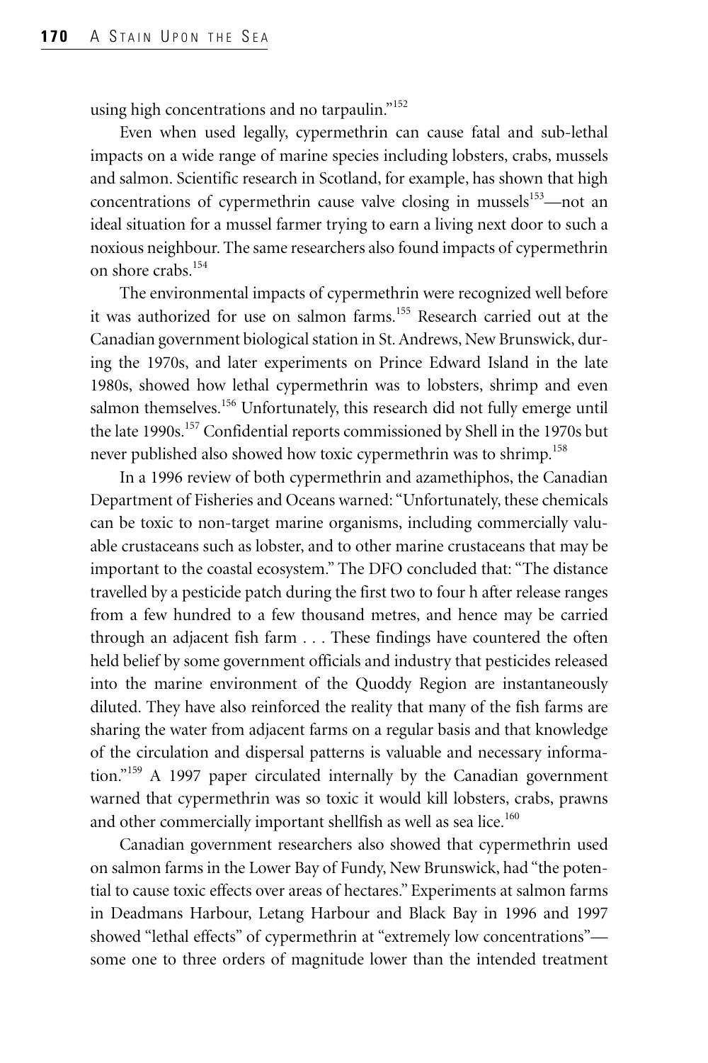using high concentrations and no tarpaulin."[152]

Even when used legally, cypermethrin can cause fatal and sub-lethal impacts on a wide range of marine species including lobsters, crabs, mussels and salmon. Scientific research in Scotland, for example, has shown that high concentrations of cypermethrin cause valve closing in mussels[153]—not an ideal situation for a mussel farmer trying to earn a living next door to such a noxious neighbour. The same researchers also found impacts of cypermethrin on shore crabs.[154]

The environmental impacts of cypermethrin were recognized well before it was authorized for use on salmon farms.[155] Research carried out at the Canadian government biological station in St. Andrews, New Brunswick, during the 1970s, and later experiments on Prince Edward Island in the late 1980s, showed how lethal cypermethrin was to lobsters, shrimp and even salmon themselves.[156] Unfortunately, this research did not fully emerge until the late 1990s.[157] Confidential reports commissioned by Shell in the 1970s but never published also showed how toxic cypermethrin was to shrimp.[158]

In a 1996 review of both cypermethrin and azamethiphos, the Canadian Department of Fisheries and Oceans warned: "Unfortunately, these chemicals can be toxic to non-target marine organisms, including commercially valuable crustaceans such as lobster, and to other marine crustaceans that may be important to the coastal ecosystem." The DFO concluded that: "The distance travelled by a pesticide patch during the first two to four h after release ranges from a few hundred to a few thousand metres, and hence may be carried through an adjacent fish farm . . . These findings have countered the often held belief by some government officials and industry that pesticides released into the marine environment of the Quoddy Region are instantaneously diluted. They have also reinforced the reality that many of the fish farms are sharing the water from adjacent farms on a regular basis and that knowledge of the circulation and dispersal patterns is valuable and necessary information."[159] A 1997 paper circulated internally by the Canadian government warned that cypermethrin was so toxic it would kill lobsters, crabs, prawns and other commercially important shellfish as well as sea lice.[160]

Canadian government researchers also showed that cypermethrin used on salmon farms in the Lower Bay of Fundy, New Brunswick, had "the potential to cause toxic effects over areas of hectares." Experiments at salmon farms in Deadmans Harbour, Letang Harbour and Black Bay in 1996 and 1997 showed "lethal effects" of cypermethrin at "extremely low concentrations"—some one to three orders of magnitude lower than the intended treatment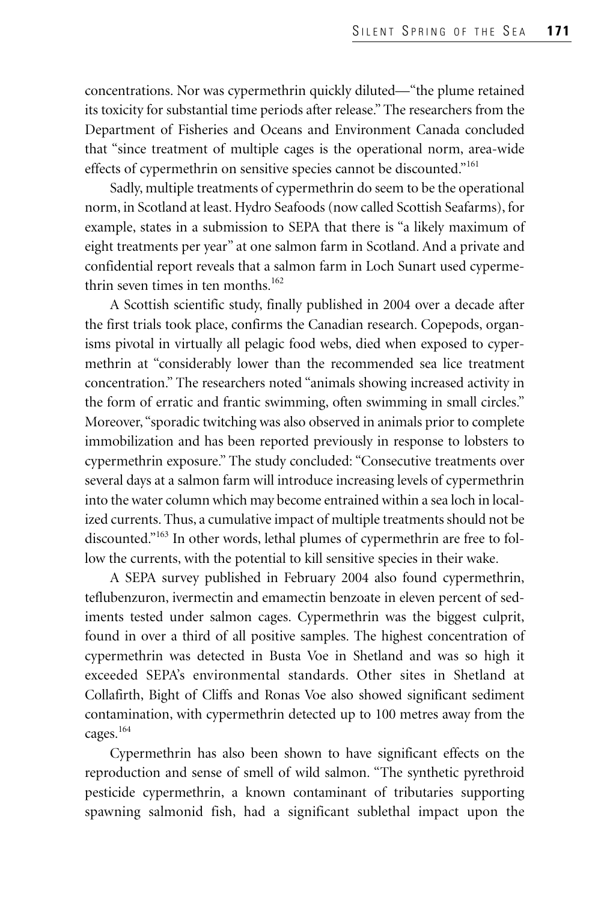concentrations. Nor was cypermethrin quickly diluted—"the plume retained its toxicity for substantial time periods after release." The researchers from the Department of Fisheries and Oceans and Environment Canada concluded that "since treatment of multiple cages is the operational norm, area-wide effects of cypermethrin on sensitive species cannot be discounted."[161]

Sadly, multiple treatments of cypermethrin do seem to be the operational norm, in Scotland at least. Hydro Seafoods (now called Scottish Seafarms), for example, states in a submission to SEPA that there is "a likely maximum of eight treatments per year" at one salmon farm in Scotland. And a private and confidential report reveals that a salmon farm in Loch Sunart used cypermethrin seven times in ten months.[162]

A Scottish scientific study, finally published in 2004 over a decade after the first trials took place, confirms the Canadian research. Copepods, organisms pivotal in virtually all pelagic food webs, died when exposed to cypermethrin at "considerably lower than the recommended sea lice treatment concentration." The researchers noted "animals showing increased activity in the form of erratic and frantic swimming, often swimming in small circles." Moreover, "sporadic twitching was also observed in animals prior to complete immobilization and has been reported previously in response to lobsters to cypermethrin exposure." The study concluded: "Consecutive treatments over several days at a salmon farm will introduce increasing levels of cypermethrin into the water column which may become entrained within a sea loch in localized currents. Thus, a cumulative impact of multiple treatments should not be discounted."[163] In other words, lethal plumes of cypermethrin are free to follow the currents, with the potential to kill sensitive species in their wake.

A SEPA survey published in February 2004 also found cypermethrin, teflubenzuron, ivermectin and emamectin benzoate in eleven percent of sediments tested under salmon cages. Cypermethrin was the biggest culprit, found in over a third of all positive samples. The highest concentration of cypermethrin was detected in Busta Voe in Shetland and was so high it exceeded SEPA's environmental standards. Other sites in Shetland at Collafirth, Bight of Cliffs and Ronas Voe also showed significant sediment contamination, with cypermethrin detected up to 100 metres away from the cages.[164]

Cypermethrin has also been shown to have significant effects on the reproduction and sense of smell of wild salmon. "The synthetic pyrethroid pesticide cypermethrin, a known contaminant of tributaries supporting spawning salmonid fish, had a significant sublethal impact upon the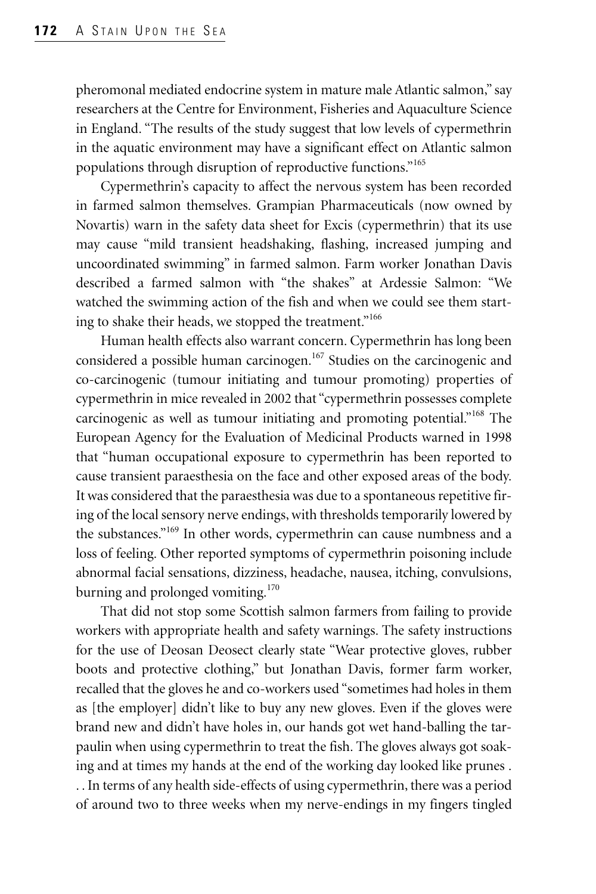pheromonal mediated endocrine system in mature male Atlantic salmon," say researchers at the Centre for Environment, Fisheries and Aquaculture Science in England. "The results of the study suggest that low levels of cypermethrin in the aquatic environment may have a significant effect on Atlantic salmon populations through disruption of reproductive functions."[165]

Cypermethrin's capacity to affect the nervous system has been recorded in farmed salmon themselves. Grampian Pharmaceuticals (now owned by Novartis) warn in the safety data sheet for Excis (cypermethrin) that its use may cause "mild transient headshaking, flashing, increased jumping and uncoordinated swimming" in farmed salmon. Farm worker Jonathan Davis described a farmed salmon with "the shakes" at Ardessie Salmon: "We watched the swimming action of the fish and when we could see them starting to shake their heads, we stopped the treatment."[166]

Human health effects also warrant concern. Cypermethrin has long been considered a possible human carcinogen.[167] Studies on the carcinogenic and co-carcinogenic (tumour initiating and tumour promoting) properties of cypermethrin in mice revealed in 2002 that "cypermethrin possesses complete carcinogenic as well as tumour initiating and promoting potential."[168] The European Agency for the Evaluation of Medicinal Products warned in 1998 that "human occupational exposure to cypermethrin has been reported to cause transient paraesthesia on the face and other exposed areas of the body. It was considered that the paraesthesia was due to a spontaneous repetitive firing of the local sensory nerve endings, with thresholds temporarily lowered by the substances."[169] In other words, cypermethrin can cause numbness and a loss of feeling. Other reported symptoms of cypermethrin poisoning include abnormal facial sensations, dizziness, headache, nausea, itching, convulsions, burning and prolonged vomiting.[170]

That did not stop some Scottish salmon farmers from failing to provide workers with appropriate health and safety warnings. The safety instructions for the use of Deosan Deosect clearly state "Wear protective gloves, rubber boots and protective clothing," but Jonathan Davis, former farm worker, recalled that the gloves he and co-workers used "sometimes had holes in them as [the employer] didn't like to buy any new gloves. Even if the gloves were brand new and didn't have holes in, our hands got wet hand-balling the tarpaulin when using cypermethrin to treat the fish. The gloves always got soaking and at times my hands at the end of the working day looked like prunes . . . In terms of any health side-effects of using cypermethrin, there was a period of around two to three weeks when my nerve-endings in my fingers tingled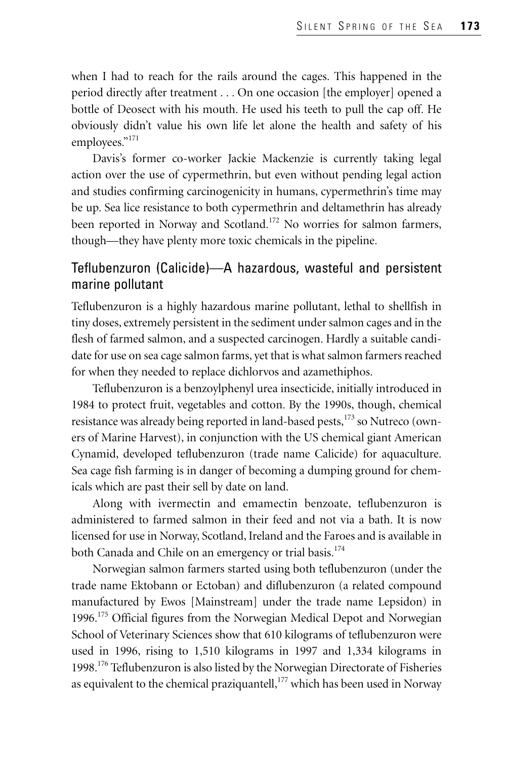when I had to reach for the rails around the cages. This happened in the period directly after treatment . . . On one occasion [the employer] opened a bottle of Deosect with his mouth. He used his teeth to pull the cap off. He obviously didn't value his own life let alone the health and safety of his employees."[171]

Davis's former co-worker Jackie Mackenzie is currently taking legal action over the use of cypermethrin, but even without pending legal action and studies confirming carcinogenicity in humans, cypermethrin's time may be up. Sea lice resistance to both cypermethrin and deltamethrin has already been reported in Norway and Scotland.[172] No worries for salmon farmers, though—they have plenty more toxic chemicals in the pipeline.

## Teflubenzuron (Calicide)—A hazardous, wasteful and persistent marine pollutant

Teflubenzuron is a highly hazardous marine pollutant, lethal to shellfish in tiny doses, extremely persistent in the sediment under salmon cages and in the flesh of farmed salmon, and a suspected carcinogen. Hardly a suitable candidate for use on sea cage salmon farms, yet that is what salmon farmers reached for when they needed to replace dichlorvos and azamethiphos.

Teflubenzuron is a benzoylphenyl urea insecticide, initially introduced in 1984 to protect fruit, vegetables and cotton. By the 1990s, though, chemical resistance was already being reported in land-based pests,[173] so Nutreco (owners of Marine Harvest), in conjunction with the US chemical giant American Cynamid, developed teflubenzuron (trade name Calicide) for aquaculture. Sea cage fish farming is in danger of becoming a dumping ground for chemicals which are past their sell by date on land.

Along with ivermectin and emamectin benzoate, teflubenzuron is administered to farmed salmon in their feed and not via a bath. It is now licensed for use in Norway, Scotland, Ireland and the Faroes and is available in both Canada and Chile on an emergency or trial basis.[174]

Norwegian salmon farmers started using both teflubenzuron (under the trade name Ektobann or Ectoban) and diflubenzuron (a related compound manufactured by Ewos [Mainstream] under the trade name Lepsidon) in 1996.[175] Official figures from the Norwegian Medical Depot and Norwegian School of Veterinary Sciences show that 610 kilograms of teflubenzuron were used in 1996, rising to 1,510 kilograms in 1997 and 1,334 kilograms in 1998.[176] Teflubenzuron is also listed by the Norwegian Directorate of Fisheries as equivalent to the chemical praziquantell,[177] which has been used in Norway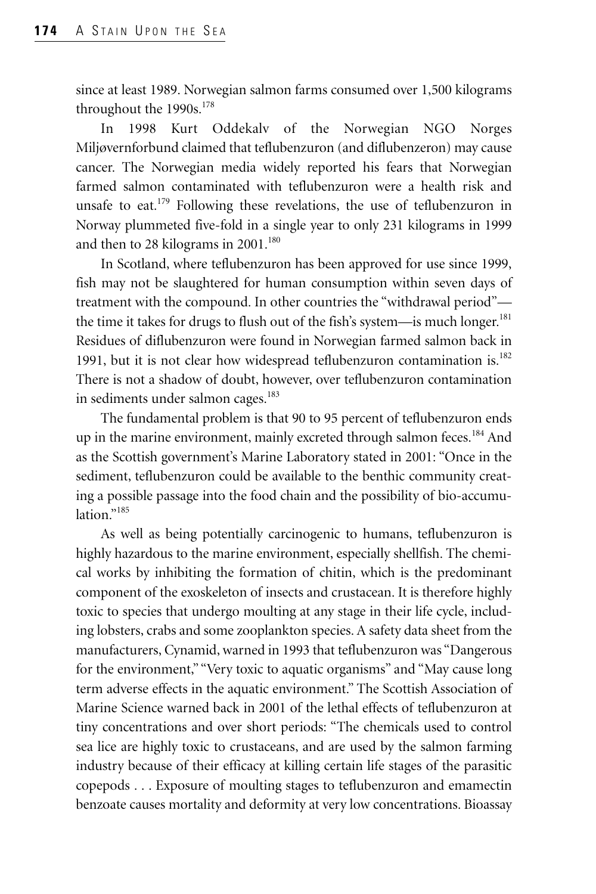since at least 1989. Norwegian salmon farms consumed over 1,500 kilograms throughout the 1990s.[178]

In 1998 Kurt Oddekalv of the Norwegian NGO Norges Miljøvernforbund claimed that teflubenzuron (and diflubenzeron) may cause cancer. The Norwegian media widely reported his fears that Norwegian farmed salmon contaminated with teflubenzuron were a health risk and unsafe to eat.[179] Following these revelations, the use of teflubenzuron in Norway plummeted five-fold in a single year to only 231 kilograms in 1999 and then to 28 kilograms in 2001.[180]

In Scotland, where teflubenzuron has been approved for use since 1999, fish may not be slaughtered for human consumption within seven days of treatment with the compound. In other countries the "withdrawal period"—the time it takes for drugs to flush out of the fish's system—is much longer.[181] Residues of diflubenzuron were found in Norwegian farmed salmon back in 1991, but it is not clear how widespread teflubenzuron contamination is.[182] There is not a shadow of doubt, however, over teflubenzuron contamination in sediments under salmon cages.[183]

The fundamental problem is that 90 to 95 percent of teflubenzuron ends up in the marine environment, mainly excreted through salmon feces.[184] And as the Scottish government's Marine Laboratory stated in 2001: "Once in the sediment, teflubenzuron could be available to the benthic community creating a possible passage into the food chain and the possibility of bio-accumulation."[185]

As well as being potentially carcinogenic to humans, teflubenzuron is highly hazardous to the marine environment, especially shellfish. The chemical works by inhibiting the formation of chitin, which is the predominant component of the exoskeleton of insects and crustacean. It is therefore highly toxic to species that undergo moulting at any stage in their life cycle, including lobsters, crabs and some zooplankton species. A safety data sheet from the manufacturers, Cynamid, warned in 1993 that teflubenzuron was "Dangerous for the environment," "Very toxic to aquatic organisms" and "May cause long term adverse effects in the aquatic environment." The Scottish Association of Marine Science warned back in 2001 of the lethal effects of teflubenzuron at tiny concentrations and over short periods: "The chemicals used to control sea lice are highly toxic to crustaceans, and are used by the salmon farming industry because of their efficacy at killing certain life stages of the parasitic copepods . . . Exposure of moulting stages to teflubenzuron and emamectin benzoate causes mortality and deformity at very low concentrations. Bioassay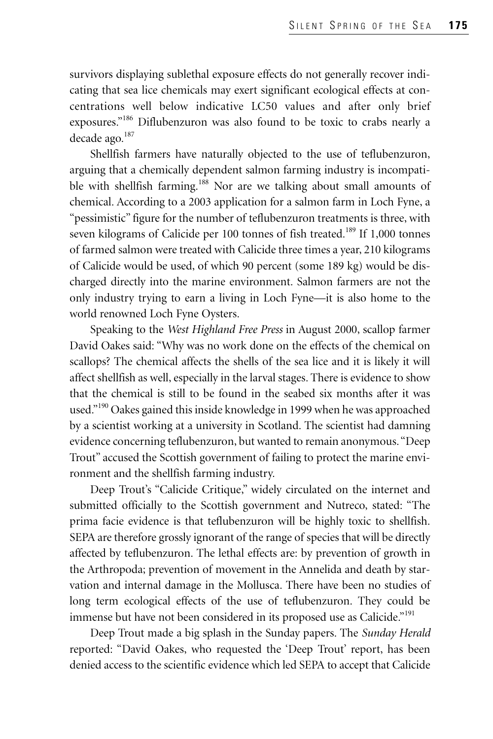survivors displaying sublethal exposure effects do not generally recover indicating that sea lice chemicals may exert significant ecological effects at concentrations well below indicative LC50 values and after only brief exposures."[186] Diflubenzuron was also found to be toxic to crabs nearly a decade ago.[187]

Shellfish farmers have naturally objected to the use of teflubenzuron, arguing that a chemically dependent salmon farming industry is incompatible with shellfish farming.[188] Nor are we talking about small amounts of chemical. According to a 2003 application for a salmon farm in Loch Fyne, a "pessimistic" figure for the number of teflubenzuron treatments is three, with seven kilograms of Calicide per 100 tonnes of fish treated.[189] If 1,000 tonnes of farmed salmon were treated with Calicide three times a year, 210 kilograms of Calicide would be used, of which 90 percent (some 189 kg) would be discharged directly into the marine environment. Salmon farmers are not the only industry trying to earn a living in Loch Fyne—it is also home to the world renowned Loch Fyne Oysters.

Speaking to the *West Highland Free Press* in August 2000, scallop farmer David Oakes said: "Why was no work done on the effects of the chemical on scallops? The chemical affects the shells of the sea lice and it is likely it will affect shellfish as well, especially in the larval stages. There is evidence to show that the chemical is still to be found in the seabed six months after it was used."[190] Oakes gained this inside knowledge in 1999 when he was approached by a scientist working at a university in Scotland. The scientist had damning evidence concerning teflubenzuron, but wanted to remain anonymous. "Deep Trout" accused the Scottish government of failing to protect the marine environment and the shellfish farming industry.

Deep Trout's "Calicide Critique," widely circulated on the internet and submitted officially to the Scottish government and Nutreco, stated: "The prima facie evidence is that teflubenzuron will be highly toxic to shellfish. SEPA are therefore grossly ignorant of the range of species that will be directly affected by teflubenzuron. The lethal effects are: by prevention of growth in the Arthropoda; prevention of movement in the Annelida and death by starvation and internal damage in the Mollusca. There have been no studies of long term ecological effects of the use of teflubenzuron. They could be immense but have not been considered in its proposed use as Calicide."[191]

Deep Trout made a big splash in the Sunday papers. The *Sunday Herald* reported: "David Oakes, who requested the 'Deep Trout' report, has been denied access to the scientific evidence which led SEPA to accept that Calicide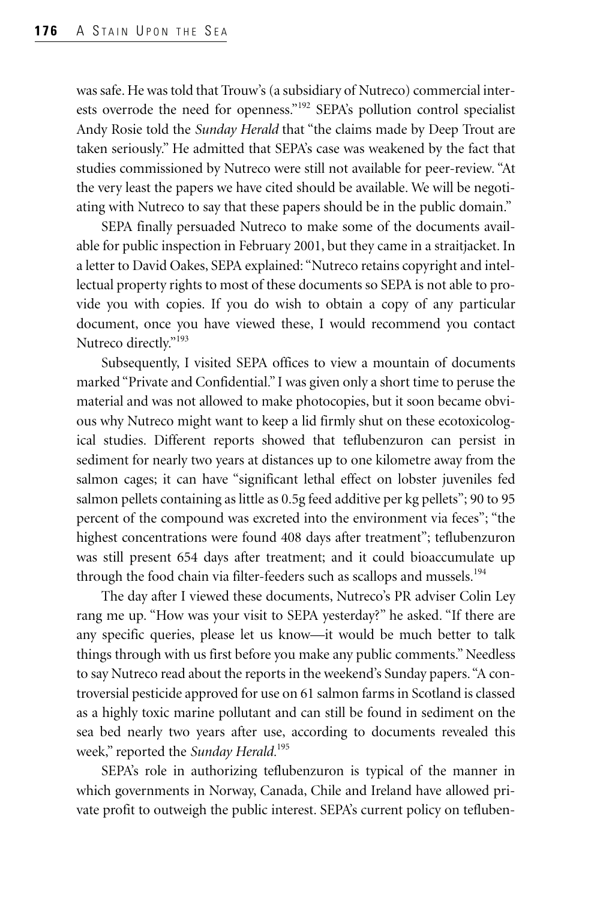was safe. He was told that Trouw's (a subsidiary of Nutreco) commercial interests overrode the need for openness."[192] SEPA's pollution control specialist Andy Rosie told the *Sunday Herald* that "the claims made by Deep Trout are taken seriously." He admitted that SEPA's case was weakened by the fact that studies commissioned by Nutreco were still not available for peer-review. "At the very least the papers we have cited should be available. We will be negotiating with Nutreco to say that these papers should be in the public domain."

SEPA finally persuaded Nutreco to make some of the documents available for public inspection in February 2001, but they came in a straitjacket. In a letter to David Oakes, SEPA explained: "Nutreco retains copyright and intellectual property rights to most of these documents so SEPA is not able to provide you with copies. If you do wish to obtain a copy of any particular document, once you have viewed these, I would recommend you contact Nutreco directly."[193]

Subsequently, I visited SEPA offices to view a mountain of documents marked "Private and Confidential." I was given only a short time to peruse the material and was not allowed to make photocopies, but it soon became obvious why Nutreco might want to keep a lid firmly shut on these ecotoxicological studies. Different reports showed that teflubenzuron can persist in sediment for nearly two years at distances up to one kilometre away from the salmon cages; it can have "significant lethal effect on lobster juveniles fed salmon pellets containing as little as 0.5g feed additive per kg pellets"; 90 to 95 percent of the compound was excreted into the environment via feces"; "the highest concentrations were found 408 days after treatment"; teflubenzuron was still present 654 days after treatment; and it could bioaccumulate up through the food chain via filter-feeders such as scallops and mussels.[194]

The day after I viewed these documents, Nutreco's PR adviser Colin Ley rang me up. "How was your visit to SEPA yesterday?" he asked. "If there are any specific queries, please let us know—it would be much better to talk things through with us first before you make any public comments." Needless to say Nutreco read about the reports in the weekend's Sunday papers. "A controversial pesticide approved for use on 61 salmon farms in Scotland is classed as a highly toxic marine pollutant and can still be found in sediment on the sea bed nearly two years after use, according to documents revealed this week," reported the *Sunday Herald*.[195]

SEPA's role in authorizing teflubenzuron is typical of the manner in which governments in Norway, Canada, Chile and Ireland have allowed private profit to outweigh the public interest. SEPA's current policy on tefluben-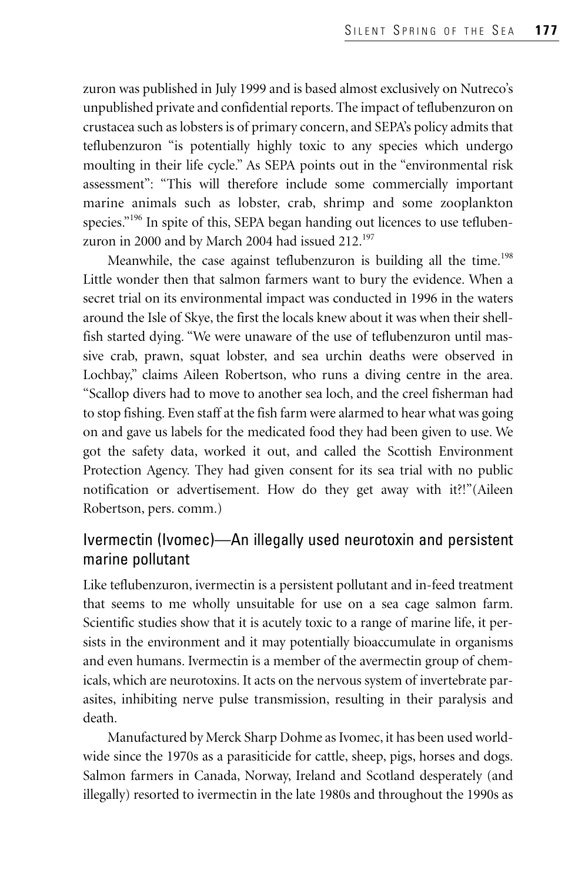zuron was published in July 1999 and is based almost exclusively on Nutreco's unpublished private and confidential reports. The impact of teflubenzuron on crustacea such as lobsters is of primary concern, and SEPA's policy admits that teflubenzuron "is potentially highly toxic to any species which undergo moulting in their life cycle." As SEPA points out in the "environmental risk assessment": "This will therefore include some commercially important marine animals such as lobster, crab, shrimp and some zooplankton species."[196] In spite of this, SEPA began handing out licences to use teflubenzuron in 2000 and by March 2004 had issued 212.[197]

Meanwhile, the case against teflubenzuron is building all the time.[198] Little wonder then that salmon farmers want to bury the evidence. When a secret trial on its environmental impact was conducted in 1996 in the waters around the Isle of Skye, the first the locals knew about it was when their shellfish started dying. "We were unaware of the use of teflubenzuron until massive crab, prawn, squat lobster, and sea urchin deaths were observed in Lochbay," claims Aileen Robertson, who runs a diving centre in the area. "Scallop divers had to move to another sea loch, and the creel fisherman had to stop fishing. Even staff at the fish farm were alarmed to hear what was going on and gave us labels for the medicated food they had been given to use. We got the safety data, worked it out, and called the Scottish Environment Protection Agency. They had given consent for its sea trial with no public notification or advertisement. How do they get away with it?!"(Aileen Robertson, pers. comm.)

## Ivermectin (Ivomec)—An illegally used neurotoxin and persistent marine pollutant

Like teflubenzuron, ivermectin is a persistent pollutant and in-feed treatment that seems to me wholly unsuitable for use on a sea cage salmon farm. Scientific studies show that it is acutely toxic to a range of marine life, it persists in the environment and it may potentially bioaccumulate in organisms and even humans. Ivermectin is a member of the avermectin group of chemicals, which are neurotoxins. It acts on the nervous system of invertebrate parasites, inhibiting nerve pulse transmission, resulting in their paralysis and death.

Manufactured by Merck Sharp Dohme as Ivomec, it has been used worldwide since the 1970s as a parasiticide for cattle, sheep, pigs, horses and dogs. Salmon farmers in Canada, Norway, Ireland and Scotland desperately (and illegally) resorted to ivermectin in the late 1980s and throughout the 1990s as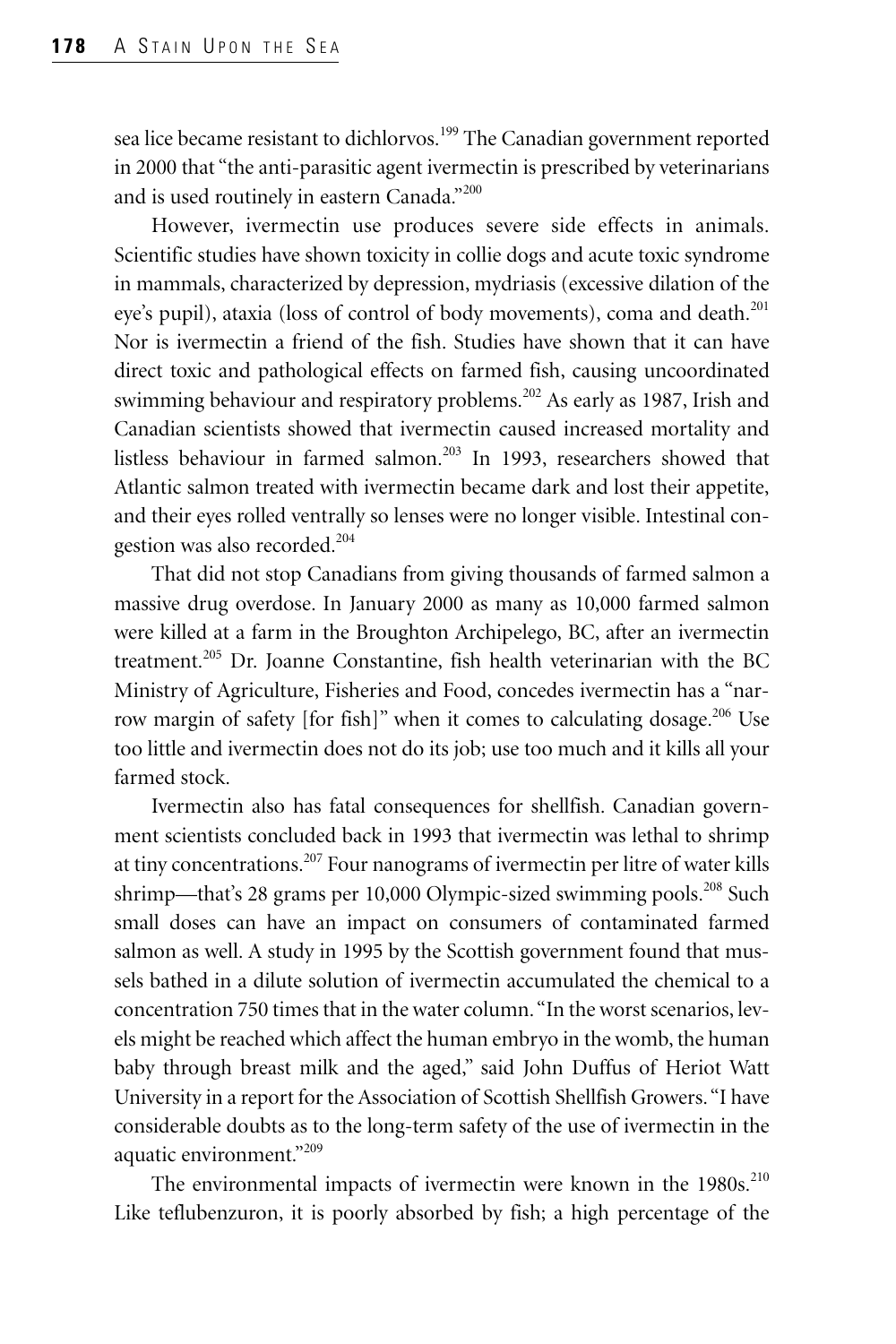sea lice became resistant to dichlorvos.[199] The Canadian government reported in 2000 that "the anti-parasitic agent ivermectin is prescribed by veterinarians and is used routinely in eastern Canada."[200]

However, ivermectin use produces severe side effects in animals. Scientific studies have shown toxicity in collie dogs and acute toxic syndrome in mammals, characterized by depression, mydriasis (excessive dilation of the eye's pupil), ataxia (loss of control of body movements), coma and death.[201] Nor is ivermectin a friend of the fish. Studies have shown that it can have direct toxic and pathological effects on farmed fish, causing uncoordinated swimming behaviour and respiratory problems.[202] As early as 1987, Irish and Canadian scientists showed that ivermectin caused increased mortality and listless behaviour in farmed salmon.[203] In 1993, researchers showed that Atlantic salmon treated with ivermectin became dark and lost their appetite, and their eyes rolled ventrally so lenses were no longer visible. Intestinal congestion was also recorded.[204]

That did not stop Canadians from giving thousands of farmed salmon a massive drug overdose. In January 2000 as many as 10,000 farmed salmon were killed at a farm in the Broughton Archipelego, BC, after an ivermectin treatment.[205] Dr. Joanne Constantine, fish health veterinarian with the BC Ministry of Agriculture, Fisheries and Food, concedes ivermectin has a "narrow margin of safety [for fish]" when it comes to calculating dosage.[206] Use too little and ivermectin does not do its job; use too much and it kills all your farmed stock.

Ivermectin also has fatal consequences for shellfish. Canadian government scientists concluded back in 1993 that ivermectin was lethal to shrimp at tiny concentrations.[207] Four nanograms of ivermectin per litre of water kills shrimp—that's 28 grams per 10,000 Olympic-sized swimming pools.[208] Such small doses can have an impact on consumers of contaminated farmed salmon as well. A study in 1995 by the Scottish government found that mussels bathed in a dilute solution of ivermectin accumulated the chemical to a concentration 750 times that in the water column. "In the worst scenarios, levels might be reached which affect the human embryo in the womb, the human baby through breast milk and the aged," said John Duffus of Heriot Watt University in a report for the Association of Scottish Shellfish Growers. "I have considerable doubts as to the long-term safety of the use of ivermectin in the aquatic environment."[209]

The environmental impacts of ivermectin were known in the 1980s.[210] Like teflubenzuron, it is poorly absorbed by fish; a high percentage of the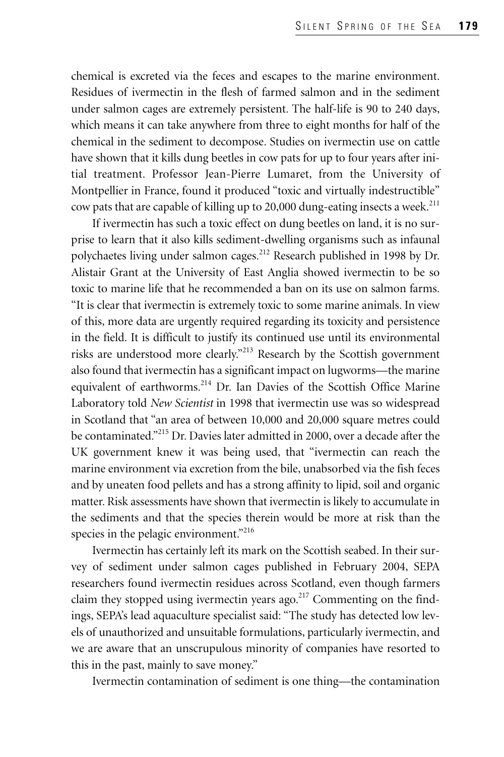chemical is excreted via the feces and escapes to the marine environment. Residues of ivermectin in the flesh of farmed salmon and in the sediment under salmon cages are extremely persistent. The half-life is 90 to 240 days, which means it can take anywhere from three to eight months for half of the chemical in the sediment to decompose. Studies on ivermectin use on cattle have shown that it kills dung beetles in cow pats for up to four years after initial treatment. Professor Jean-Pierre Lumaret, from the University of Montpellier in France, found it produced "toxic and virtually indestructible" cow pats that are capable of killing up to 20,000 dung-eating insects a week.[211]

If ivermectin has such a toxic effect on dung beetles on land, it is no surprise to learn that it also kills sediment-dwelling organisms such as infaunal polychaetes living under salmon cages.[212] Research published in 1998 by Dr. Alistair Grant at the University of East Anglia showed ivermectin to be so toxic to marine life that he recommended a ban on its use on salmon farms. "It is clear that ivermectin is extremely toxic to some marine animals. In view of this, more data are urgently required regarding its toxicity and persistence in the field. It is difficult to justify its continued use until its environmental risks are understood more clearly."[213] Research by the Scottish government also found that ivermectin has a significant impact on lugworms—the marine equivalent of earthworms.[214] Dr. Ian Davies of the Scottish Office Marine Laboratory told *New Scientist* in 1998 that ivermectin use was so widespread in Scotland that "an area of between 10,000 and 20,000 square metres could be contaminated."[215] Dr. Davies later admitted in 2000, over a decade after the UK government knew it was being used, that "ivermectin can reach the marine environment via excretion from the bile, unabsorbed via the fish feces and by uneaten food pellets and has a strong affinity to lipid, soil and organic matter. Risk assessments have shown that ivermectin is likely to accumulate in the sediments and that the species therein would be more at risk than the species in the pelagic environment."[216]

Ivermectin has certainly left its mark on the Scottish seabed. In their survey of sediment under salmon cages published in February 2004, SEPA researchers found ivermectin residues across Scotland, even though farmers claim they stopped using ivermectin years ago.[217] Commenting on the findings, SEPA's lead aquaculture specialist said: "The study has detected low levels of unauthorized and unsuitable formulations, particularly ivermectin, and we are aware that an unscrupulous minority of companies have resorted to this in the past, mainly to save money."

Ivermectin contamination of sediment is one thing—the contamination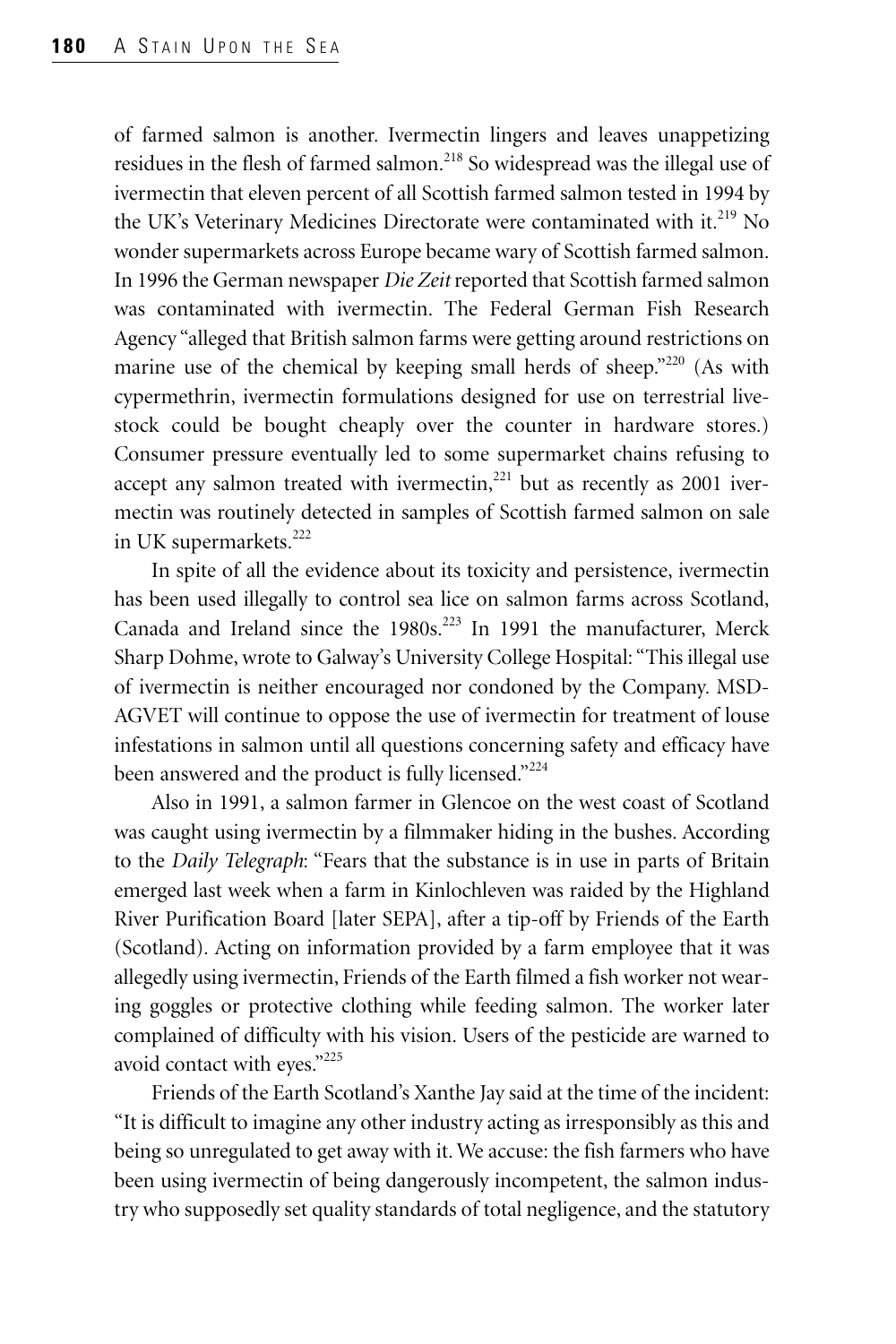of farmed salmon is another. Ivermectin lingers and leaves unappetizing residues in the flesh of farmed salmon.[218] So widespread was the illegal use of ivermectin that eleven percent of all Scottish farmed salmon tested in 1994 by the UK's Veterinary Medicines Directorate were contaminated with it.[219] No wonder supermarkets across Europe became wary of Scottish farmed salmon. In 1996 the German newspaper *Die Zeit* reported that Scottish farmed salmon was contaminated with ivermectin. The Federal German Fish Research Agency "alleged that British salmon farms were getting around restrictions on marine use of the chemical by keeping small herds of sheep."[220] (As with cypermethrin, ivermectin formulations designed for use on terrestrial livestock could be bought cheaply over the counter in hardware stores.) Consumer pressure eventually led to some supermarket chains refusing to accept any salmon treated with ivermectin,[221] but as recently as 2001 ivermectin was routinely detected in samples of Scottish farmed salmon on sale in UK supermarkets.[222]

In spite of all the evidence about its toxicity and persistence, ivermectin has been used illegally to control sea lice on salmon farms across Scotland, Canada and Ireland since the 1980s.[223] In 1991 the manufacturer, Merck Sharp Dohme, wrote to Galway's University College Hospital: "This illegal use of ivermectin is neither encouraged nor condoned by the Company. MSD-AGVET will continue to oppose the use of ivermectin for treatment of louse infestations in salmon until all questions concerning safety and efficacy have been answered and the product is fully licensed."[224]

Also in 1991, a salmon farmer in Glencoe on the west coast of Scotland was caught using ivermectin by a filmmaker hiding in the bushes. According to the *Daily Telegraph*: "Fears that the substance is in use in parts of Britain emerged last week when a farm in Kinlochleven was raided by the Highland River Purification Board [later SEPA], after a tip-off by Friends of the Earth (Scotland). Acting on information provided by a farm employee that it was allegedly using ivermectin, Friends of the Earth filmed a fish worker not wearing goggles or protective clothing while feeding salmon. The worker later complained of difficulty with his vision. Users of the pesticide are warned to avoid contact with eyes."[225]

Friends of the Earth Scotland's Xanthe Jay said at the time of the incident: "It is difficult to imagine any other industry acting as irresponsibly as this and being so unregulated to get away with it. We accuse: the fish farmers who have been using ivermectin of being dangerously incompetent, the salmon industry who supposedly set quality standards of total negligence, and the statutory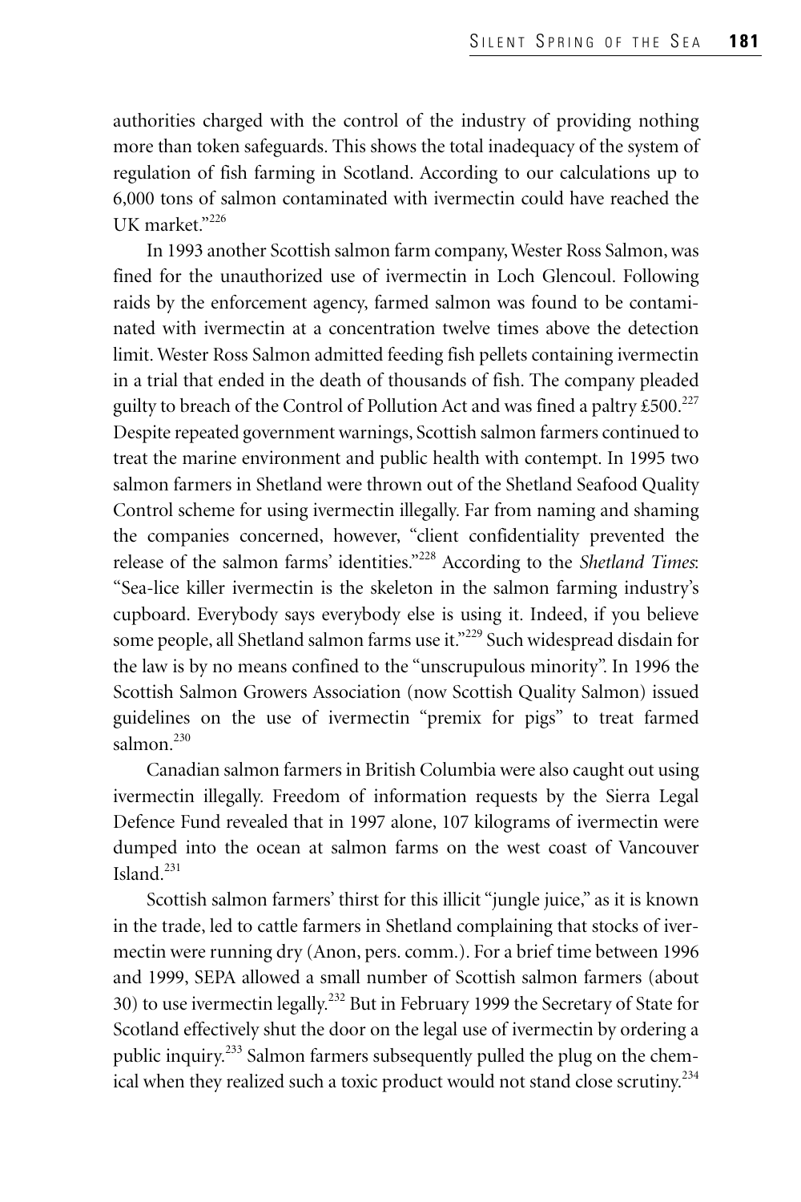authorities charged with the control of the industry of providing nothing more than token safeguards. This shows the total inadequacy of the system of regulation of fish farming in Scotland. According to our calculations up to 6,000 tons of salmon contaminated with ivermectin could have reached the UK market."[226]

In 1993 another Scottish salmon farm company, Wester Ross Salmon, was fined for the unauthorized use of ivermectin in Loch Glencoul. Following raids by the enforcement agency, farmed salmon was found to be contaminated with ivermectin at a concentration twelve times above the detection limit. Wester Ross Salmon admitted feeding fish pellets containing ivermectin in a trial that ended in the death of thousands of fish. The company pleaded guilty to breach of the Control of Pollution Act and was fined a paltry £500.[227] Despite repeated government warnings, Scottish salmon farmers continued to treat the marine environment and public health with contempt. In 1995 two salmon farmers in Shetland were thrown out of the Shetland Seafood Quality Control scheme for using ivermectin illegally. Far from naming and shaming the companies concerned, however, "client confidentiality prevented the release of the salmon farms' identities."[228] According to the *Shetland Times*: "Sea-lice killer ivermectin is the skeleton in the salmon farming industry's cupboard. Everybody says everybody else is using it. Indeed, if you believe some people, all Shetland salmon farms use it."[229] Such widespread disdain for the law is by no means confined to the "unscrupulous minority". In 1996 the Scottish Salmon Growers Association (now Scottish Quality Salmon) issued guidelines on the use of ivermectin "premix for pigs" to treat farmed salmon.[230]

Canadian salmon farmers in British Columbia were also caught out using ivermectin illegally. Freedom of information requests by the Sierra Legal Defence Fund revealed that in 1997 alone, 107 kilograms of ivermectin were dumped into the ocean at salmon farms on the west coast of Vancouver Island.[231]

Scottish salmon farmers' thirst for this illicit "jungle juice," as it is known in the trade, led to cattle farmers in Shetland complaining that stocks of ivermectin were running dry (Anon, pers. comm.). For a brief time between 1996 and 1999, SEPA allowed a small number of Scottish salmon farmers (about 30) to use ivermectin legally.[232] But in February 1999 the Secretary of State for Scotland effectively shut the door on the legal use of ivermectin by ordering a public inquiry.[233] Salmon farmers subsequently pulled the plug on the chemical when they realized such a toxic product would not stand close scrutiny.[234]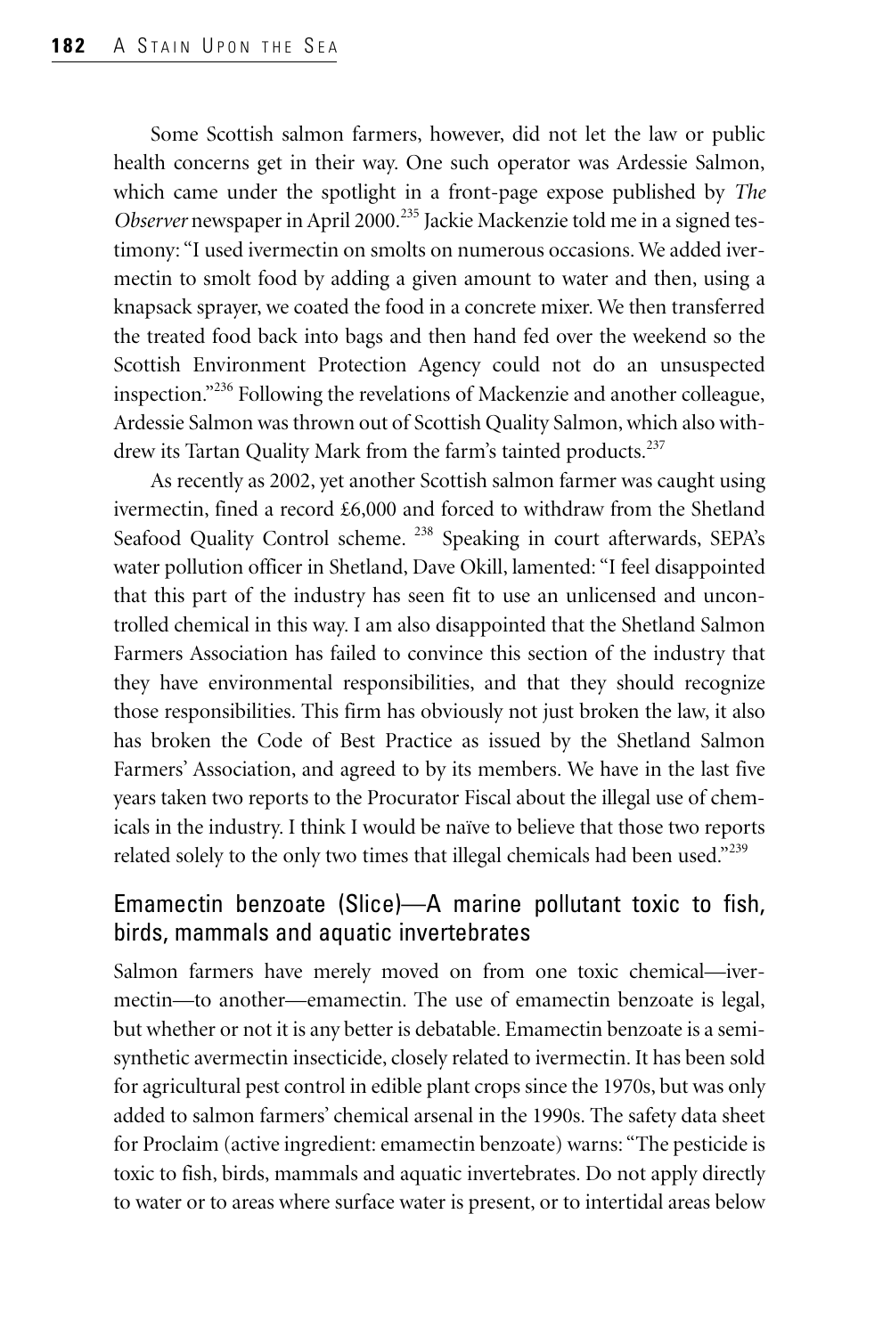Some Scottish salmon farmers, however, did not let the law or public health concerns get in their way. One such operator was Ardessie Salmon, which came under the spotlight in a front-page expose published by *The Observer* newspaper in April 2000.[235] Jackie Mackenzie told me in a signed testimony: "I used ivermectin on smolts on numerous occasions. We added ivermectin to smolt food by adding a given amount to water and then, using a knapsack sprayer, we coated the food in a concrete mixer. We then transferred the treated food back into bags and then hand fed over the weekend so the Scottish Environment Protection Agency could not do an unsuspected inspection."[236] Following the revelations of Mackenzie and another colleague, Ardessie Salmon was thrown out of Scottish Quality Salmon, which also withdrew its Tartan Quality Mark from the farm's tainted products.[237]

As recently as 2002, yet another Scottish salmon farmer was caught using ivermectin, fined a record £6,000 and forced to withdraw from the Shetland Seafood Quality Control scheme.[238] Speaking in court afterwards, SEPA's water pollution officer in Shetland, Dave Okill, lamented: "I feel disappointed that this part of the industry has seen fit to use an unlicensed and uncontrolled chemical in this way. I am also disappointed that the Shetland Salmon Farmers Association has failed to convince this section of the industry that they have environmental responsibilities, and that they should recognize those responsibilities. This firm has obviously not just broken the law, it also has broken the Code of Best Practice as issued by the Shetland Salmon Farmers' Association, and agreed to by its members. We have in the last five years taken two reports to the Procurator Fiscal about the illegal use of chemicals in the industry. I think I would be naïve to believe that those two reports related solely to the only two times that illegal chemicals had been used."[239]

## Emamectin benzoate (Slice)—A marine pollutant toxic to fish, birds, mammals and aquatic invertebrates

Salmon farmers have merely moved on from one toxic chemical—ivermectin—to another—emamectin. The use of emamectin benzoate is legal, but whether or not it is any better is debatable. Emamectin benzoate is a semi-synthetic avermectin insecticide, closely related to ivermectin. It has been sold for agricultural pest control in edible plant crops since the 1970s, but was only added to salmon farmers' chemical arsenal in the 1990s. The safety data sheet for Proclaim (active ingredient: emamectin benzoate) warns: "The pesticide is toxic to fish, birds, mammals and aquatic invertebrates. Do not apply directly to water or to areas where surface water is present, or to intertidal areas below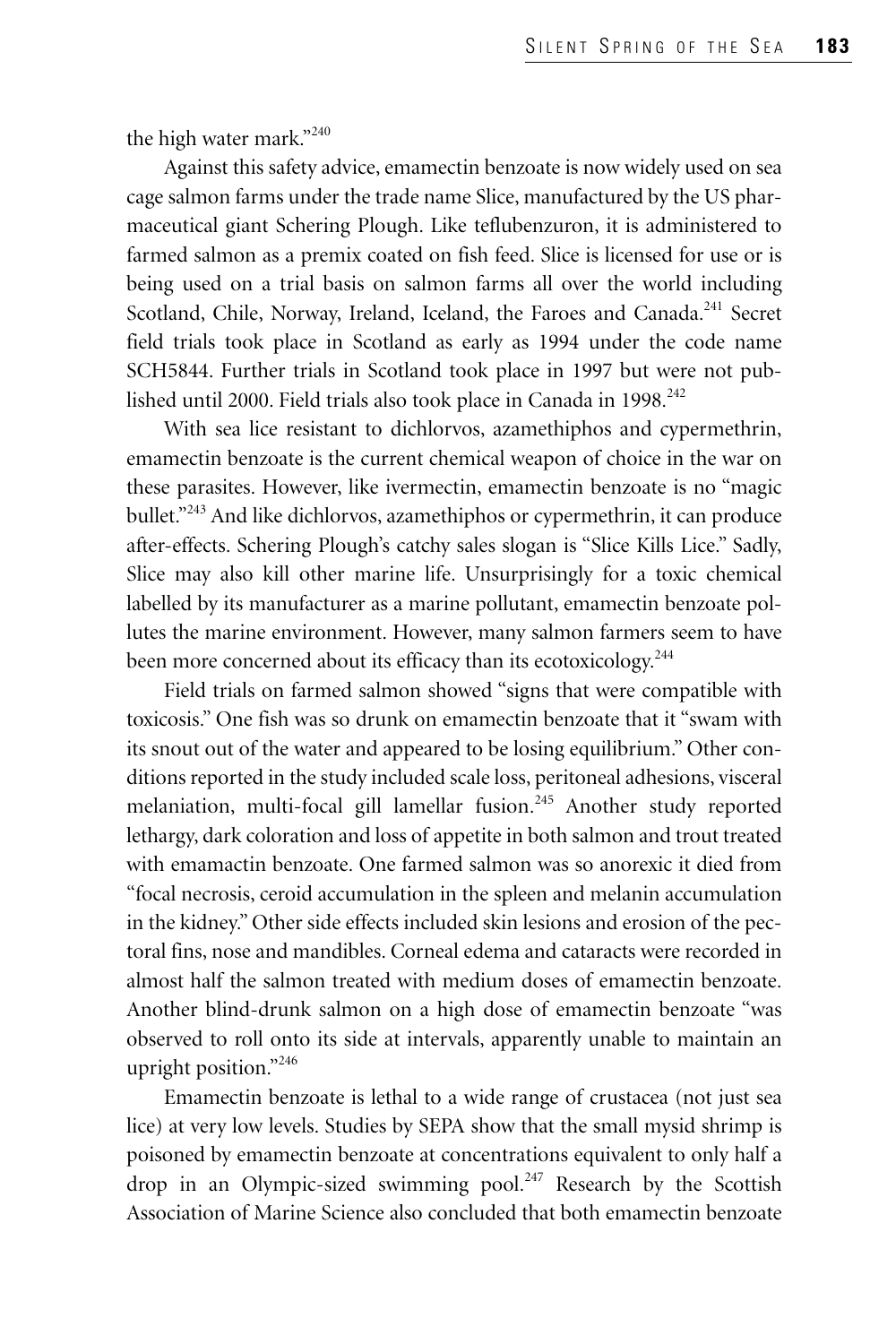the high water mark."[240]

Against this safety advice, emamectin benzoate is now widely used on sea cage salmon farms under the trade name Slice, manufactured by the US pharmaceutical giant Schering Plough. Like teflubenzuron, it is administered to farmed salmon as a premix coated on fish feed. Slice is licensed for use or is being used on a trial basis on salmon farms all over the world including Scotland, Chile, Norway, Ireland, Iceland, the Faroes and Canada.[241] Secret field trials took place in Scotland as early as 1994 under the code name SCH5844. Further trials in Scotland took place in 1997 but were not published until 2000. Field trials also took place in Canada in 1998.[242]

With sea lice resistant to dichlorvos, azamethiphos and cypermethrin, emamectin benzoate is the current chemical weapon of choice in the war on these parasites. However, like ivermectin, emamectin benzoate is no "magic bullet."[243] And like dichlorvos, azamethiphos or cypermethrin, it can produce after-effects. Schering Plough's catchy sales slogan is "Slice Kills Lice." Sadly, Slice may also kill other marine life. Unsurprisingly for a toxic chemical labelled by its manufacturer as a marine pollutant, emamectin benzoate pollutes the marine environment. However, many salmon farmers seem to have been more concerned about its efficacy than its ecotoxicology.[244]

Field trials on farmed salmon showed "signs that were compatible with toxicosis." One fish was so drunk on emamectin benzoate that it "swam with its snout out of the water and appeared to be losing equilibrium." Other conditions reported in the study included scale loss, peritoneal adhesions, visceral melaniation, multi-focal gill lamellar fusion.[245] Another study reported lethargy, dark coloration and loss of appetite in both salmon and trout treated with emamactin benzoate. One farmed salmon was so anorexic it died from "focal necrosis, ceroid accumulation in the spleen and melanin accumulation in the kidney." Other side effects included skin lesions and erosion of the pectoral fins, nose and mandibles. Corneal edema and cataracts were recorded in almost half the salmon treated with medium doses of emamectin benzoate. Another blind-drunk salmon on a high dose of emamectin benzoate "was observed to roll onto its side at intervals, apparently unable to maintain an upright position."[246]

Emamectin benzoate is lethal to a wide range of crustacea (not just sea lice) at very low levels. Studies by SEPA show that the small mysid shrimp is poisoned by emamectin benzoate at concentrations equivalent to only half a drop in an Olympic-sized swimming pool.[247] Research by the Scottish Association of Marine Science also concluded that both emamectin benzoate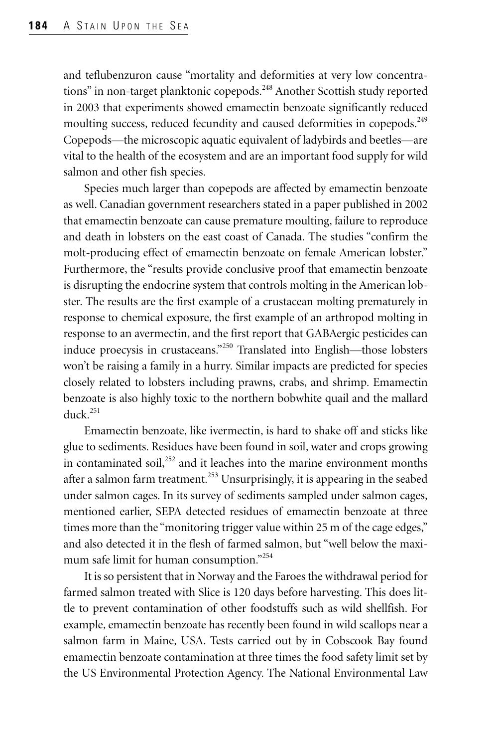and teflubenzuron cause "mortality and deformities at very low concentrations" in non-target planktonic copepods.[248] Another Scottish study reported in 2003 that experiments showed emamectin benzoate significantly reduced moulting success, reduced fecundity and caused deformities in copepods.[249] Copepods—the microscopic aquatic equivalent of ladybirds and beetles—are vital to the health of the ecosystem and are an important food supply for wild salmon and other fish species.

Species much larger than copepods are affected by emamectin benzoate as well. Canadian government researchers stated in a paper published in 2002 that emamectin benzoate can cause premature moulting, failure to reproduce and death in lobsters on the east coast of Canada. The studies "confirm the molt-producing effect of emamectin benzoate on female American lobster." Furthermore, the "results provide conclusive proof that emamectin benzoate is disrupting the endocrine system that controls molting in the American lobster. The results are the first example of a crustacean molting prematurely in response to chemical exposure, the first example of an arthropod molting in response to an avermectin, and the first report that GABAergic pesticides can induce proecysis in crustaceans."[250] Translated into English—those lobsters won't be raising a family in a hurry. Similar impacts are predicted for species closely related to lobsters including prawns, crabs, and shrimp. Emamectin benzoate is also highly toxic to the northern bobwhite quail and the mallard duck.[251]

Emamectin benzoate, like ivermectin, is hard to shake off and sticks like glue to sediments. Residues have been found in soil, water and crops growing in contaminated soil,[252] and it leaches into the marine environment months after a salmon farm treatment.[253] Unsurprisingly, it is appearing in the seabed under salmon cages. In its survey of sediments sampled under salmon cages, mentioned earlier, SEPA detected residues of emamectin benzoate at three times more than the "monitoring trigger value within 25 m of the cage edges," and also detected it in the flesh of farmed salmon, but "well below the maximum safe limit for human consumption."[254]

It is so persistent that in Norway and the Faroes the withdrawal period for farmed salmon treated with Slice is 120 days before harvesting. This does little to prevent contamination of other foodstuffs such as wild shellfish. For example, emamectin benzoate has recently been found in wild scallops near a salmon farm in Maine, USA. Tests carried out by in Cobscook Bay found emamectin benzoate contamination at three times the food safety limit set by the US Environmental Protection Agency. The National Environmental Law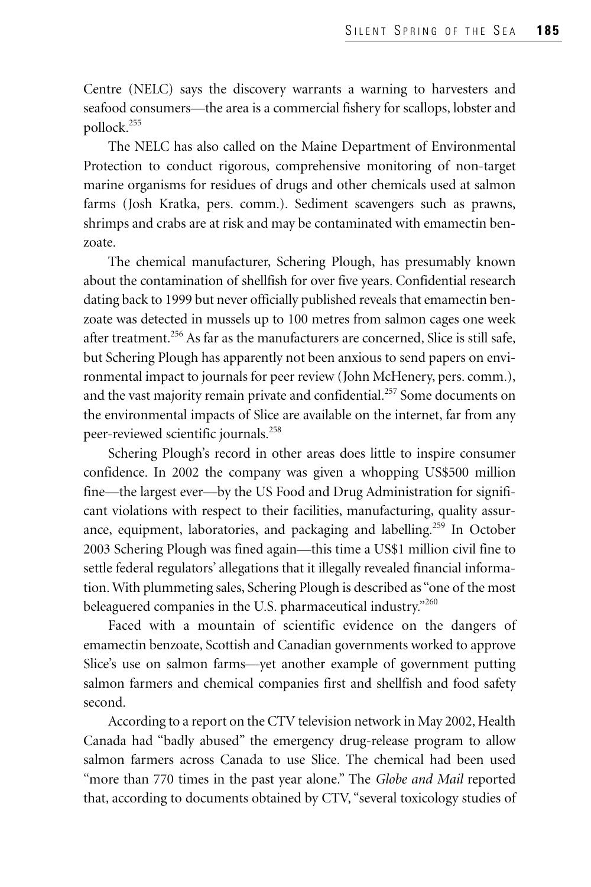Centre (NELC) says the discovery warrants a warning to harvesters and seafood consumers—the area is a commercial fishery for scallops, lobster and pollock.[255]

The NELC has also called on the Maine Department of Environmental Protection to conduct rigorous, comprehensive monitoring of non-target marine organisms for residues of drugs and other chemicals used at salmon farms (Josh Kratka, pers. comm.). Sediment scavengers such as prawns, shrimps and crabs are at risk and may be contaminated with emamectin benzoate.

The chemical manufacturer, Schering Plough, has presumably known about the contamination of shellfish for over five years. Confidential research dating back to 1999 but never officially published reveals that emamectin benzoate was detected in mussels up to 100 metres from salmon cages one week after treatment.[256] As far as the manufacturers are concerned, Slice is still safe, but Schering Plough has apparently not been anxious to send papers on environmental impact to journals for peer review (John McHenery, pers. comm.), and the vast majority remain private and confidential.[257] Some documents on the environmental impacts of Slice are available on the internet, far from any peer-reviewed scientific journals.[258]

Schering Plough's record in other areas does little to inspire consumer confidence. In 2002 the company was given a whopping US$500 million fine—the largest ever—by the US Food and Drug Administration for significant violations with respect to their facilities, manufacturing, quality assurance, equipment, laboratories, and packaging and labelling.[259] In October 2003 Schering Plough was fined again—this time a US$1 million civil fine to settle federal regulators' allegations that it illegally revealed financial information. With plummeting sales, Schering Plough is described as "one of the most beleaguered companies in the U.S. pharmaceutical industry."[260]

Faced with a mountain of scientific evidence on the dangers of emamectin benzoate, Scottish and Canadian governments worked to approve Slice's use on salmon farms—yet another example of government putting salmon farmers and chemical companies first and shellfish and food safety second.

According to a report on the CTV television network in May 2002, Health Canada had "badly abused" the emergency drug-release program to allow salmon farmers across Canada to use Slice. The chemical had been used "more than 770 times in the past year alone." The *Globe and Mail* reported that, according to documents obtained by CTV, "several toxicology studies of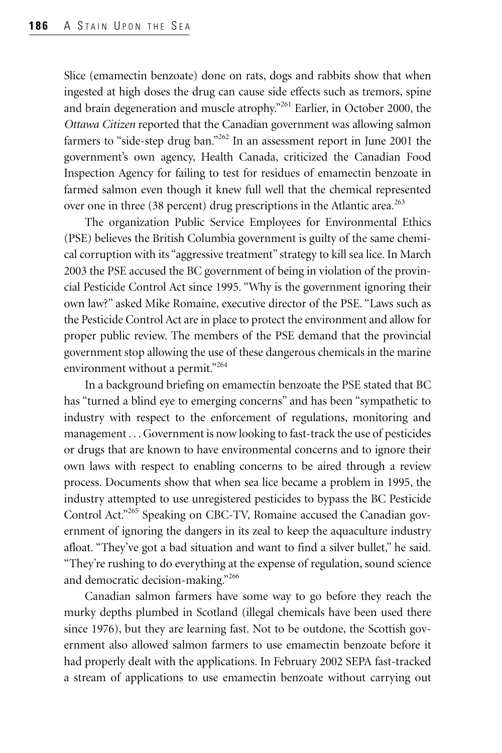Slice (emamectin benzoate) done on rats, dogs and rabbits show that when ingested at high doses the drug can cause side effects such as tremors, spine and brain degeneration and muscle atrophy."[261] Earlier, in October 2000, the *Ottawa Citizen* reported that the Canadian government was allowing salmon farmers to "side-step drug ban."[262] In an assessment report in June 2001 the government's own agency, Health Canada, criticized the Canadian Food Inspection Agency for failing to test for residues of emamectin benzoate in farmed salmon even though it knew full well that the chemical represented over one in three (38 percent) drug prescriptions in the Atlantic area.[263]

The organization Public Service Employees for Environmental Ethics (PSE) believes the British Columbia government is guilty of the same chemical corruption with its "aggressive treatment" strategy to kill sea lice. In March 2003 the PSE accused the BC government of being in violation of the provincial Pesticide Control Act since 1995. "Why is the government ignoring their own law?" asked Mike Romaine, executive director of the PSE. "Laws such as the Pesticide Control Act are in place to protect the environment and allow for proper public review. The members of the PSE demand that the provincial government stop allowing the use of these dangerous chemicals in the marine environment without a permit."[264]

In a background briefing on emamectin benzoate the PSE stated that BC has "turned a blind eye to emerging concerns" and has been "sympathetic to industry with respect to the enforcement of regulations, monitoring and management . . . Government is now looking to fast-track the use of pesticides or drugs that are known to have environmental concerns and to ignore their own laws with respect to enabling concerns to be aired through a review process. Documents show that when sea lice became a problem in 1995, the industry attempted to use unregistered pesticides to bypass the BC Pesticide Control Act."[265] Speaking on CBC-TV, Romaine accused the Canadian government of ignoring the dangers in its zeal to keep the aquaculture industry afloat. "They've got a bad situation and want to find a silver bullet," he said. "They're rushing to do everything at the expense of regulation, sound science and democratic decision-making."[266]

Canadian salmon farmers have some way to go before they reach the murky depths plumbed in Scotland (illegal chemicals have been used there since 1976), but they are learning fast. Not to be outdone, the Scottish government also allowed salmon farmers to use emamectin benzoate before it had properly dealt with the applications. In February 2002 SEPA fast-tracked a stream of applications to use emamectin benzoate without carrying out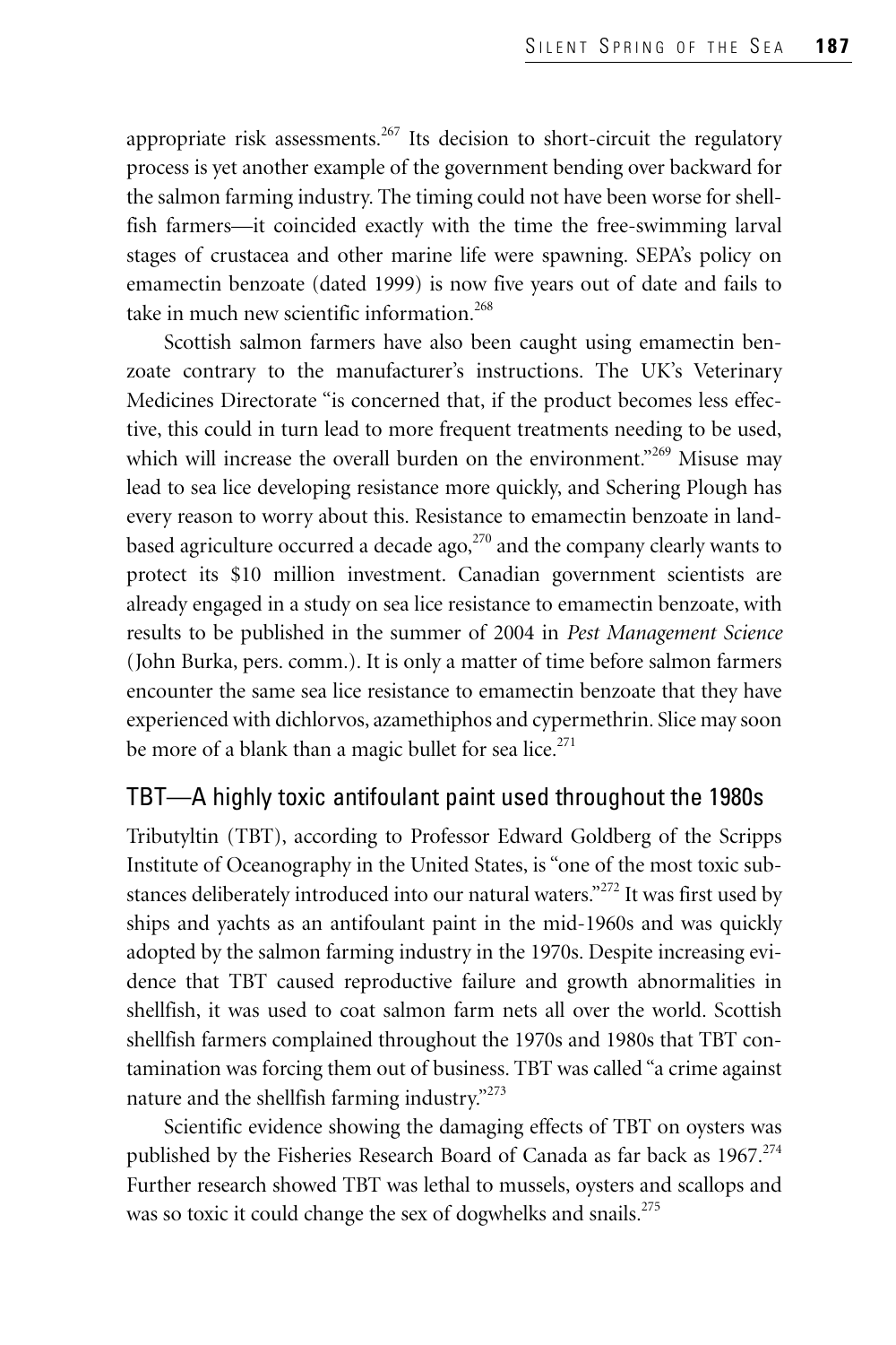appropriate risk assessments.[267] Its decision to short-circuit the regulatory process is yet another example of the government bending over backward for the salmon farming industry. The timing could not have been worse for shellfish farmers—it coincided exactly with the time the free-swimming larval stages of crustacea and other marine life were spawning. SEPA's policy on emamectin benzoate (dated 1999) is now five years out of date and fails to take in much new scientific information.[268]

Scottish salmon farmers have also been caught using emamectin benzoate contrary to the manufacturer's instructions. The UK's Veterinary Medicines Directorate "is concerned that, if the product becomes less effective, this could in turn lead to more frequent treatments needing to be used, which will increase the overall burden on the environment."[269] Misuse may lead to sea lice developing resistance more quickly, and Schering Plough has every reason to worry about this. Resistance to emamectin benzoate in land-based agriculture occurred a decade ago,[270] and the company clearly wants to protect its $10 million investment. Canadian government scientists are already engaged in a study on sea lice resistance to emamectin benzoate, with results to be published in the summer of 2004 in *Pest Management Science* (John Burka, pers. comm.). It is only a matter of time before salmon farmers encounter the same sea lice resistance to emamectin benzoate that they have experienced with dichlorvos, azamethiphos and cypermethrin. Slice may soon be more of a blank than a magic bullet for sea lice.[271]

## TBT—A highly toxic antifoulant paint used throughout the 1980s

Tributyltin (TBT), according to Professor Edward Goldberg of the Scripps Institute of Oceanography in the United States, is "one of the most toxic substances deliberately introduced into our natural waters."[272] It was first used by ships and yachts as an antifoulant paint in the mid-1960s and was quickly adopted by the salmon farming industry in the 1970s. Despite increasing evidence that TBT caused reproductive failure and growth abnormalities in shellfish, it was used to coat salmon farm nets all over the world. Scottish shellfish farmers complained throughout the 1970s and 1980s that TBT contamination was forcing them out of business. TBT was called "a crime against nature and the shellfish farming industry."[273]

Scientific evidence showing the damaging effects of TBT on oysters was published by the Fisheries Research Board of Canada as far back as 1967.[274] Further research showed TBT was lethal to mussels, oysters and scallops and was so toxic it could change the sex of dogwhelks and snails.[275]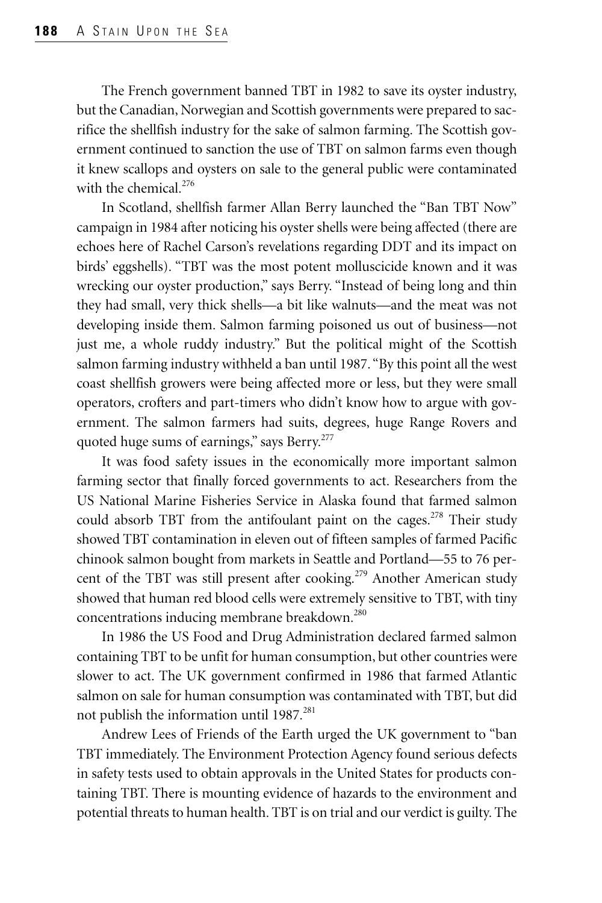The French government banned TBT in 1982 to save its oyster industry, but the Canadian, Norwegian and Scottish governments were prepared to sacrifice the shellfish industry for the sake of salmon farming. The Scottish government continued to sanction the use of TBT on salmon farms even though it knew scallops and oysters on sale to the general public were contaminated with the chemical.[276]

In Scotland, shellfish farmer Allan Berry launched the "Ban TBT Now" campaign in 1984 after noticing his oyster shells were being affected (there are echoes here of Rachel Carson's revelations regarding DDT and its impact on birds' eggshells). "TBT was the most potent molluscicide known and it was wrecking our oyster production," says Berry. "Instead of being long and thin they had small, very thick shells—a bit like walnuts—and the meat was not developing inside them. Salmon farming poisoned us out of business—not just me, a whole ruddy industry." But the political might of the Scottish salmon farming industry withheld a ban until 1987. "By this point all the west coast shellfish growers were being affected more or less, but they were small operators, crofters and part-timers who didn't know how to argue with government. The salmon farmers had suits, degrees, huge Range Rovers and quoted huge sums of earnings," says Berry.[277]

It was food safety issues in the economically more important salmon farming sector that finally forced governments to act. Researchers from the US National Marine Fisheries Service in Alaska found that farmed salmon could absorb TBT from the antifoulant paint on the cages.[278] Their study showed TBT contamination in eleven out of fifteen samples of farmed Pacific chinook salmon bought from markets in Seattle and Portland—55 to 76 percent of the TBT was still present after cooking.[279] Another American study showed that human red blood cells were extremely sensitive to TBT, with tiny concentrations inducing membrane breakdown.[280]

In 1986 the US Food and Drug Administration declared farmed salmon containing TBT to be unfit for human consumption, but other countries were slower to act. The UK government confirmed in 1986 that farmed Atlantic salmon on sale for human consumption was contaminated with TBT, but did not publish the information until 1987.[281]

Andrew Lees of Friends of the Earth urged the UK government to "ban TBT immediately. The Environment Protection Agency found serious defects in safety tests used to obtain approvals in the United States for products containing TBT. There is mounting evidence of hazards to the environment and potential threats to human health. TBT is on trial and our verdict is guilty. The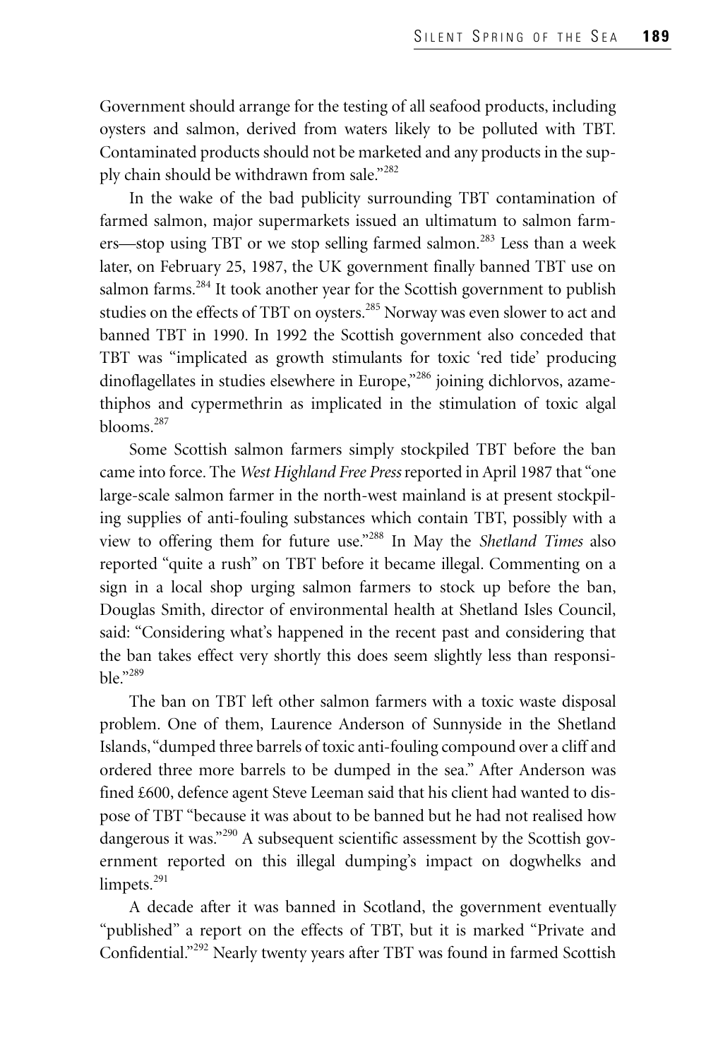Government should arrange for the testing of all seafood products, including oysters and salmon, derived from waters likely to be polluted with TBT. Contaminated products should not be marketed and any products in the supply chain should be withdrawn from sale."[282]

In the wake of the bad publicity surrounding TBT contamination of farmed salmon, major supermarkets issued an ultimatum to salmon farmers—stop using TBT or we stop selling farmed salmon.[283] Less than a week later, on February 25, 1987, the UK government finally banned TBT use on salmon farms.[284] It took another year for the Scottish government to publish studies on the effects of TBT on oysters.[285] Norway was even slower to act and banned TBT in 1990. In 1992 the Scottish government also conceded that TBT was "implicated as growth stimulants for toxic 'red tide' producing dinoflagellates in studies elsewhere in Europe,"[286] joining dichlorvos, azamethiphos and cypermethrin as implicated in the stimulation of toxic algal blooms.[287]

Some Scottish salmon farmers simply stockpiled TBT before the ban came into force. The *West Highland Free Press* reported in April 1987 that "one large-scale salmon farmer in the north-west mainland is at present stockpiling supplies of anti-fouling substances which contain TBT, possibly with a view to offering them for future use."[288] In May the *Shetland Times* also reported "quite a rush" on TBT before it became illegal. Commenting on a sign in a local shop urging salmon farmers to stock up before the ban, Douglas Smith, director of environmental health at Shetland Isles Council, said: "Considering what's happened in the recent past and considering that the ban takes effect very shortly this does seem slightly less than responsible."[289]

The ban on TBT left other salmon farmers with a toxic waste disposal problem. One of them, Laurence Anderson of Sunnyside in the Shetland Islands, "dumped three barrels of toxic anti-fouling compound over a cliff and ordered three more barrels to be dumped in the sea." After Anderson was fined £600, defence agent Steve Leeman said that his client had wanted to dispose of TBT "because it was about to be banned but he had not realised how dangerous it was."[290] A subsequent scientific assessment by the Scottish government reported on this illegal dumping's impact on dogwhelks and limpets.[291]

A decade after it was banned in Scotland, the government eventually "published" a report on the effects of TBT, but it is marked "Private and Confidential."[292] Nearly twenty years after TBT was found in farmed Scottish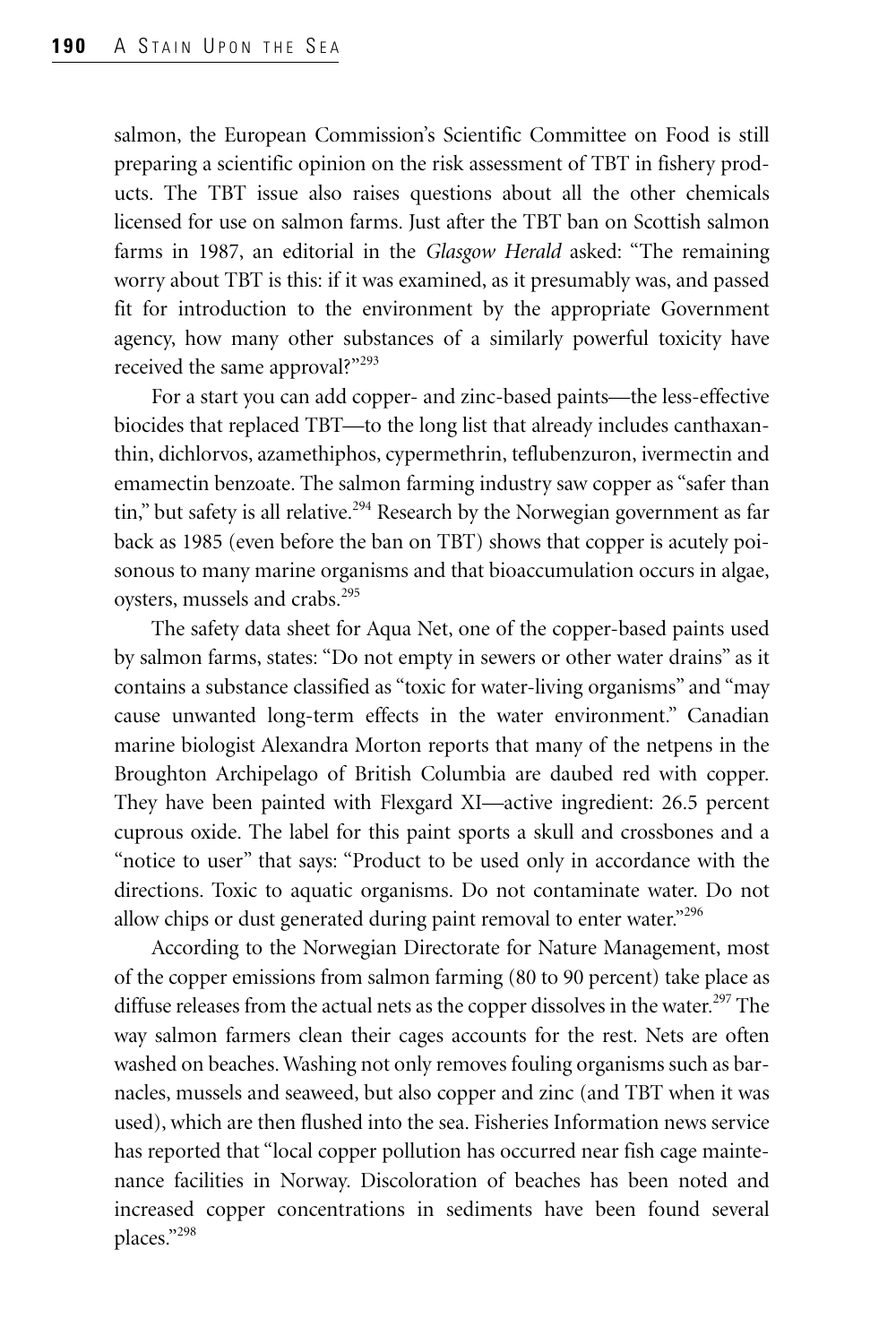salmon, the European Commission's Scientific Committee on Food is still preparing a scientific opinion on the risk assessment of TBT in fishery products. The TBT issue also raises questions about all the other chemicals licensed for use on salmon farms. Just after the TBT ban on Scottish salmon farms in 1987, an editorial in the *Glasgow Herald* asked: "The remaining worry about TBT is this: if it was examined, as it presumably was, and passed fit for introduction to the environment by the appropriate Government agency, how many other substances of a similarly powerful toxicity have received the same approval?"[293]

For a start you can add copper- and zinc-based paints—the less-effective biocides that replaced TBT—to the long list that already includes canthaxanthin, dichlorvos, azamethiphos, cypermethrin, teflubenzuron, ivermectin and emamectin benzoate. The salmon farming industry saw copper as "safer than tin," but safety is all relative.[294] Research by the Norwegian government as far back as 1985 (even before the ban on TBT) shows that copper is acutely poisonous to many marine organisms and that bioaccumulation occurs in algae, oysters, mussels and crabs.[295]

The safety data sheet for Aqua Net, one of the copper-based paints used by salmon farms, states: "Do not empty in sewers or other water drains" as it contains a substance classified as "toxic for water-living organisms" and "may cause unwanted long-term effects in the water environment." Canadian marine biologist Alexandra Morton reports that many of the netpens in the Broughton Archipelago of British Columbia are daubed red with copper. They have been painted with Flexgard XI—active ingredient: 26.5 percent cuprous oxide. The label for this paint sports a skull and crossbones and a "notice to user" that says: "Product to be used only in accordance with the directions. Toxic to aquatic organisms. Do not contaminate water. Do not allow chips or dust generated during paint removal to enter water."[296]

According to the Norwegian Directorate for Nature Management, most of the copper emissions from salmon farming (80 to 90 percent) take place as diffuse releases from the actual nets as the copper dissolves in the water.[297] The way salmon farmers clean their cages accounts for the rest. Nets are often washed on beaches. Washing not only removes fouling organisms such as barnacles, mussels and seaweed, but also copper and zinc (and TBT when it was used), which are then flushed into the sea. Fisheries Information news service has reported that "local copper pollution has occurred near fish cage maintenance facilities in Norway. Discoloration of beaches has been noted and increased copper concentrations in sediments have been found several places."[298]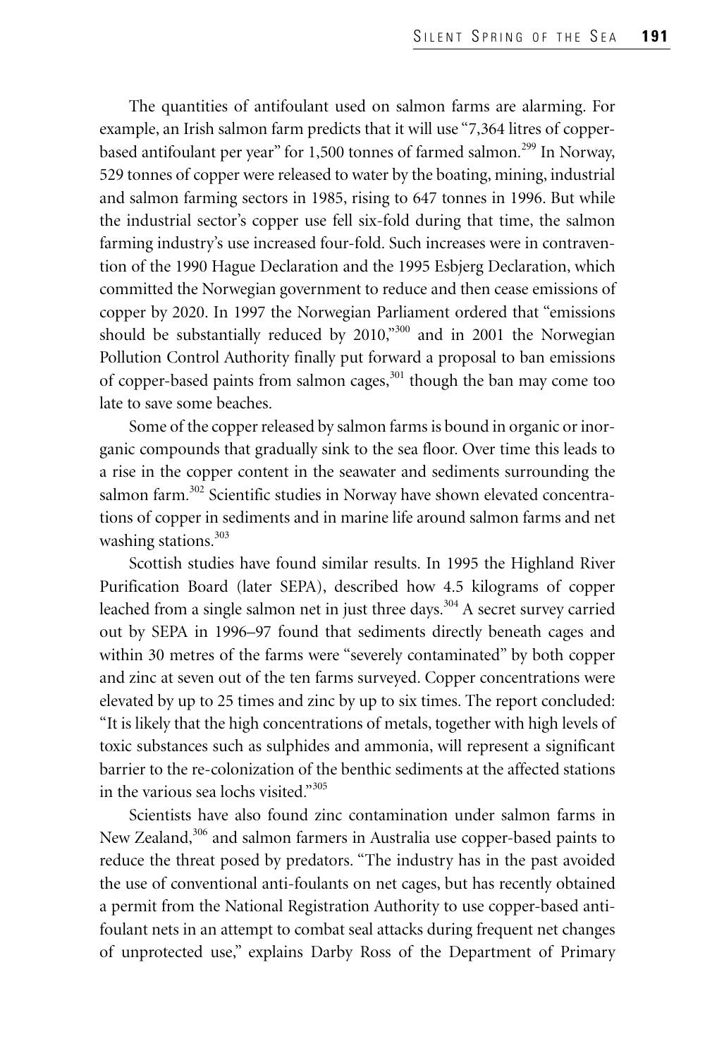The quantities of antifoulant used on salmon farms are alarming. For example, an Irish salmon farm predicts that it will use "7,364 litres of copper-based antifoulant per year" for 1,500 tonnes of farmed salmon.[299] In Norway, 529 tonnes of copper were released to water by the boating, mining, industrial and salmon farming sectors in 1985, rising to 647 tonnes in 1996. But while the industrial sector's copper use fell six-fold during that time, the salmon farming industry's use increased four-fold. Such increases were in contravention of the 1990 Hague Declaration and the 1995 Esbjerg Declaration, which committed the Norwegian government to reduce and then cease emissions of copper by 2020. In 1997 the Norwegian Parliament ordered that "emissions should be substantially reduced by 2010,"[300] and in 2001 the Norwegian Pollution Control Authority finally put forward a proposal to ban emissions of copper-based paints from salmon cages,[301] though the ban may come too late to save some beaches.

Some of the copper released by salmon farms is bound in organic or inorganic compounds that gradually sink to the sea floor. Over time this leads to a rise in the copper content in the seawater and sediments surrounding the salmon farm.[302] Scientific studies in Norway have shown elevated concentrations of copper in sediments and in marine life around salmon farms and net washing stations.[303]

Scottish studies have found similar results. In 1995 the Highland River Purification Board (later SEPA), described how 4.5 kilograms of copper leached from a single salmon net in just three days.[304] A secret survey carried out by SEPA in 1996–97 found that sediments directly beneath cages and within 30 metres of the farms were "severely contaminated" by both copper and zinc at seven out of the ten farms surveyed. Copper concentrations were elevated by up to 25 times and zinc by up to six times. The report concluded: "It is likely that the high concentrations of metals, together with high levels of toxic substances such as sulphides and ammonia, will represent a significant barrier to the re-colonization of the benthic sediments at the affected stations in the various sea lochs visited."[305]

Scientists have also found zinc contamination under salmon farms in New Zealand,[306] and salmon farmers in Australia use copper-based paints to reduce the threat posed by predators. "The industry has in the past avoided the use of conventional anti-foulants on net cages, but has recently obtained a permit from the National Registration Authority to use copper-based anti-foulant nets in an attempt to combat seal attacks during frequent net changes of unprotected use," explains Darby Ross of the Department of Primary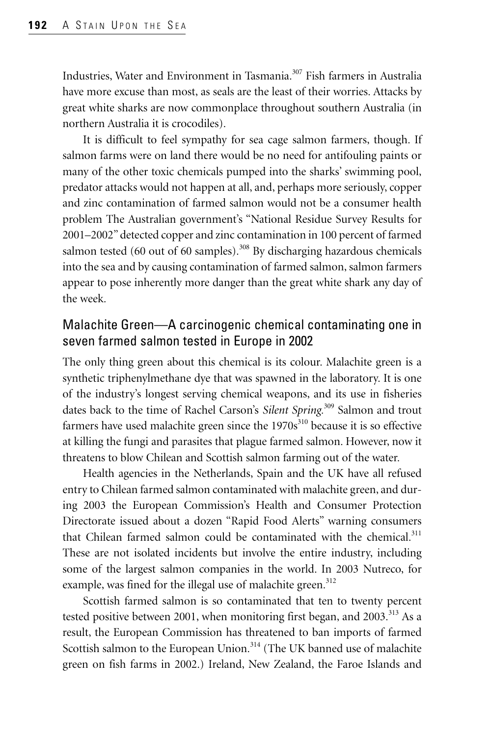Industries, Water and Environment in Tasmania.[307] Fish farmers in Australia have more excuse than most, as seals are the least of their worries. Attacks by great white sharks are now commonplace throughout southern Australia (in northern Australia it is crocodiles).

It is difficult to feel sympathy for sea cage salmon farmers, though. If salmon farms were on land there would be no need for antifouling paints or many of the other toxic chemicals pumped into the sharks' swimming pool, predator attacks would not happen at all, and, perhaps more seriously, copper and zinc contamination of farmed salmon would not be a consumer health problem The Australian government's "National Residue Survey Results for 2001–2002" detected copper and zinc contamination in 100 percent of farmed salmon tested (60 out of 60 samples).[308] By discharging hazardous chemicals into the sea and by causing contamination of farmed salmon, salmon farmers appear to pose inherently more danger than the great white shark any day of the week.

## Malachite Green—A carcinogenic chemical contaminating one in seven farmed salmon tested in Europe in 2002

The only thing green about this chemical is its colour. Malachite green is a synthetic triphenylmethane dye that was spawned in the laboratory. It is one of the industry's longest serving chemical weapons, and its use in fisheries dates back to the time of Rachel Carson's *Silent Spring*.[309] Salmon and trout farmers have used malachite green since the 1970s[310] because it is so effective at killing the fungi and parasites that plague farmed salmon. However, now it threatens to blow Chilean and Scottish salmon farming out of the water.

Health agencies in the Netherlands, Spain and the UK have all refused entry to Chilean farmed salmon contaminated with malachite green, and during 2003 the European Commission's Health and Consumer Protection Directorate issued about a dozen "Rapid Food Alerts" warning consumers that Chilean farmed salmon could be contaminated with the chemical.[311] These are not isolated incidents but involve the entire industry, including some of the largest salmon companies in the world. In 2003 Nutreco, for example, was fined for the illegal use of malachite green.[312]

Scottish farmed salmon is so contaminated that ten to twenty percent tested positive between 2001, when monitoring first began, and 2003.[313] As a result, the European Commission has threatened to ban imports of farmed Scottish salmon to the European Union.[314] (The UK banned use of malachite green on fish farms in 2002.) Ireland, New Zealand, the Faroe Islands and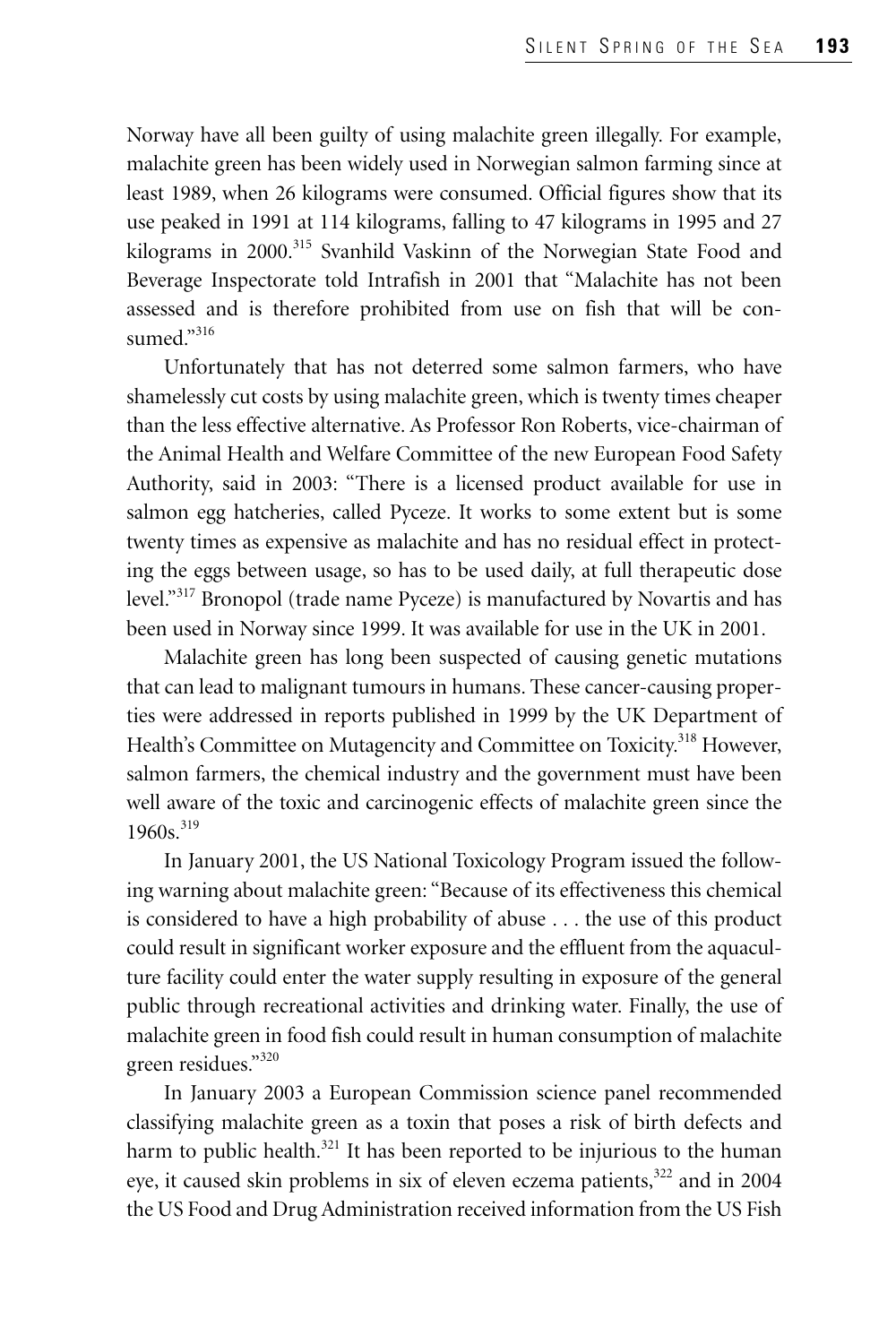Norway have all been guilty of using malachite green illegally. For example, malachite green has been widely used in Norwegian salmon farming since at least 1989, when 26 kilograms were consumed. Official figures show that its use peaked in 1991 at 114 kilograms, falling to 47 kilograms in 1995 and 27 kilograms in 2000.[315] Svanhild Vaskinn of the Norwegian State Food and Beverage Inspectorate told Intrafish in 2001 that "Malachite has not been assessed and is therefore prohibited from use on fish that will be consumed."[316]

Unfortunately that has not deterred some salmon farmers, who have shamelessly cut costs by using malachite green, which is twenty times cheaper than the less effective alternative. As Professor Ron Roberts, vice-chairman of the Animal Health and Welfare Committee of the new European Food Safety Authority, said in 2003: "There is a licensed product available for use in salmon egg hatcheries, called Pyceze. It works to some extent but is some twenty times as expensive as malachite and has no residual effect in protecting the eggs between usage, so has to be used daily, at full therapeutic dose level."[317] Bronopol (trade name Pyceze) is manufactured by Novartis and has been used in Norway since 1999. It was available for use in the UK in 2001.

Malachite green has long been suspected of causing genetic mutations that can lead to malignant tumours in humans. These cancer-causing properties were addressed in reports published in 1999 by the UK Department of Health's Committee on Mutagencity and Committee on Toxicity.[318] However, salmon farmers, the chemical industry and the government must have been well aware of the toxic and carcinogenic effects of malachite green since the 1960s.[319]

In January 2001, the US National Toxicology Program issued the following warning about malachite green: "Because of its effectiveness this chemical is considered to have a high probability of abuse . . . the use of this product could result in significant worker exposure and the effluent from the aquaculture facility could enter the water supply resulting in exposure of the general public through recreational activities and drinking water. Finally, the use of malachite green in food fish could result in human consumption of malachite green residues."[320]

In January 2003 a European Commission science panel recommended classifying malachite green as a toxin that poses a risk of birth defects and harm to public health.[321] It has been reported to be injurious to the human eye, it caused skin problems in six of eleven eczema patients,[322] and in 2004 the US Food and Drug Administration received information from the US Fish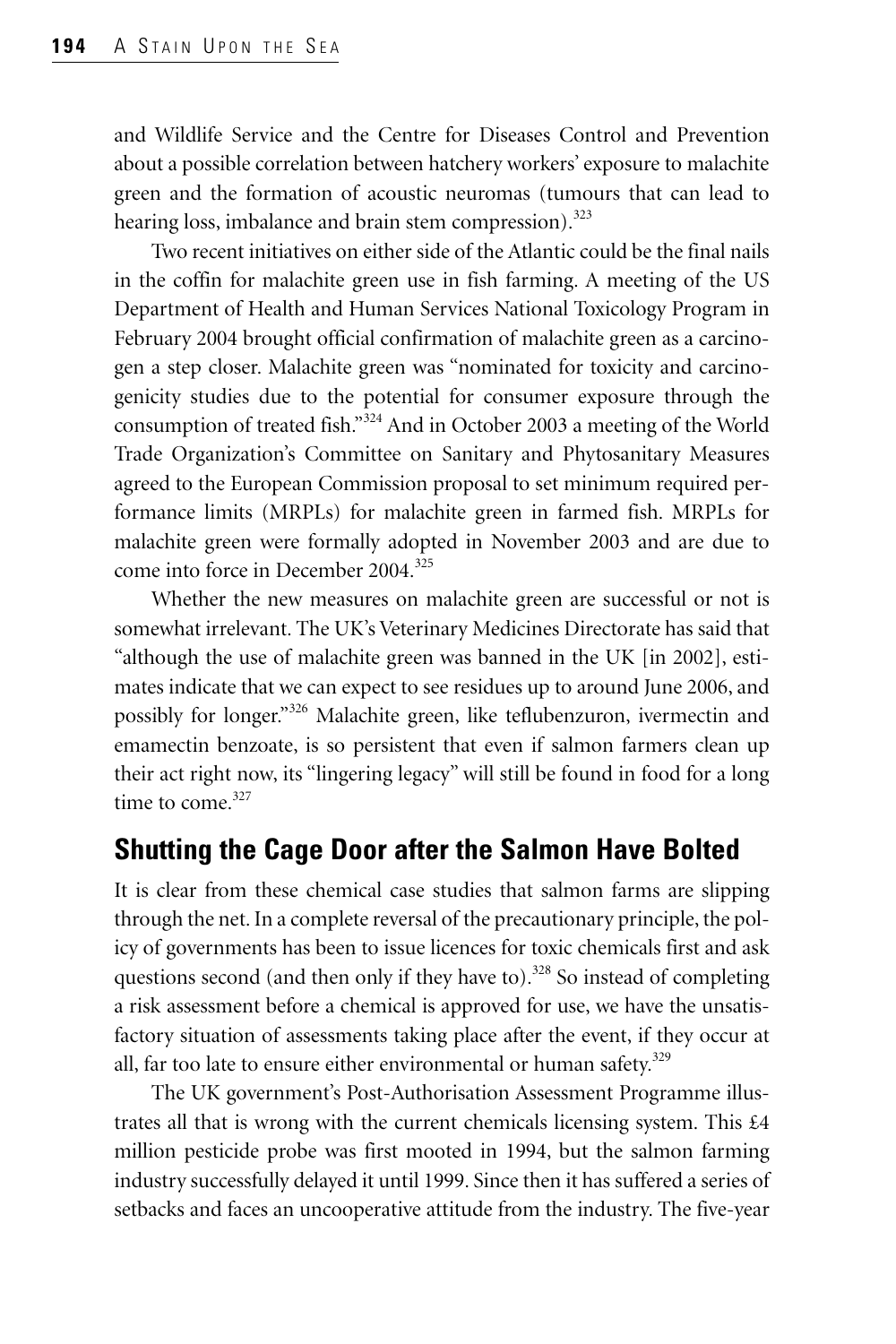and Wildlife Service and the Centre for Diseases Control and Prevention about a possible correlation between hatchery workers' exposure to malachite green and the formation of acoustic neuromas (tumours that can lead to hearing loss, imbalance and brain stem compression).[323]

Two recent initiatives on either side of the Atlantic could be the final nails in the coffin for malachite green use in fish farming. A meeting of the US Department of Health and Human Services National Toxicology Program in February 2004 brought official confirmation of malachite green as a carcinogen a step closer. Malachite green was "nominated for toxicity and carcinogenicity studies due to the potential for consumer exposure through the consumption of treated fish."[324] And in October 2003 a meeting of the World Trade Organization's Committee on Sanitary and Phytosanitary Measures agreed to the European Commission proposal to set minimum required performance limits (MRPLs) for malachite green in farmed fish. MRPLs for malachite green were formally adopted in November 2003 and are due to come into force in December 2004.[325]

Whether the new measures on malachite green are successful or not is somewhat irrelevant. The UK's Veterinary Medicines Directorate has said that "although the use of malachite green was banned in the UK [in 2002], estimates indicate that we can expect to see residues up to around June 2006, and possibly for longer."[326] Malachite green, like teflubenzuron, ivermectin and emamectin benzoate, is so persistent that even if salmon farmers clean up their act right now, its "lingering legacy" will still be found in food for a long time to come.[327]

## Shutting the Cage Door after the Salmon Have Bolted

It is clear from these chemical case studies that salmon farms are slipping through the net. In a complete reversal of the precautionary principle, the policy of governments has been to issue licences for toxic chemicals first and ask questions second (and then only if they have to).[328] So instead of completing a risk assessment before a chemical is approved for use, we have the unsatisfactory situation of assessments taking place after the event, if they occur at all, far too late to ensure either environmental or human safety.[329]

The UK government's Post-Authorisation Assessment Programme illustrates all that is wrong with the current chemicals licensing system. This £4 million pesticide probe was first mooted in 1994, but the salmon farming industry successfully delayed it until 1999. Since then it has suffered a series of setbacks and faces an uncooperative attitude from the industry. The five-year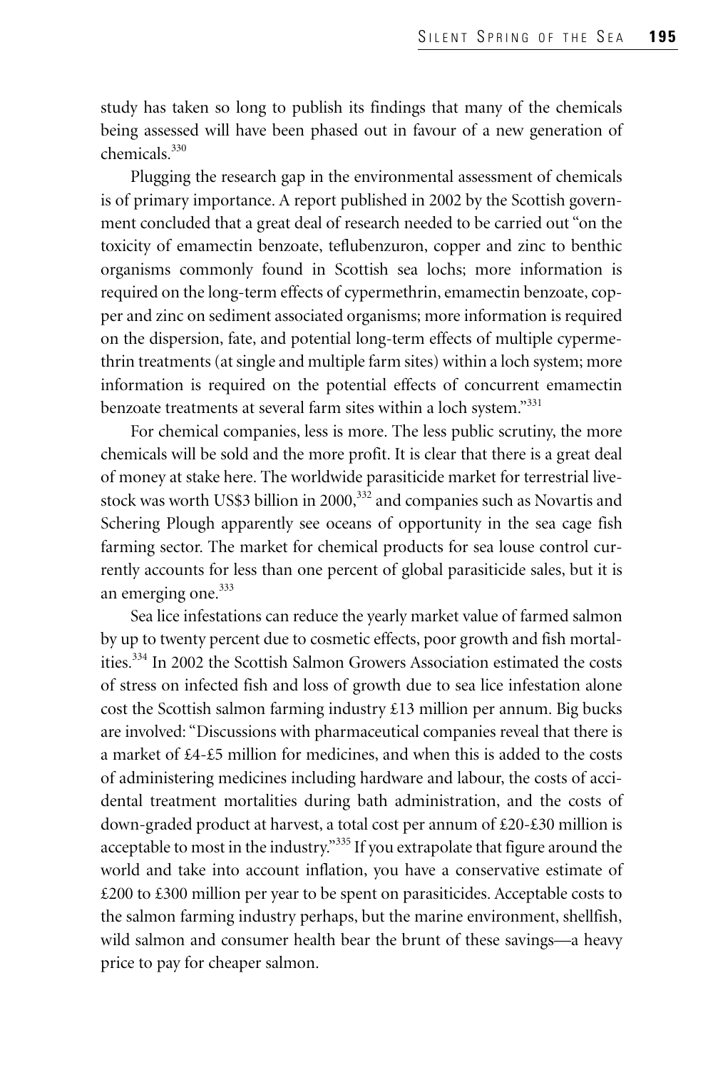study has taken so long to publish its findings that many of the chemicals being assessed will have been phased out in favour of a new generation of chemicals.[330]

Plugging the research gap in the environmental assessment of chemicals is of primary importance. A report published in 2002 by the Scottish government concluded that a great deal of research needed to be carried out "on the toxicity of emamectin benzoate, teflubenzuron, copper and zinc to benthic organisms commonly found in Scottish sea lochs; more information is required on the long-term effects of cypermethrin, emamectin benzoate, copper and zinc on sediment associated organisms; more information is required on the dispersion, fate, and potential long-term effects of multiple cypermethrin treatments (at single and multiple farm sites) within a loch system; more information is required on the potential effects of concurrent emamectin benzoate treatments at several farm sites within a loch system."[331]

For chemical companies, less is more. The less public scrutiny, the more chemicals will be sold and the more profit. It is clear that there is a great deal of money at stake here. The worldwide parasiticide market for terrestrial livestock was worth US$3 billion in 2000,[332] and companies such as Novartis and Schering Plough apparently see oceans of opportunity in the sea cage fish farming sector. The market for chemical products for sea louse control currently accounts for less than one percent of global parasiticide sales, but it is an emerging one.[333]

Sea lice infestations can reduce the yearly market value of farmed salmon by up to twenty percent due to cosmetic effects, poor growth and fish mortalities.[334] In 2002 the Scottish Salmon Growers Association estimated the costs of stress on infected fish and loss of growth due to sea lice infestation alone cost the Scottish salmon farming industry £13 million per annum. Big bucks are involved: "Discussions with pharmaceutical companies reveal that there is a market of £4-£5 million for medicines, and when this is added to the costs of administering medicines including hardware and labour, the costs of accidental treatment mortalities during bath administration, and the costs of down-graded product at harvest, a total cost per annum of £20-£30 million is acceptable to most in the industry."[335] If you extrapolate that figure around the world and take into account inflation, you have a conservative estimate of £200 to £300 million per year to be spent on parasiticides. Acceptable costs to the salmon farming industry perhaps, but the marine environment, shellfish, wild salmon and consumer health bear the brunt of these savings—a heavy price to pay for cheaper salmon.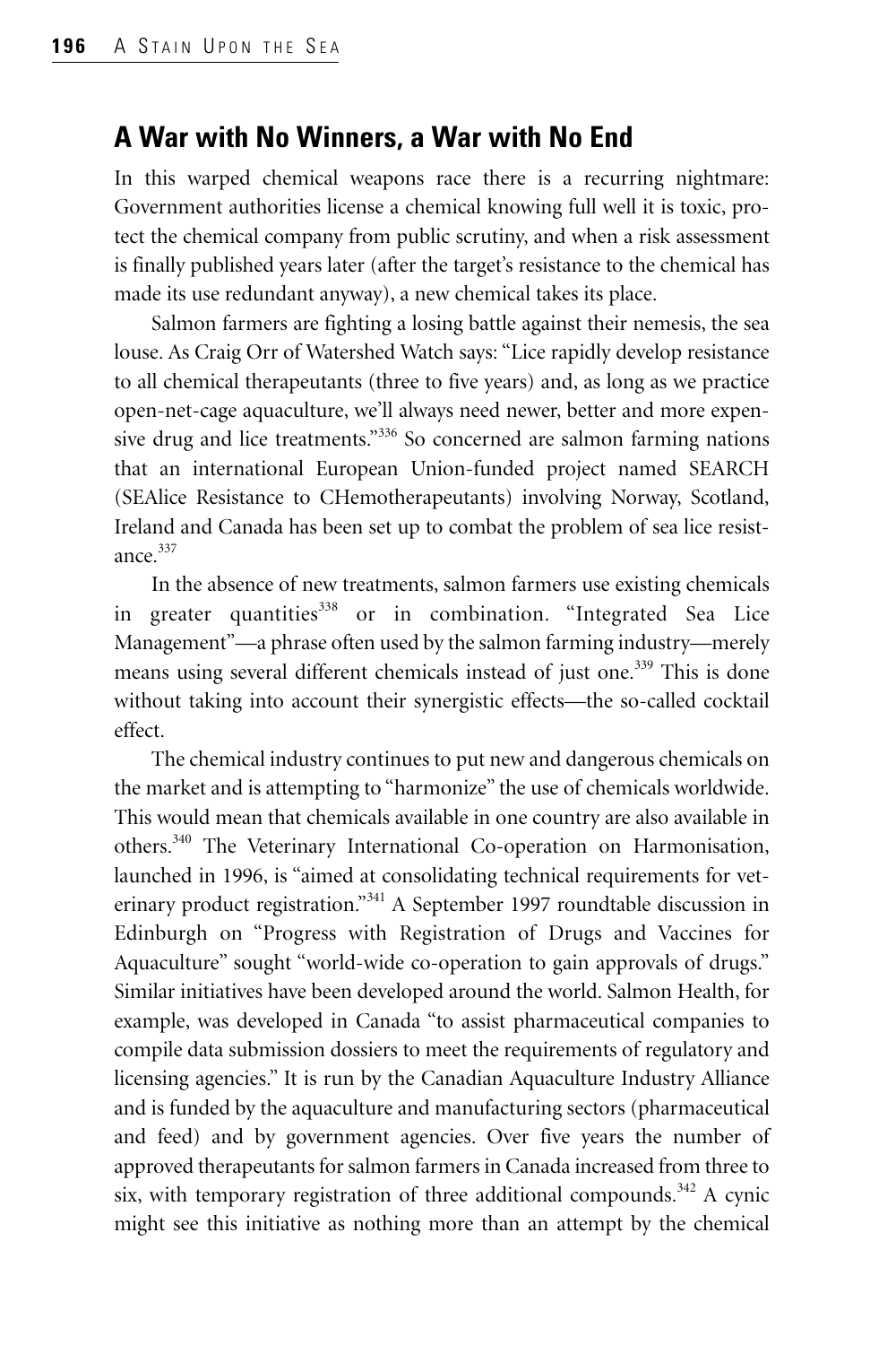## A War with No Winners, a War with No End

In this warped chemical weapons race there is a recurring nightmare: Government authorities license a chemical knowing full well it is toxic, protect the chemical company from public scrutiny, and when a risk assessment is finally published years later (after the target's resistance to the chemical has made its use redundant anyway), a new chemical takes its place.

Salmon farmers are fighting a losing battle against their nemesis, the sea louse. As Craig Orr of Watershed Watch says: "Lice rapidly develop resistance to all chemical therapeutants (three to five years) and, as long as we practice open-net-cage aquaculture, we'll always need newer, better and more expensive drug and lice treatments."[336] So concerned are salmon farming nations that an international European Union-funded project named SEARCH (SEAlice Resistance to CHemotherapeutants) involving Norway, Scotland, Ireland and Canada has been set up to combat the problem of sea lice resistance.[337]

In the absence of new treatments, salmon farmers use existing chemicals in greater quantities[338] or in combination. "Integrated Sea Lice Management"—a phrase often used by the salmon farming industry—merely means using several different chemicals instead of just one.[339] This is done without taking into account their synergistic effects—the so-called cocktail effect.

The chemical industry continues to put new and dangerous chemicals on the market and is attempting to "harmonize" the use of chemicals worldwide. This would mean that chemicals available in one country are also available in others.[340] The Veterinary International Co-operation on Harmonisation, launched in 1996, is "aimed at consolidating technical requirements for veterinary product registration."[341] A September 1997 roundtable discussion in Edinburgh on "Progress with Registration of Drugs and Vaccines for Aquaculture" sought "world-wide co-operation to gain approvals of drugs." Similar initiatives have been developed around the world. Salmon Health, for example, was developed in Canada "to assist pharmaceutical companies to compile data submission dossiers to meet the requirements of regulatory and licensing agencies." It is run by the Canadian Aquaculture Industry Alliance and is funded by the aquaculture and manufacturing sectors (pharmaceutical and feed) and by government agencies. Over five years the number of approved therapeutants for salmon farmers in Canada increased from three to six, with temporary registration of three additional compounds.[342] A cynic might see this initiative as nothing more than an attempt by the chemical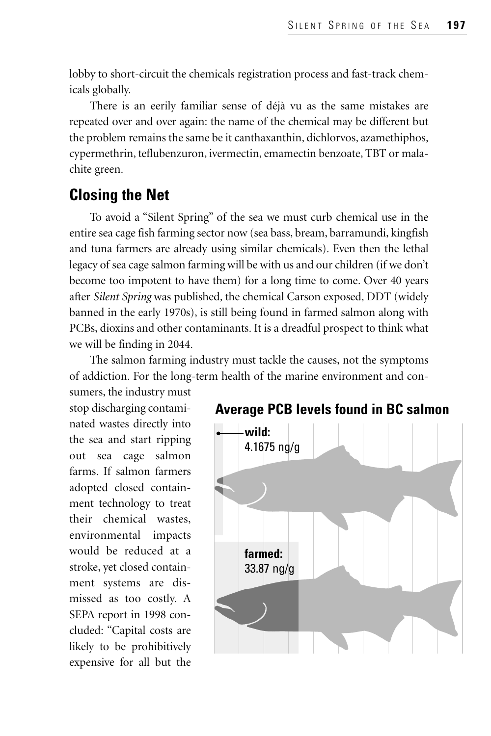lobby to short-circuit the chemicals registration process and fast-track chemicals globally.

There is an eerily familiar sense of déjà vu as the same mistakes are repeated over and over again: the name of the chemical may be different but the problem remains the same be it canthaxanthin, dichlorvos, azamethiphos, cypermethrin, teflubenzuron, ivermectin, emamectin benzoate, TBT or malachite green.

## Closing the Net

To avoid a "Silent Spring" of the sea we must curb chemical use in the entire sea cage fish farming sector now (sea bass, bream, barramundi, kingfish and tuna farmers are already using similar chemicals). Even then the lethal legacy of sea cage salmon farming will be with us and our children (if we don't become too impotent to have them) for a long time to come. Over 40 years after *Silent Spring* was published, the chemical Carson exposed, DDT (widely banned in the early 1970s), is still being found in farmed salmon along with PCBs, dioxins and other contaminants. It is a dreadful prospect to think what we will be finding in 2044.

The salmon farming industry must tackle the causes, not the symptoms of addiction. For the long-term health of the marine environment and consumers, the industry must stop discharging contaminated wastes directly into the sea and start ripping out sea cage salmon farms. If salmon farmers adopted closed containment technology to treat their chemical wastes, environmental impacts would be reduced at a stroke, yet closed containment systems are dismissed as too costly. A SEPA report in 1998 concluded: "Capital costs are likely to be prohibitively expensive for all but the

**Average PCB levels found in BC salmon**

**wild:** 4.1675 ng/g

**farmed:** 33.87 ng/g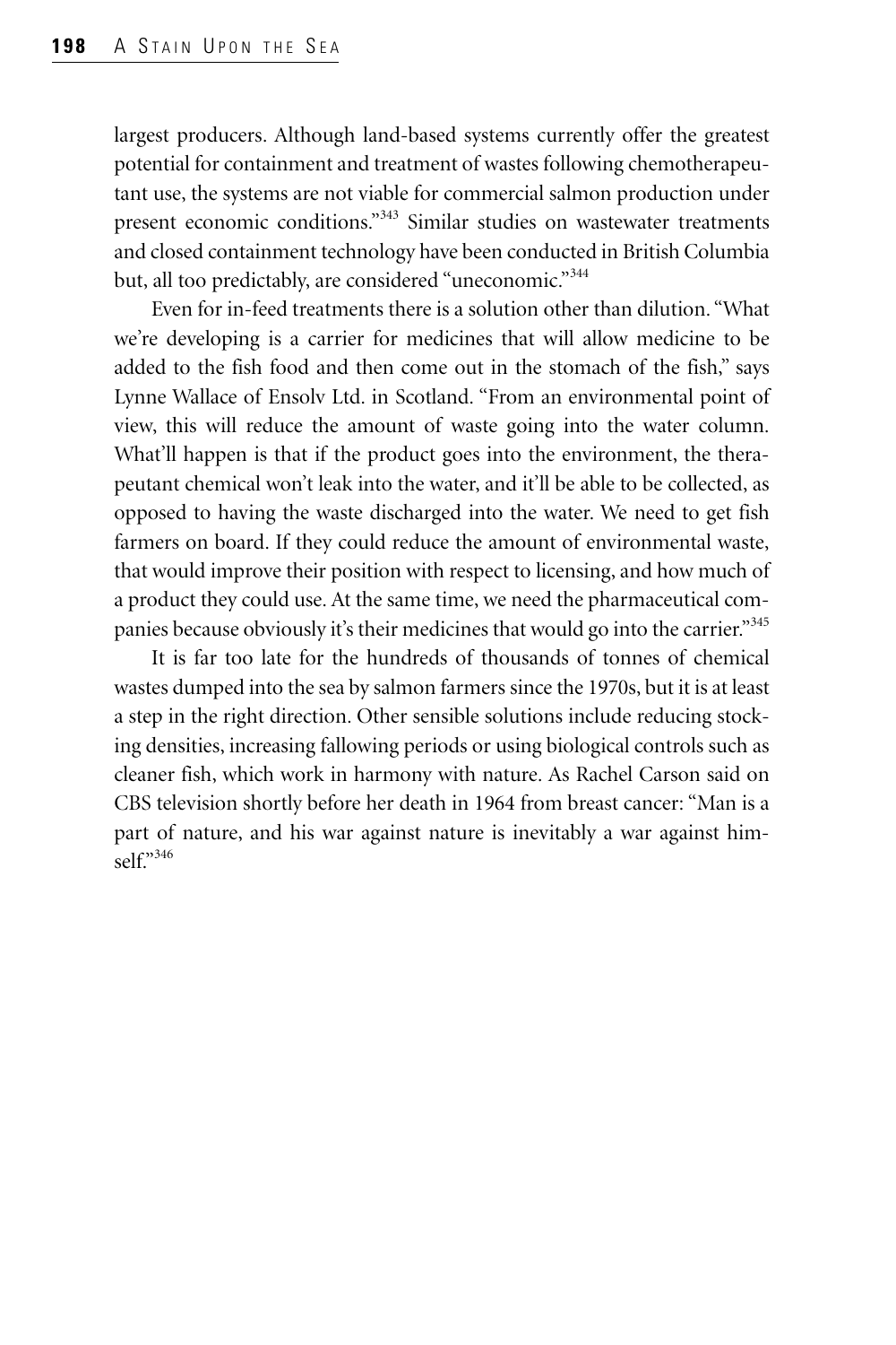largest producers. Although land-based systems currently offer the greatest potential for containment and treatment of wastes following chemotherapeutant use, the systems are not viable for commercial salmon production under present economic conditions."[343] Similar studies on wastewater treatments and closed containment technology have been conducted in British Columbia but, all too predictably, are considered "uneconomic."[344]

Even for in-feed treatments there is a solution other than dilution. "What we're developing is a carrier for medicines that will allow medicine to be added to the fish food and then come out in the stomach of the fish," says Lynne Wallace of Ensolv Ltd. in Scotland. "From an environmental point of view, this will reduce the amount of waste going into the water column. What'll happen is that if the product goes into the environment, the therapeutant chemical won't leak into the water, and it'll be able to be collected, as opposed to having the waste discharged into the water. We need to get fish farmers on board. If they could reduce the amount of environmental waste, that would improve their position with respect to licensing, and how much of a product they could use. At the same time, we need the pharmaceutical companies because obviously it's their medicines that would go into the carrier."[345]

It is far too late for the hundreds of thousands of tonnes of chemical wastes dumped into the sea by salmon farmers since the 1970s, but it is at least a step in the right direction. Other sensible solutions include reducing stocking densities, increasing fallowing periods or using biological controls such as cleaner fish, which work in harmony with nature. As Rachel Carson said on CBS television shortly before her death in 1964 from breast cancer: "Man is a part of nature, and his war against nature is inevitably a war against himself."[346]